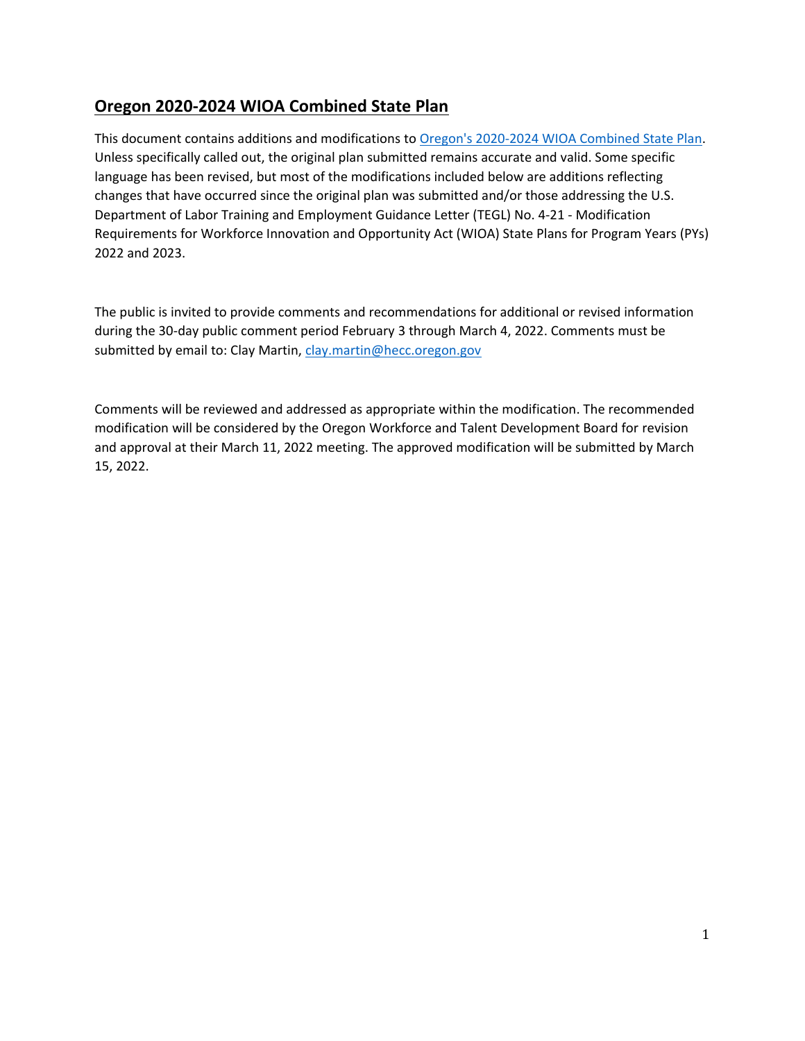# Oregon 2020-2024 WIOA Combined State Plan

This document contains additions and modifications to [Oregon's 2020-2024 WIOA Combined State Plan](). Unless specifically called out, the original plan submitted remains accurate and valid. Some specific language has been revised, but most of the modifications included below are additions reflecting changes that have occurred since the original plan was submitted and/or those addressing the U.S. Department of Labor Training and Employment Guidance Letter (TEGL) No. 4-21 - Modification Requirements for Workforce Innovation and Opportunity Act (WIOA) State Plans for Program Years (PYs) 2022 and 2023.

The public is invited to provide comments and recommendations for additional or revised information during the 30-day public comment period February 3 through March 4, 2022. Comments must be submitted by email to: Clay Martin, clay.martin@hecc.oregon.gov

Comments will be reviewed and addressed as appropriate within the modification. The recommended modification will be considered by the Oregon Workforce and Talent Development Board for revision and approval at their March 11, 2022 meeting. The approved modification will be submitted by March 15, 2022.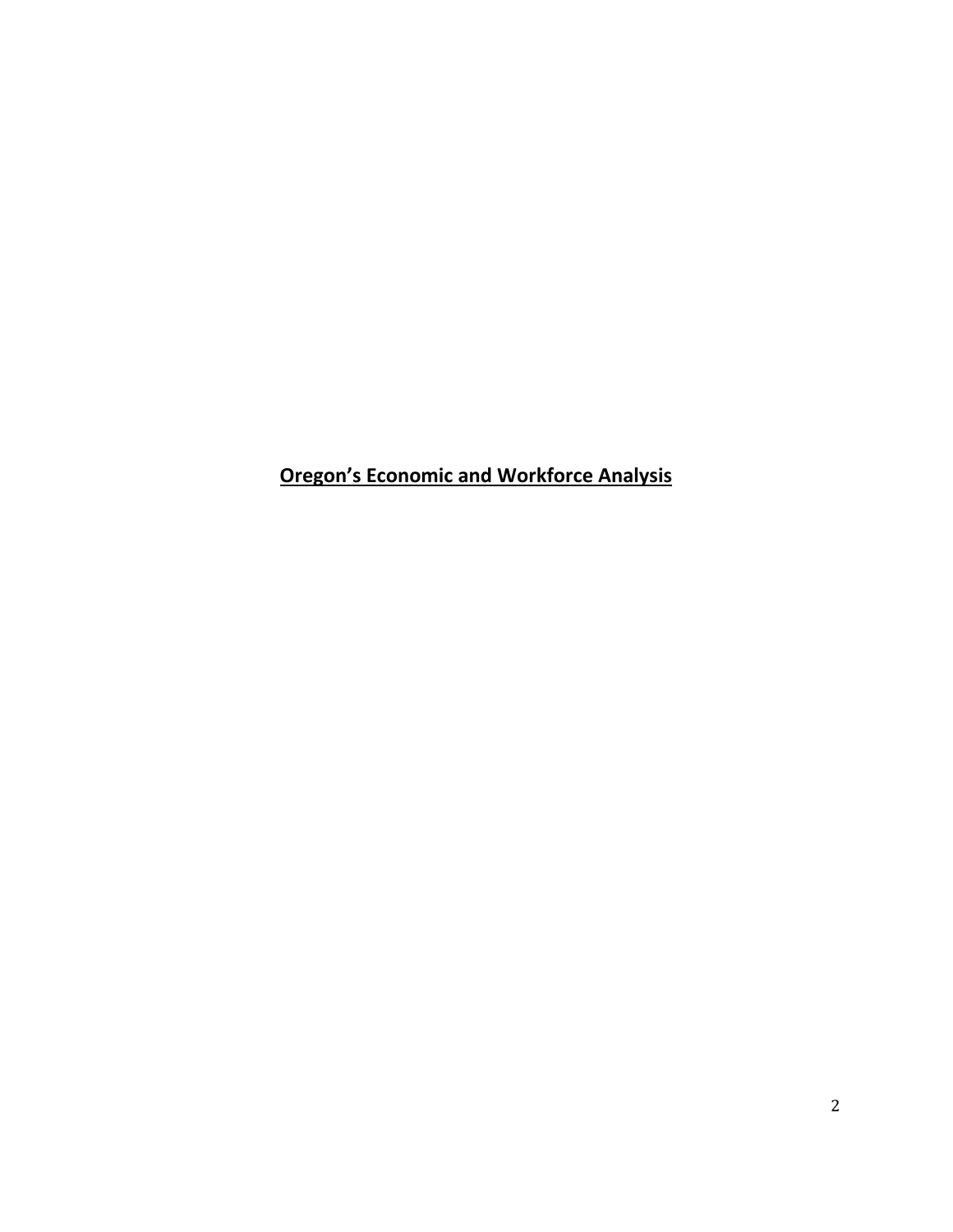# **Oregon's Economic and Workforce Analysis**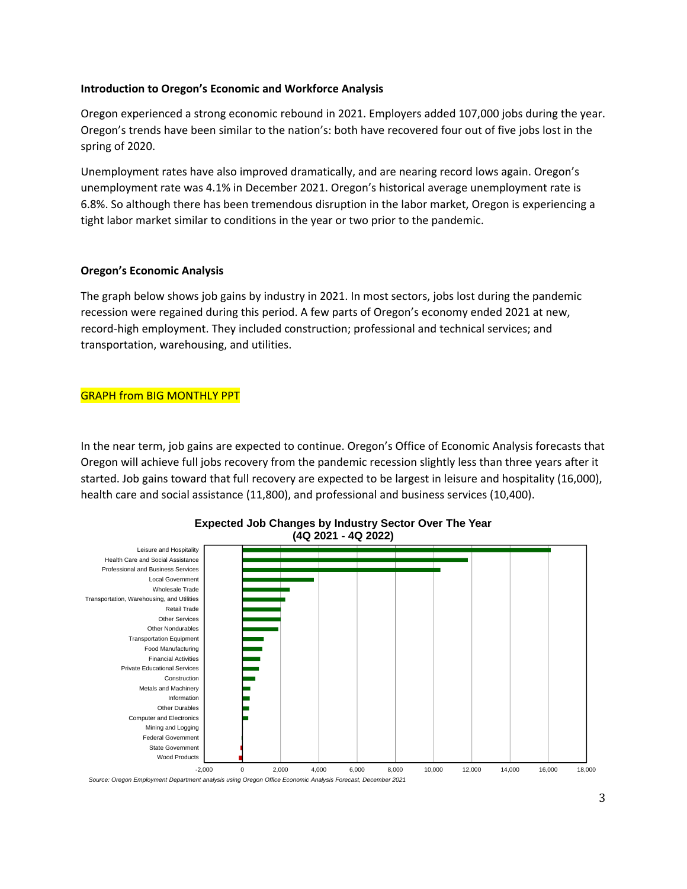**Introduction to Oregon's Economic and Workforce Analysis**

Oregon experienced a strong economic rebound in 2021. Employers added 107,000 jobs during the year. Oregon's trends have been similar to the nation's: both have recovered four out of five jobs lost in the spring of 2020.

Unemployment rates have also improved dramatically, and are nearing record lows again. Oregon's unemployment rate was 4.1% in December 2021. Oregon's historical average unemployment rate is 6.8%. So although there has been tremendous disruption in the labor market, Oregon is experiencing a tight labor market similar to conditions in the year or two prior to the pandemic.

**Oregon's Economic Analysis**

The graph below shows job gains by industry in 2021. In most sectors, jobs lost during the pandemic recession were regained during this period. A few parts of Oregon's economy ended 2021 at new, record-high employment. They included construction; professional and technical services; and transportation, warehousing, and utilities.

GRAPH from BIG MONTHLY PPT

In the near term, job gains are expected to continue. Oregon's Office of Economic Analysis forecasts that Oregon will achieve full jobs recovery from the pandemic recession slightly less than three years after it started. Job gains toward that full recovery are expected to be largest in leisure and hospitality (16,000), health care and social assistance (11,800), and professional and business services (10,400).

**Expected Job Changes by Industry Sector Over The Year (4Q 2021 - 4Q 2022)**

Leisure and Hospitality
Health Care and Social Assistance
Professional and Business Services
Local Government
Wholesale Trade
Transportation, Warehousing, and Utilities
Retail Trade
Other Services
Other Nondurables
Transportation Equipment
Food Manufacturing
Financial Activities
Private Educational Services
Construction
Metals and Machinery
Information
Other Durables
Computer and Electronics
Mining and Logging
Federal Government
State Government
Wood Products

-2,000 0 2,000 4,000 6,000 8,000 10,000 12,000 14,000 16,000 18,000

*Source: Oregon Employment Department analysis using Oregon Office Economic Analysis Forecast, December 2021*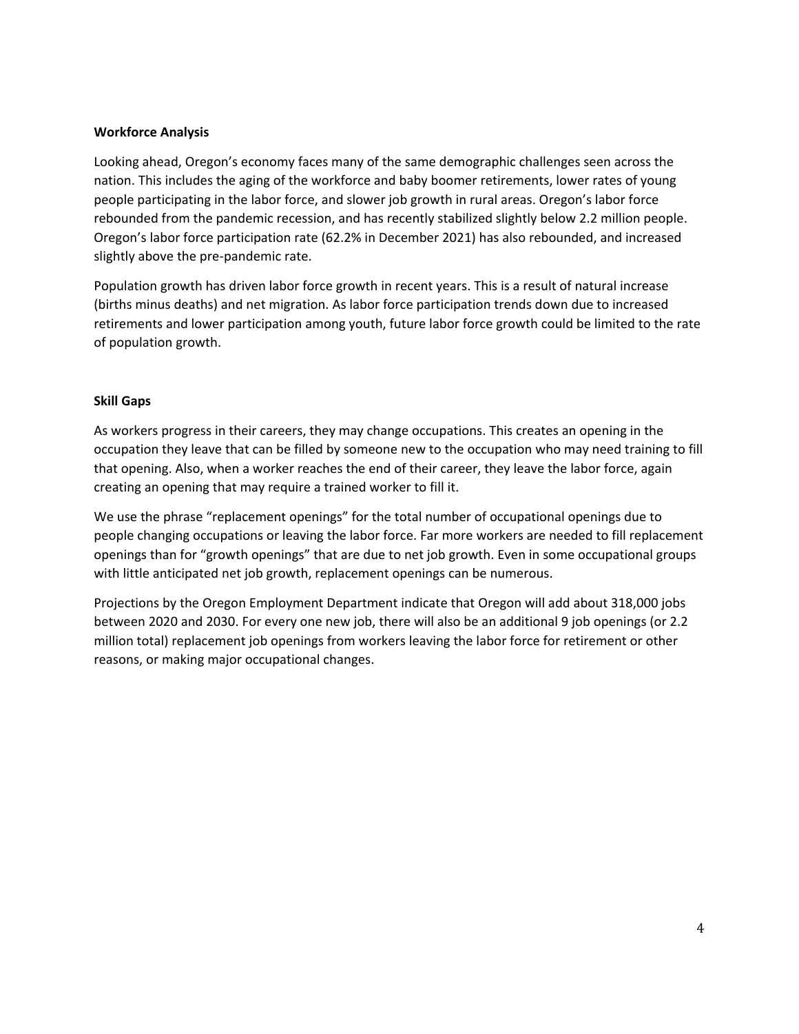**Workforce Analysis**

Looking ahead, Oregon's economy faces many of the same demographic challenges seen across the nation. This includes the aging of the workforce and baby boomer retirements, lower rates of young people participating in the labor force, and slower job growth in rural areas. Oregon's labor force rebounded from the pandemic recession, and has recently stabilized slightly below 2.2 million people. Oregon's labor force participation rate (62.2% in December 2021) has also rebounded, and increased slightly above the pre-pandemic rate.

Population growth has driven labor force growth in recent years. This is a result of natural increase (births minus deaths) and net migration. As labor force participation trends down due to increased retirements and lower participation among youth, future labor force growth could be limited to the rate of population growth.

**Skill Gaps**

As workers progress in their careers, they may change occupations. This creates an opening in the occupation they leave that can be filled by someone new to the occupation who may need training to fill that opening. Also, when a worker reaches the end of their career, they leave the labor force, again creating an opening that may require a trained worker to fill it.

We use the phrase "replacement openings" for the total number of occupational openings due to people changing occupations or leaving the labor force. Far more workers are needed to fill replacement openings than for "growth openings" that are due to net job growth. Even in some occupational groups with little anticipated net job growth, replacement openings can be numerous.

Projections by the Oregon Employment Department indicate that Oregon will add about 318,000 jobs between 2020 and 2030. For every one new job, there will also be an additional 9 job openings (or 2.2 million total) replacement job openings from workers leaving the labor force for retirement or other reasons, or making major occupational changes.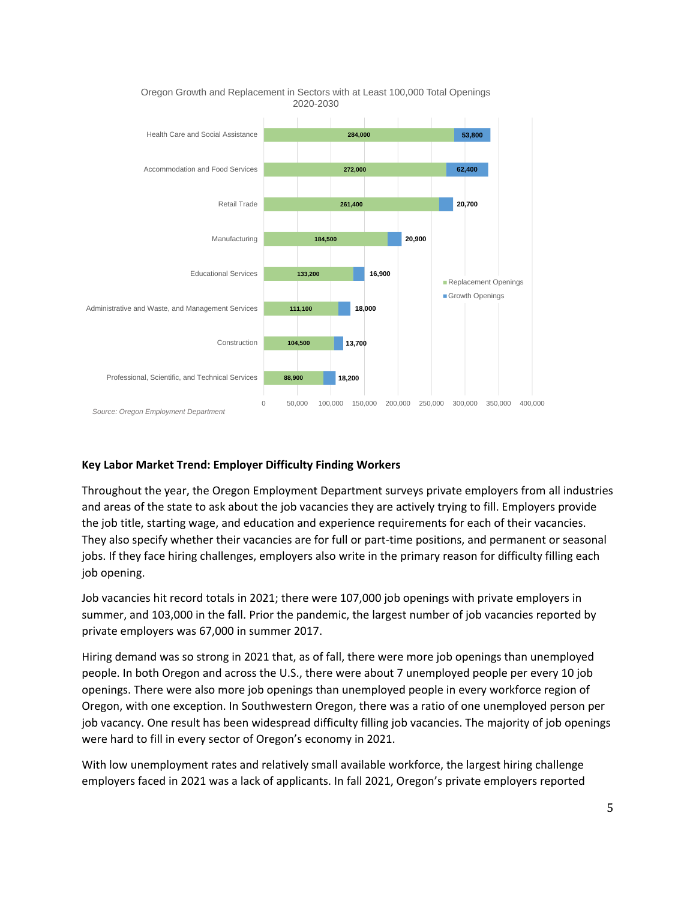Oregon Growth and Replacement in Sectors with at Least 100,000 Total Openings
2020-2030

Health Care and Social Assistance
284,000
53,800

Accommodation and Food Services
272,000
62,400

Retail Trade
261,400
20,700

Manufacturing
184,500
20,900

Educational Services
133,200
16,900

Administrative and Waste, and Management Services
111,100
18,000

Construction
104,500
13,700

Professional, Scientific, and Technical Services
88,900
18,200

Replacement Openings
Growth Openings

0
50,000
100,000
150,000
200,000
250,000
300,000
350,000
400,000

*Source: Oregon Employment Department*

**Key Labor Market Trend: Employer Difficulty Finding Workers**

Throughout the year, the Oregon Employment Department surveys private employers from all industries and areas of the state to ask about the job vacancies they are actively trying to fill. Employers provide the job title, starting wage, and education and experience requirements for each of their vacancies. They also specify whether their vacancies are for full or part-time positions, and permanent or seasonal jobs. If they face hiring challenges, employers also write in the primary reason for difficulty filling each job opening.

Job vacancies hit record totals in 2021; there were 107,000 job openings with private employers in summer, and 103,000 in the fall. Prior the pandemic, the largest number of job vacancies reported by private employers was 67,000 in summer 2017.

Hiring demand was so strong in 2021 that, as of fall, there were more job openings than unemployed people. In both Oregon and across the U.S., there were about 7 unemployed people per every 10 job openings. There were also more job openings than unemployed people in every workforce region of Oregon, with one exception. In Southwestern Oregon, there was a ratio of one unemployed person per job vacancy. One result has been widespread difficulty filling job vacancies. The majority of job openings were hard to fill in every sector of Oregon's economy in 2021.

With low unemployment rates and relatively small available workforce, the largest hiring challenge employers faced in 2021 was a lack of applicants. In fall 2021, Oregon's private employers reported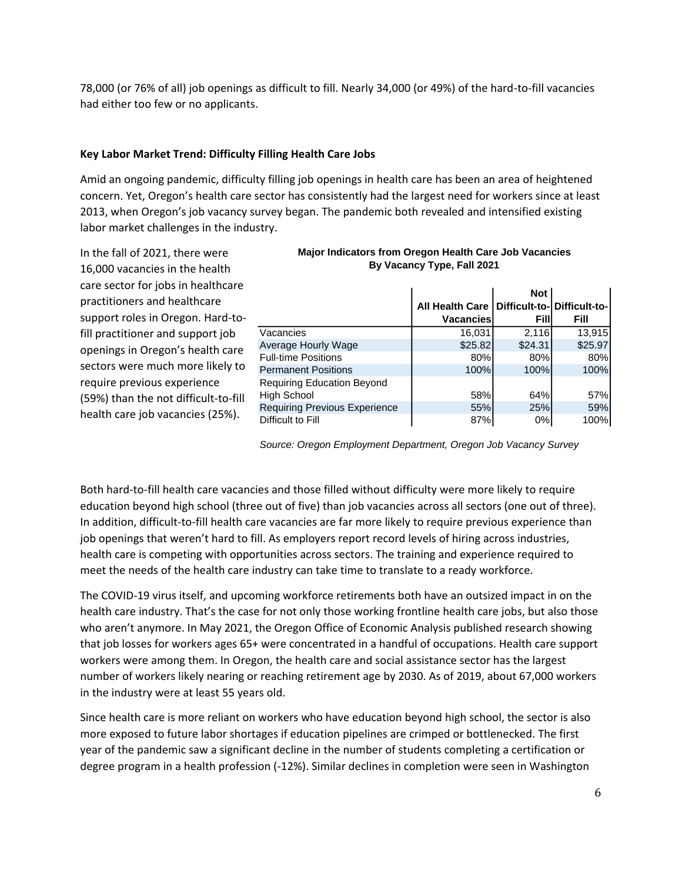78,000 (or 76% of all) job openings as difficult to fill. Nearly 34,000 (or 49%) of the hard-to-fill vacancies had either too few or no applicants.

**Key Labor Market Trend: Difficulty Filling Health Care Jobs**

Amid an ongoing pandemic, difficulty filling job openings in health care has been an area of heightened concern. Yet, Oregon's health care sector has consistently had the largest need for workers since at least 2013, when Oregon's job vacancy survey began. The pandemic both revealed and intensified existing labor market challenges in the industry.

In the fall of 2021, there were 16,000 vacancies in the health care sector for jobs in healthcare practitioners and healthcare support roles in Oregon. Hard-to-fill practitioner and support job openings in Oregon's health care sectors were much more likely to require previous experience (59%) than the not difficult-to-fill health care job vacancies (25%).

**Major Indicators from Oregon Health Care Job Vacancies By Vacancy Type, Fall 2021**

| | All Health Care Vacancies | Not Difficult-to-Fill | Difficult-to-Fill |
|---|---|---|---|
| Vacancies | 16,031 | 2,116 | 13,915 |
| Average Hourly Wage | $25.82 | $24.31 | $25.97 |
| Full-time Positions | 80% | 80% | 80% |
| Permanent Positions | 100% | 100% | 100% |
| Requiring Education Beyond High School | 58% | 64% | 57% |
| Requiring Previous Experience | 55% | 25% | 59% |
| Difficult to Fill | 87% | 0% | 100% |

*Source: Oregon Employment Department, Oregon Job Vacancy Survey*

Both hard-to-fill health care vacancies and those filled without difficulty were more likely to require education beyond high school (three out of five) than job vacancies across all sectors (one out of three). In addition, difficult-to-fill health care vacancies are far more likely to require previous experience than job openings that weren't hard to fill. As employers report record levels of hiring across industries, health care is competing with opportunities across sectors. The training and experience required to meet the needs of the health care industry can take time to translate to a ready workforce.

The COVID-19 virus itself, and upcoming workforce retirements both have an outsized impact in on the health care industry. That's the case for not only those working frontline health care jobs, but also those who aren't anymore. In May 2021, the Oregon Office of Economic Analysis published research showing that job losses for workers ages 65+ were concentrated in a handful of occupations. Health care support workers were among them. In Oregon, the health care and social assistance sector has the largest number of workers likely nearing or reaching retirement age by 2030. As of 2019, about 67,000 workers in the industry were at least 55 years old.

Since health care is more reliant on workers who have education beyond high school, the sector is also more exposed to future labor shortages if education pipelines are crimped or bottlenecked. The first year of the pandemic saw a significant decline in the number of students completing a certification or degree program in a health profession (-12%). Similar declines in completion were seen in Washington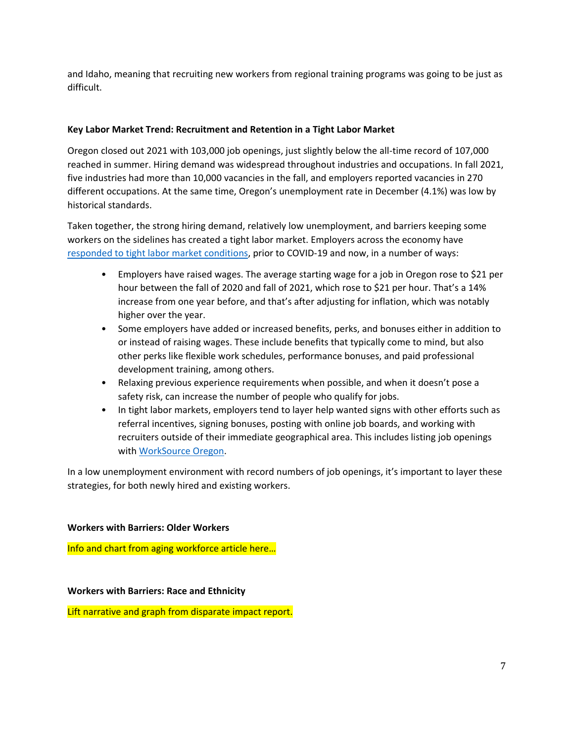and Idaho, meaning that recruiting new workers from regional training programs was going to be just as difficult.

**Key Labor Market Trend: Recruitment and Retention in a Tight Labor Market**

Oregon closed out 2021 with 103,000 job openings, just slightly below the all-time record of 107,000 reached in summer. Hiring demand was widespread throughout industries and occupations. In fall 2021, five industries had more than 10,000 vacancies in the fall, and employers reported vacancies in 270 different occupations. At the same time, Oregon's unemployment rate in December (4.1%) was low by historical standards.

Taken together, the strong hiring demand, relatively low unemployment, and barriers keeping some workers on the sidelines has created a tight labor market. Employers across the economy have responded to tight labor market conditions, prior to COVID-19 and now, in a number of ways:

- Employers have raised wages. The average starting wage for a job in Oregon rose to $21 per hour between the fall of 2020 and fall of 2021, which rose to $21 per hour. That's a 14% increase from one year before, and that's after adjusting for inflation, which was notably higher over the year.
- Some employers have added or increased benefits, perks, and bonuses either in addition to or instead of raising wages. These include benefits that typically come to mind, but also other perks like flexible work schedules, performance bonuses, and paid professional development training, among others.
- Relaxing previous experience requirements when possible, and when it doesn't pose a safety risk, can increase the number of people who qualify for jobs.
- In tight labor markets, employers tend to layer help wanted signs with other efforts such as referral incentives, signing bonuses, posting with online job boards, and working with recruiters outside of their immediate geographical area. This includes listing job openings with WorkSource Oregon.

In a low unemployment environment with record numbers of job openings, it's important to layer these strategies, for both newly hired and existing workers.

**Workers with Barriers: Older Workers**

Info and chart from aging workforce article here…

**Workers with Barriers: Race and Ethnicity**

Lift narrative and graph from disparate impact report.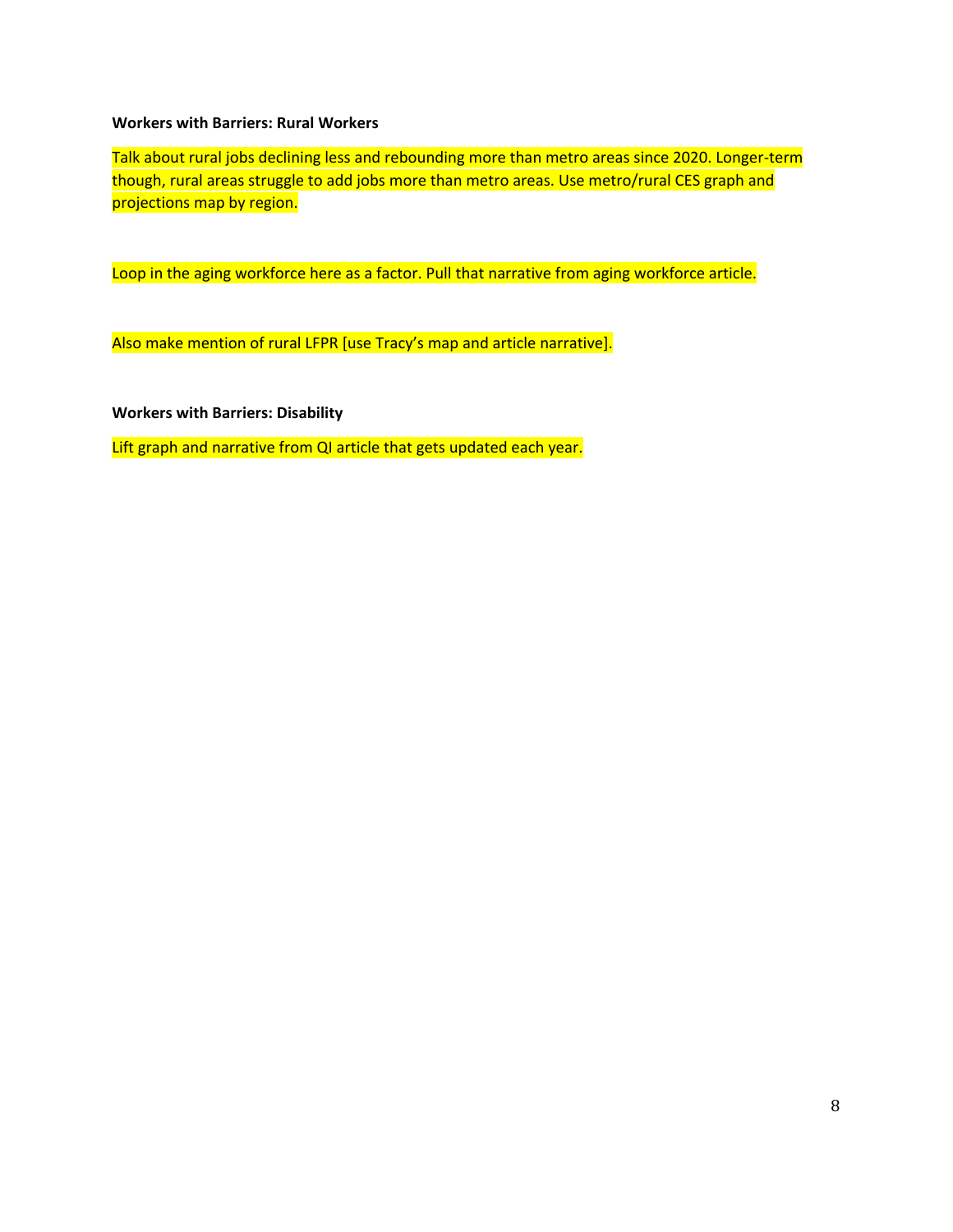**Workers with Barriers: Rural Workers**

Talk about rural jobs declining less and rebounding more than metro areas since 2020. Longer-term though, rural areas struggle to add jobs more than metro areas. Use metro/rural CES graph and projections map by region.

Loop in the aging workforce here as a factor. Pull that narrative from aging workforce article.

Also make mention of rural LFPR [use Tracy's map and article narrative].

**Workers with Barriers: Disability**

Lift graph and narrative from QI article that gets updated each year.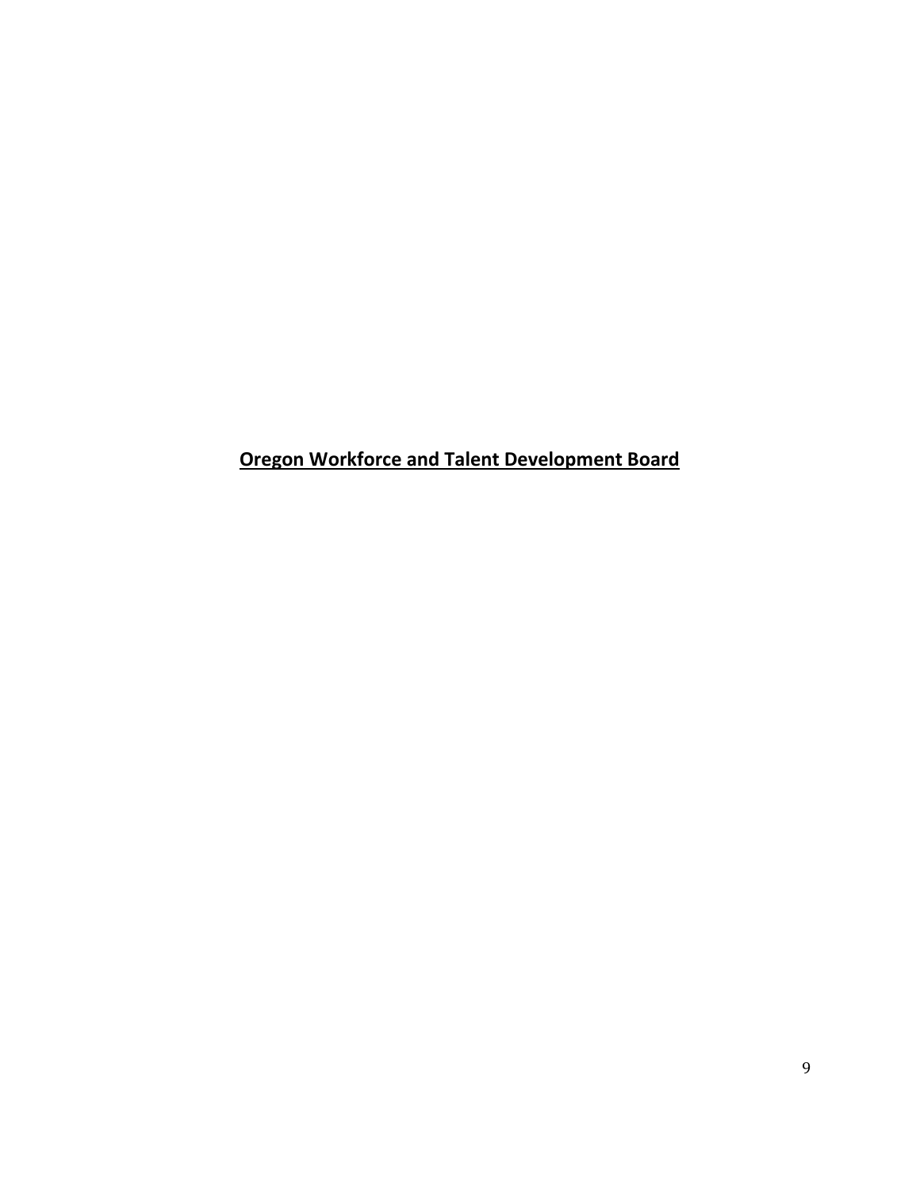# Oregon Workforce and Talent Development Board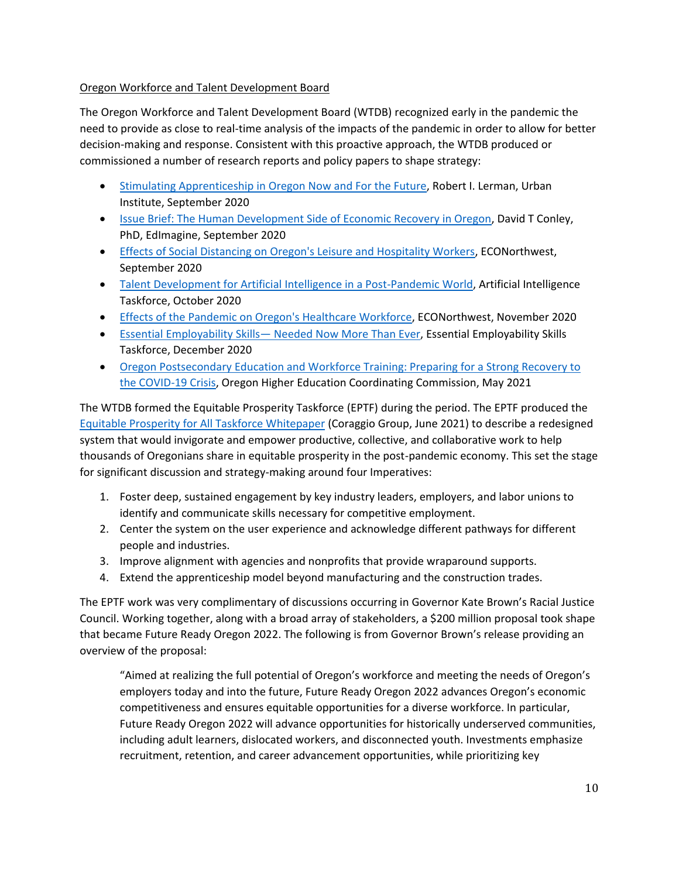Oregon Workforce and Talent Development Board

The Oregon Workforce and Talent Development Board (WTDB) recognized early in the pandemic the need to provide as close to real-time analysis of the impacts of the pandemic in order to allow for better decision-making and response. Consistent with this proactive approach, the WTDB produced or commissioned a number of research reports and policy papers to shape strategy:

- Stimulating Apprenticeship in Oregon Now and For the Future, Robert I. Lerman, Urban Institute, September 2020
- Issue Brief: The Human Development Side of Economic Recovery in Oregon, David T Conley, PhD, EdImagine, September 2020
- Effects of Social Distancing on Oregon's Leisure and Hospitality Workers, ECONorthwest, September 2020
- Talent Development for Artificial Intelligence in a Post-Pandemic World, Artificial Intelligence Taskforce, October 2020
- Effects of the Pandemic on Oregon's Healthcare Workforce, ECONorthwest, November 2020
- Essential Employability Skills— Needed Now More Than Ever, Essential Employability Skills Taskforce, December 2020
- Oregon Postsecondary Education and Workforce Training: Preparing for a Strong Recovery to the COVID-19 Crisis, Oregon Higher Education Coordinating Commission, May 2021

The WTDB formed the Equitable Prosperity Taskforce (EPTF) during the period. The EPTF produced the Equitable Prosperity for All Taskforce Whitepaper (Coraggio Group, June 2021) to describe a redesigned system that would invigorate and empower productive, collective, and collaborative work to help thousands of Oregonians share in equitable prosperity in the post-pandemic economy. This set the stage for significant discussion and strategy-making around four Imperatives:

1. Foster deep, sustained engagement by key industry leaders, employers, and labor unions to identify and communicate skills necessary for competitive employment.
2. Center the system on the user experience and acknowledge different pathways for different people and industries.
3. Improve alignment with agencies and nonprofits that provide wraparound supports.
4. Extend the apprenticeship model beyond manufacturing and the construction trades.

The EPTF work was very complimentary of discussions occurring in Governor Kate Brown's Racial Justice Council. Working together, along with a broad array of stakeholders, a $200 million proposal took shape that became Future Ready Oregon 2022. The following is from Governor Brown's release providing an overview of the proposal:

> "Aimed at realizing the full potential of Oregon's workforce and meeting the needs of Oregon's employers today and into the future, Future Ready Oregon 2022 advances Oregon's economic competitiveness and ensures equitable opportunities for a diverse workforce. In particular, Future Ready Oregon 2022 will advance opportunities for historically underserved communities, including adult learners, dislocated workers, and disconnected youth. Investments emphasize recruitment, retention, and career advancement opportunities, while prioritizing key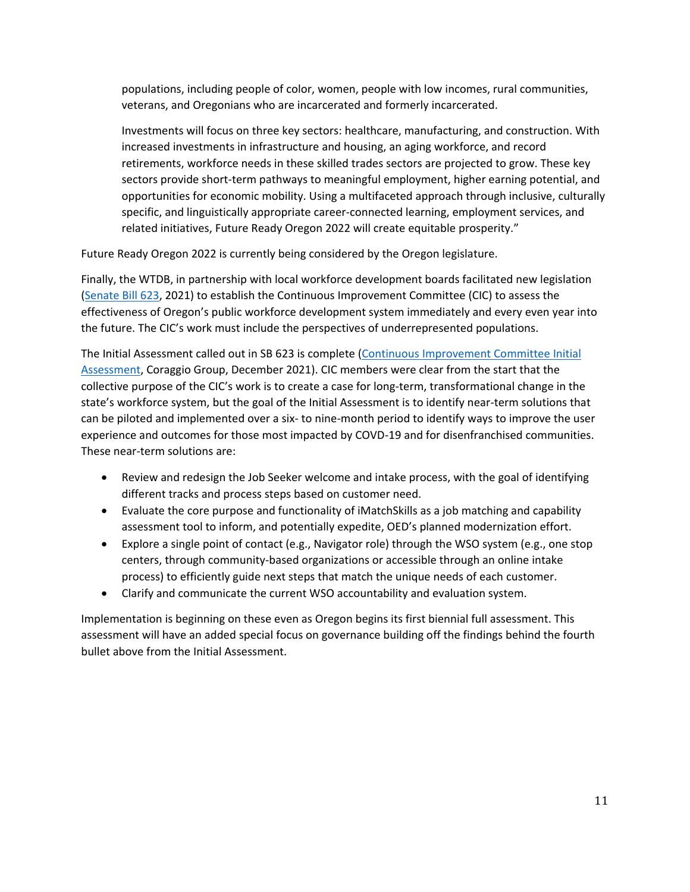populations, including people of color, women, people with low incomes, rural communities, veterans, and Oregonians who are incarcerated and formerly incarcerated.

Investments will focus on three key sectors: healthcare, manufacturing, and construction. With increased investments in infrastructure and housing, an aging workforce, and record retirements, workforce needs in these skilled trades sectors are projected to grow. These key sectors provide short-term pathways to meaningful employment, higher earning potential, and opportunities for economic mobility. Using a multifaceted approach through inclusive, culturally specific, and linguistically appropriate career-connected learning, employment services, and related initiatives, Future Ready Oregon 2022 will create equitable prosperity."

Future Ready Oregon 2022 is currently being considered by the Oregon legislature.

Finally, the WTDB, in partnership with local workforce development boards facilitated new legislation (Senate Bill 623, 2021) to establish the Continuous Improvement Committee (CIC) to assess the effectiveness of Oregon's public workforce development system immediately and every even year into the future. The CIC's work must include the perspectives of underrepresented populations.

The Initial Assessment called out in SB 623 is complete (Continuous Improvement Committee Initial Assessment, Coraggio Group, December 2021). CIC members were clear from the start that the collective purpose of the CIC's work is to create a case for long-term, transformational change in the state's workforce system, but the goal of the Initial Assessment is to identify near-term solutions that can be piloted and implemented over a six- to nine-month period to identify ways to improve the user experience and outcomes for those most impacted by COVID-19 and for disenfranchised communities. These near-term solutions are:

- Review and redesign the Job Seeker welcome and intake process, with the goal of identifying different tracks and process steps based on customer need.
- Evaluate the core purpose and functionality of iMatchSkills as a job matching and capability assessment tool to inform, and potentially expedite, OED's planned modernization effort.
- Explore a single point of contact (e.g., Navigator role) through the WSO system (e.g., one stop centers, through community-based organizations or accessible through an online intake process) to efficiently guide next steps that match the unique needs of each customer.
- Clarify and communicate the current WSO accountability and evaluation system.

Implementation is beginning on these even as Oregon begins its first biennial full assessment. This assessment will have an added special focus on governance building off the findings behind the fourth bullet above from the Initial Assessment.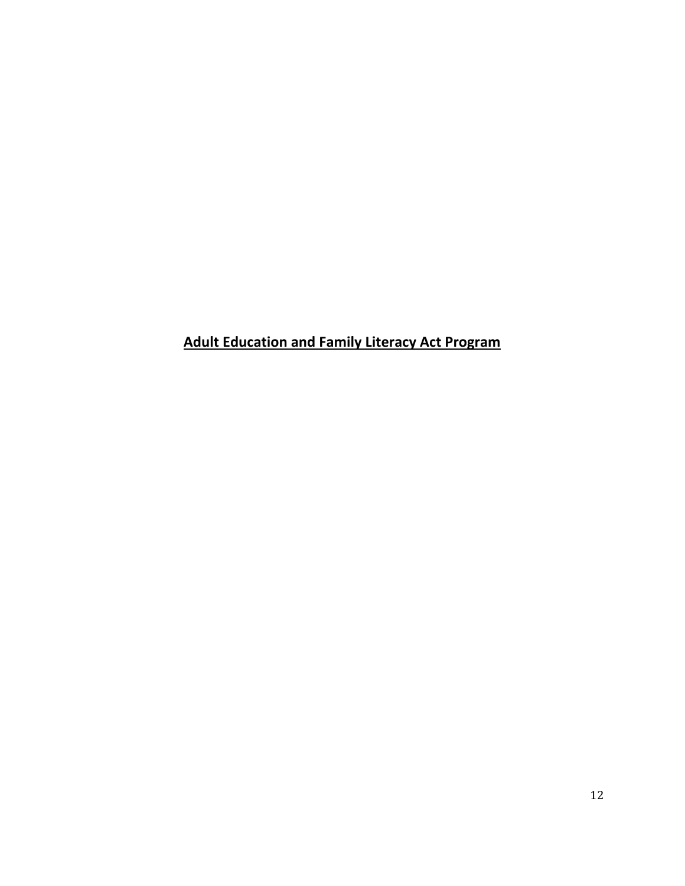# Adult Education and Family Literacy Act Program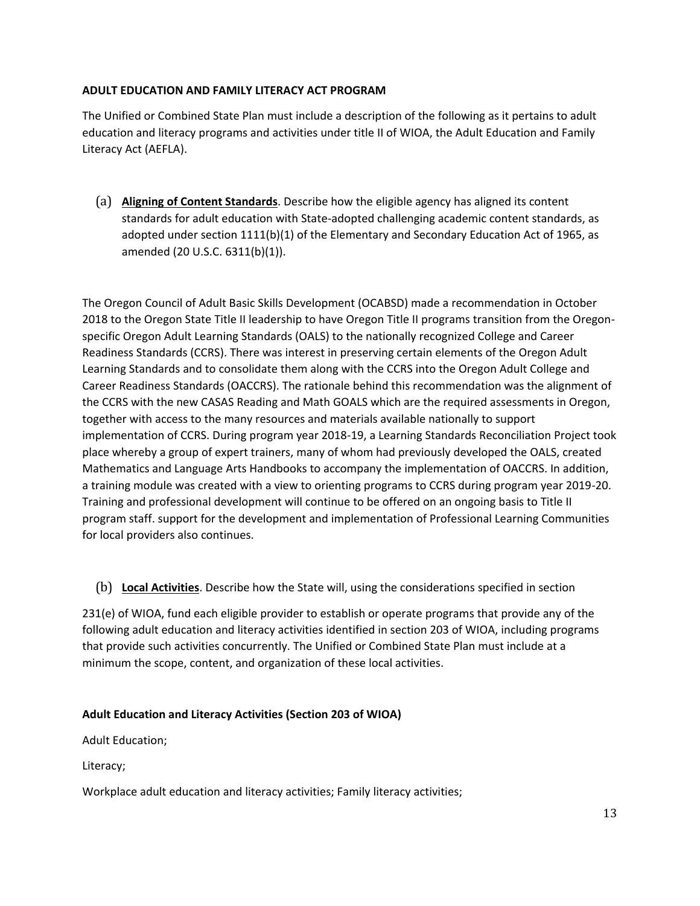**ADULT EDUCATION AND FAMILY LITERACY ACT PROGRAM**

The Unified or Combined State Plan must include a description of the following as it pertains to adult education and literacy programs and activities under title II of WIOA, the Adult Education and Family Literacy Act (AEFLA).

(a) **Aligning of Content Standards**. Describe how the eligible agency has aligned its content standards for adult education with State-adopted challenging academic content standards, as adopted under section 1111(b)(1) of the Elementary and Secondary Education Act of 1965, as amended (20 U.S.C. 6311(b)(1)).

The Oregon Council of Adult Basic Skills Development (OCABSD) made a recommendation in October 2018 to the Oregon State Title II leadership to have Oregon Title II programs transition from the Oregon-specific Oregon Adult Learning Standards (OALS) to the nationally recognized College and Career Readiness Standards (CCRS). There was interest in preserving certain elements of the Oregon Adult Learning Standards and to consolidate them along with the CCRS into the Oregon Adult College and Career Readiness Standards (OACCRS). The rationale behind this recommendation was the alignment of the CCRS with the new CASAS Reading and Math GOALS which are the required assessments in Oregon, together with access to the many resources and materials available nationally to support implementation of CCRS. During program year 2018-19, a Learning Standards Reconciliation Project took place whereby a group of expert trainers, many of whom had previously developed the OALS, created Mathematics and Language Arts Handbooks to accompany the implementation of OACCRS. In addition, a training module was created with a view to orienting programs to CCRS during program year 2019-20. Training and professional development will continue to be offered on an ongoing basis to Title II program staff. support for the development and implementation of Professional Learning Communities for local providers also continues.

(b) **Local Activities**. Describe how the State will, using the considerations specified in section 231(e) of WIOA, fund each eligible provider to establish or operate programs that provide any of the following adult education and literacy activities identified in section 203 of WIOA, including programs that provide such activities concurrently. The Unified or Combined State Plan must include at a minimum the scope, content, and organization of these local activities.

**Adult Education and Literacy Activities (Section 203 of WIOA)**

Adult Education;

Literacy;

Workplace adult education and literacy activities; Family literacy activities;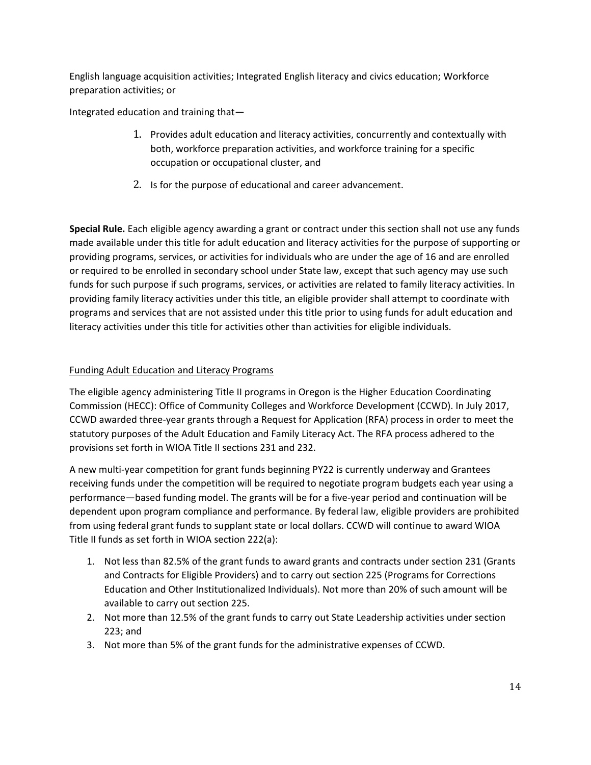English language acquisition activities; Integrated English literacy and civics education; Workforce preparation activities; or

Integrated education and training that—

1. Provides adult education and literacy activities, concurrently and contextually with both, workforce preparation activities, and workforce training for a specific occupation or occupational cluster, and
2. Is for the purpose of educational and career advancement.

**Special Rule.** Each eligible agency awarding a grant or contract under this section shall not use any funds made available under this title for adult education and literacy activities for the purpose of supporting or providing programs, services, or activities for individuals who are under the age of 16 and are enrolled or required to be enrolled in secondary school under State law, except that such agency may use such funds for such purpose if such programs, services, or activities are related to family literacy activities. In providing family literacy activities under this title, an eligible provider shall attempt to coordinate with programs and services that are not assisted under this title prior to using funds for adult education and literacy activities under this title for activities other than activities for eligible individuals.

<u>Funding Adult Education and Literacy Programs</u>

The eligible agency administering Title II programs in Oregon is the Higher Education Coordinating Commission (HECC): Office of Community Colleges and Workforce Development (CCWD). In July 2017, CCWD awarded three-year grants through a Request for Application (RFA) process in order to meet the statutory purposes of the Adult Education and Family Literacy Act. The RFA process adhered to the provisions set forth in WIOA Title II sections 231 and 232.

A new multi-year competition for grant funds beginning PY22 is currently underway and Grantees receiving funds under the competition will be required to negotiate program budgets each year using a performance—based funding model. The grants will be for a five-year period and continuation will be dependent upon program compliance and performance. By federal law, eligible providers are prohibited from using federal grant funds to supplant state or local dollars. CCWD will continue to award WIOA Title II funds as set forth in WIOA section 222(a):

1. Not less than 82.5% of the grant funds to award grants and contracts under section 231 (Grants and Contracts for Eligible Providers) and to carry out section 225 (Programs for Corrections Education and Other Institutionalized Individuals). Not more than 20% of such amount will be available to carry out section 225.
2. Not more than 12.5% of the grant funds to carry out State Leadership activities under section 223; and
3. Not more than 5% of the grant funds for the administrative expenses of CCWD.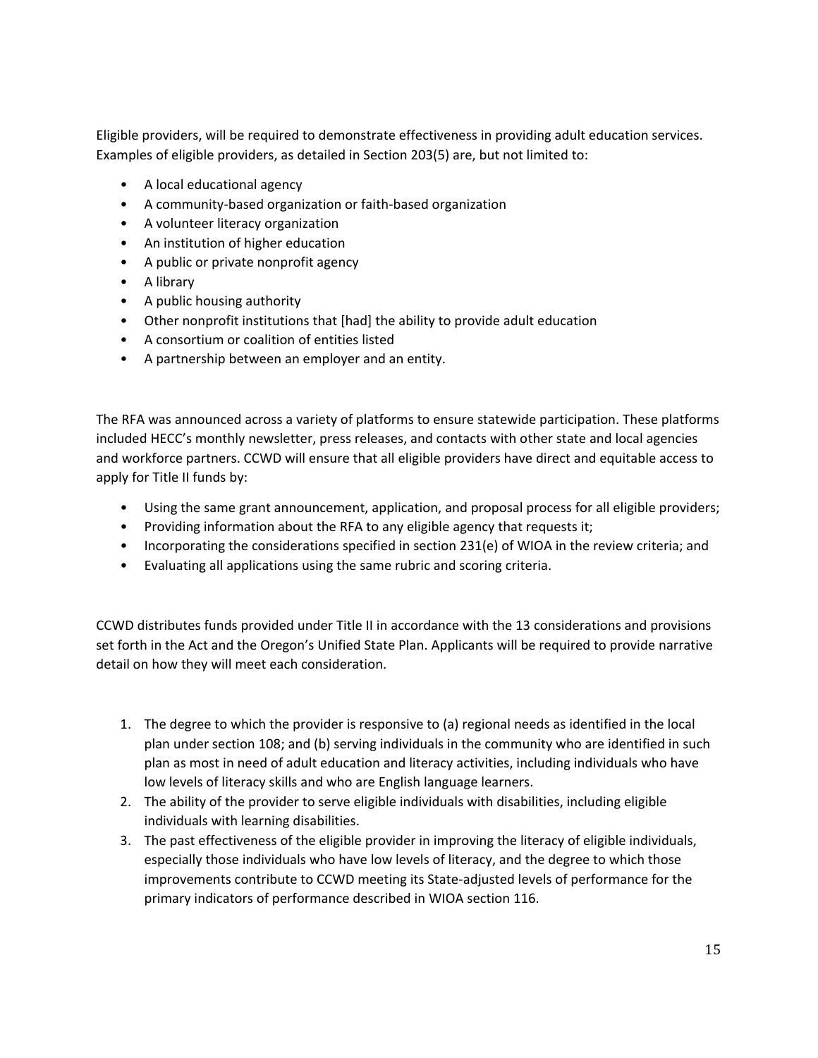Eligible providers, will be required to demonstrate effectiveness in providing adult education services. Examples of eligible providers, as detailed in Section 203(5) are, but not limited to:

- A local educational agency
- A community-based organization or faith-based organization
- A volunteer literacy organization
- An institution of higher education
- A public or private nonprofit agency
- A library
- A public housing authority
- Other nonprofit institutions that [had] the ability to provide adult education
- A consortium or coalition of entities listed
- A partnership between an employer and an entity.

The RFA was announced across a variety of platforms to ensure statewide participation. These platforms included HECC's monthly newsletter, press releases, and contacts with other state and local agencies and workforce partners. CCWD will ensure that all eligible providers have direct and equitable access to apply for Title II funds by:

- Using the same grant announcement, application, and proposal process for all eligible providers;
- Providing information about the RFA to any eligible agency that requests it;
- Incorporating the considerations specified in section 231(e) of WIOA in the review criteria; and
- Evaluating all applications using the same rubric and scoring criteria.

CCWD distributes funds provided under Title II in accordance with the 13 considerations and provisions set forth in the Act and the Oregon's Unified State Plan. Applicants will be required to provide narrative detail on how they will meet each consideration.

1. The degree to which the provider is responsive to (a) regional needs as identified in the local plan under section 108; and (b) serving individuals in the community who are identified in such plan as most in need of adult education and literacy activities, including individuals who have low levels of literacy skills and who are English language learners.
2. The ability of the provider to serve eligible individuals with disabilities, including eligible individuals with learning disabilities.
3. The past effectiveness of the eligible provider in improving the literacy of eligible individuals, especially those individuals who have low levels of literacy, and the degree to which those improvements contribute to CCWD meeting its State-adjusted levels of performance for the primary indicators of performance described in WIOA section 116.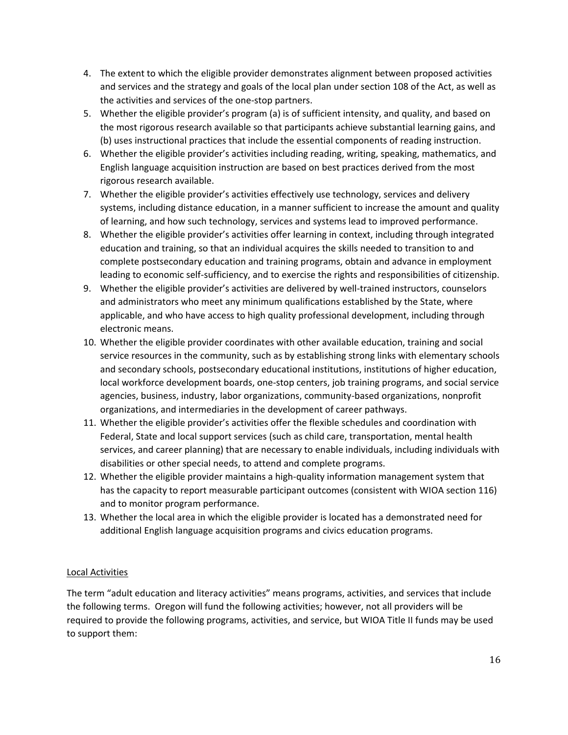4. The extent to which the eligible provider demonstrates alignment between proposed activities and services and the strategy and goals of the local plan under section 108 of the Act, as well as the activities and services of the one-stop partners.
5. Whether the eligible provider's program (a) is of sufficient intensity, and quality, and based on the most rigorous research available so that participants achieve substantial learning gains, and (b) uses instructional practices that include the essential components of reading instruction.
6. Whether the eligible provider's activities including reading, writing, speaking, mathematics, and English language acquisition instruction are based on best practices derived from the most rigorous research available.
7. Whether the eligible provider's activities effectively use technology, services and delivery systems, including distance education, in a manner sufficient to increase the amount and quality of learning, and how such technology, services and systems lead to improved performance.
8. Whether the eligible provider's activities offer learning in context, including through integrated education and training, so that an individual acquires the skills needed to transition to and complete postsecondary education and training programs, obtain and advance in employment leading to economic self-sufficiency, and to exercise the rights and responsibilities of citizenship.
9. Whether the eligible provider's activities are delivered by well-trained instructors, counselors and administrators who meet any minimum qualifications established by the State, where applicable, and who have access to high quality professional development, including through electronic means.
10. Whether the eligible provider coordinates with other available education, training and social service resources in the community, such as by establishing strong links with elementary schools and secondary schools, postsecondary educational institutions, institutions of higher education, local workforce development boards, one-stop centers, job training programs, and social service agencies, business, industry, labor organizations, community-based organizations, nonprofit organizations, and intermediaries in the development of career pathways.
11. Whether the eligible provider's activities offer the flexible schedules and coordination with Federal, State and local support services (such as child care, transportation, mental health services, and career planning) that are necessary to enable individuals, including individuals with disabilities or other special needs, to attend and complete programs.
12. Whether the eligible provider maintains a high-quality information management system that has the capacity to report measurable participant outcomes (consistent with WIOA section 116) and to monitor program performance.
13. Whether the local area in which the eligible provider is located has a demonstrated need for additional English language acquisition programs and civics education programs.

Local Activities

The term "adult education and literacy activities" means programs, activities, and services that include the following terms. Oregon will fund the following activities; however, not all providers will be required to provide the following programs, activities, and service, but WIOA Title II funds may be used to support them: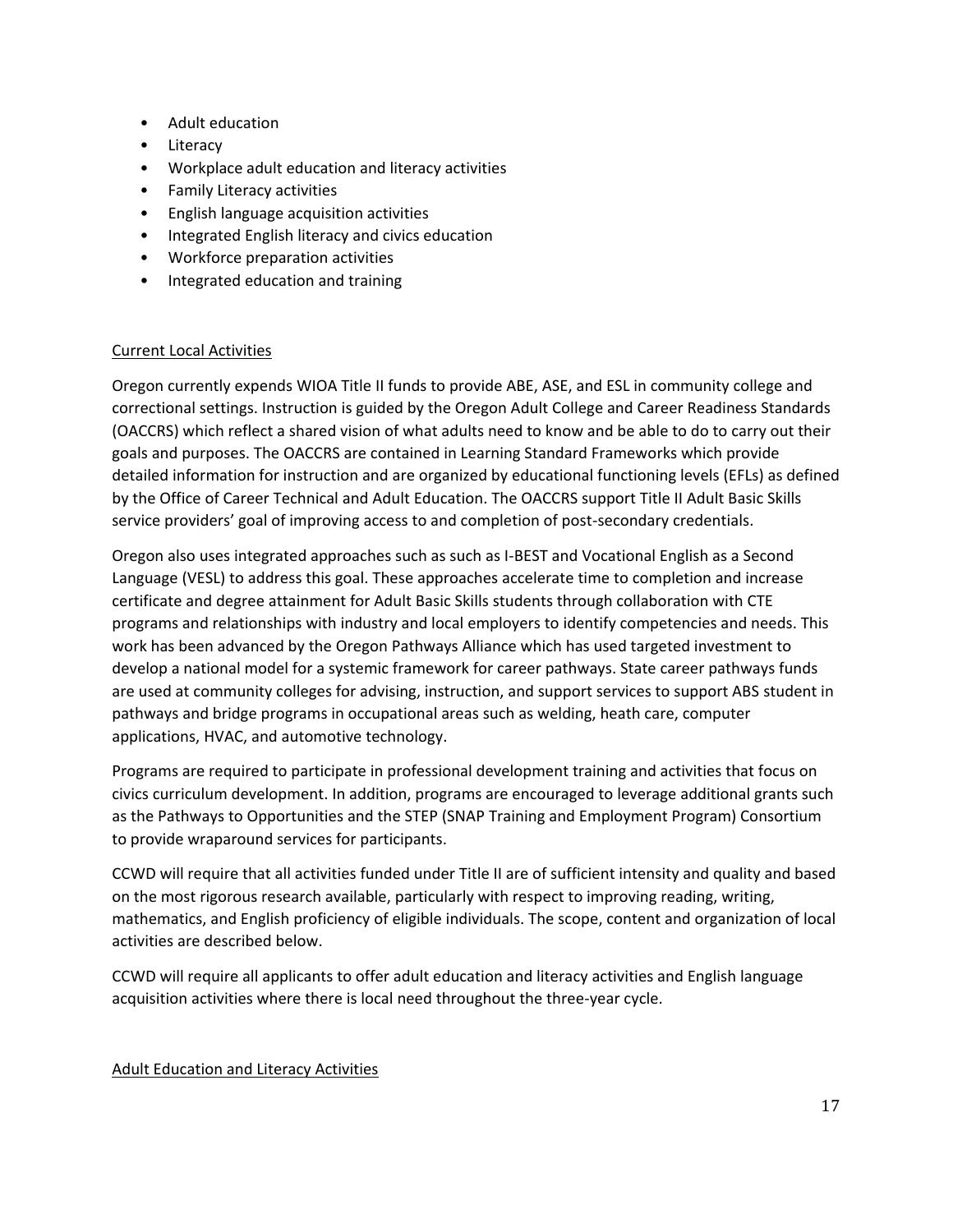- Adult education
- Literacy
- Workplace adult education and literacy activities
- Family Literacy activities
- English language acquisition activities
- Integrated English literacy and civics education
- Workforce preparation activities
- Integrated education and training

Current Local Activities

Oregon currently expends WIOA Title II funds to provide ABE, ASE, and ESL in community college and correctional settings. Instruction is guided by the Oregon Adult College and Career Readiness Standards (OACCRS) which reflect a shared vision of what adults need to know and be able to do to carry out their goals and purposes. The OACCRS are contained in Learning Standard Frameworks which provide detailed information for instruction and are organized by educational functioning levels (EFLs) as defined by the Office of Career Technical and Adult Education. The OACCRS support Title II Adult Basic Skills service providers' goal of improving access to and completion of post-secondary credentials.

Oregon also uses integrated approaches such as such as I-BEST and Vocational English as a Second Language (VESL) to address this goal. These approaches accelerate time to completion and increase certificate and degree attainment for Adult Basic Skills students through collaboration with CTE programs and relationships with industry and local employers to identify competencies and needs. This work has been advanced by the Oregon Pathways Alliance which has used targeted investment to develop a national model for a systemic framework for career pathways. State career pathways funds are used at community colleges for advising, instruction, and support services to support ABS student in pathways and bridge programs in occupational areas such as welding, heath care, computer applications, HVAC, and automotive technology.

Programs are required to participate in professional development training and activities that focus on civics curriculum development. In addition, programs are encouraged to leverage additional grants such as the Pathways to Opportunities and the STEP (SNAP Training and Employment Program) Consortium to provide wraparound services for participants.

CCWD will require that all activities funded under Title II are of sufficient intensity and quality and based on the most rigorous research available, particularly with respect to improving reading, writing, mathematics, and English proficiency of eligible individuals. The scope, content and organization of local activities are described below.

CCWD will require all applicants to offer adult education and literacy activities and English language acquisition activities where there is local need throughout the three-year cycle.

Adult Education and Literacy Activities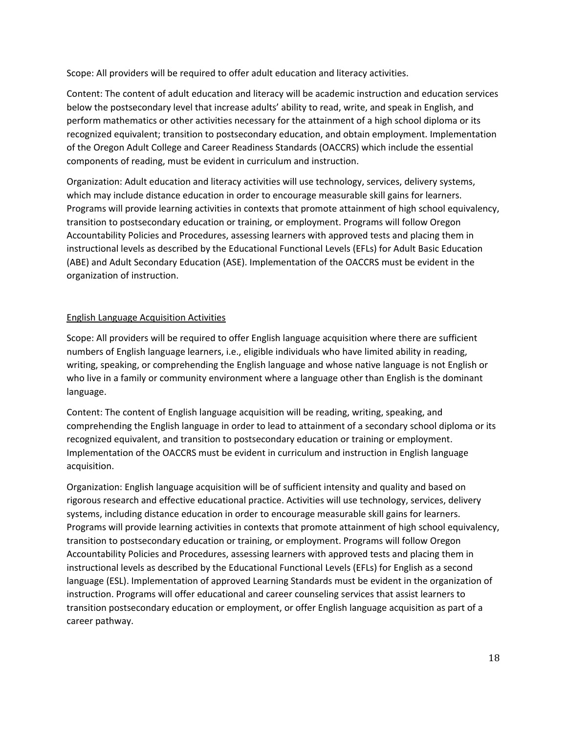Scope: All providers will be required to offer adult education and literacy activities.

Content: The content of adult education and literacy will be academic instruction and education services below the postsecondary level that increase adults' ability to read, write, and speak in English, and perform mathematics or other activities necessary for the attainment of a high school diploma or its recognized equivalent; transition to postsecondary education, and obtain employment. Implementation of the Oregon Adult College and Career Readiness Standards (OACCRS) which include the essential components of reading, must be evident in curriculum and instruction.

Organization: Adult education and literacy activities will use technology, services, delivery systems, which may include distance education in order to encourage measurable skill gains for learners. Programs will provide learning activities in contexts that promote attainment of high school equivalency, transition to postsecondary education or training, or employment. Programs will follow Oregon Accountability Policies and Procedures, assessing learners with approved tests and placing them in instructional levels as described by the Educational Functional Levels (EFLs) for Adult Basic Education (ABE) and Adult Secondary Education (ASE). Implementation of the OACCRS must be evident in the organization of instruction.

<u>English Language Acquisition Activities</u>

Scope: All providers will be required to offer English language acquisition where there are sufficient numbers of English language learners, i.e., eligible individuals who have limited ability in reading, writing, speaking, or comprehending the English language and whose native language is not English or who live in a family or community environment where a language other than English is the dominant language.

Content: The content of English language acquisition will be reading, writing, speaking, and comprehending the English language in order to lead to attainment of a secondary school diploma or its recognized equivalent, and transition to postsecondary education or training or employment. Implementation of the OACCRS must be evident in curriculum and instruction in English language acquisition.

Organization: English language acquisition will be of sufficient intensity and quality and based on rigorous research and effective educational practice. Activities will use technology, services, delivery systems, including distance education in order to encourage measurable skill gains for learners. Programs will provide learning activities in contexts that promote attainment of high school equivalency, transition to postsecondary education or training, or employment. Programs will follow Oregon Accountability Policies and Procedures, assessing learners with approved tests and placing them in instructional levels as described by the Educational Functional Levels (EFLs) for English as a second language (ESL). Implementation of approved Learning Standards must be evident in the organization of instruction. Programs will offer educational and career counseling services that assist learners to transition postsecondary education or employment, or offer English language acquisition as part of a career pathway.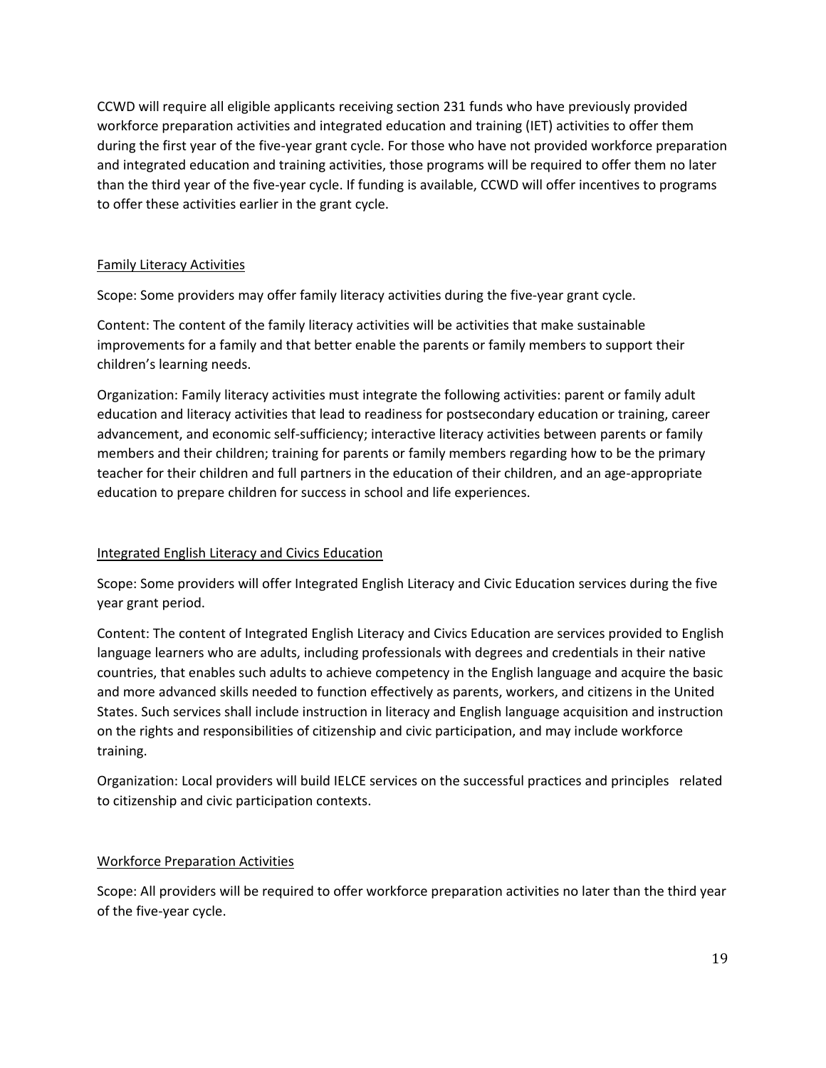CCWD will require all eligible applicants receiving section 231 funds who have previously provided workforce preparation activities and integrated education and training (IET) activities to offer them during the first year of the five-year grant cycle. For those who have not provided workforce preparation and integrated education and training activities, those programs will be required to offer them no later than the third year of the five-year cycle. If funding is available, CCWD will offer incentives to programs to offer these activities earlier in the grant cycle.

<u>Family Literacy Activities</u>

Scope: Some providers may offer family literacy activities during the five-year grant cycle.

Content: The content of the family literacy activities will be activities that make sustainable improvements for a family and that better enable the parents or family members to support their children's learning needs.

Organization: Family literacy activities must integrate the following activities: parent or family adult education and literacy activities that lead to readiness for postsecondary education or training, career advancement, and economic self-sufficiency; interactive literacy activities between parents or family members and their children; training for parents or family members regarding how to be the primary teacher for their children and full partners in the education of their children, and an age-appropriate education to prepare children for success in school and life experiences.

<u>Integrated English Literacy and Civics Education</u>

Scope: Some providers will offer Integrated English Literacy and Civic Education services during the five year grant period.

Content: The content of Integrated English Literacy and Civics Education are services provided to English language learners who are adults, including professionals with degrees and credentials in their native countries, that enables such adults to achieve competency in the English language and acquire the basic and more advanced skills needed to function effectively as parents, workers, and citizens in the United States. Such services shall include instruction in literacy and English language acquisition and instruction on the rights and responsibilities of citizenship and civic participation, and may include workforce training.

Organization: Local providers will build IELCE services on the successful practices and principles related to citizenship and civic participation contexts.

<u>Workforce Preparation Activities</u>

Scope: All providers will be required to offer workforce preparation activities no later than the third year of the five-year cycle.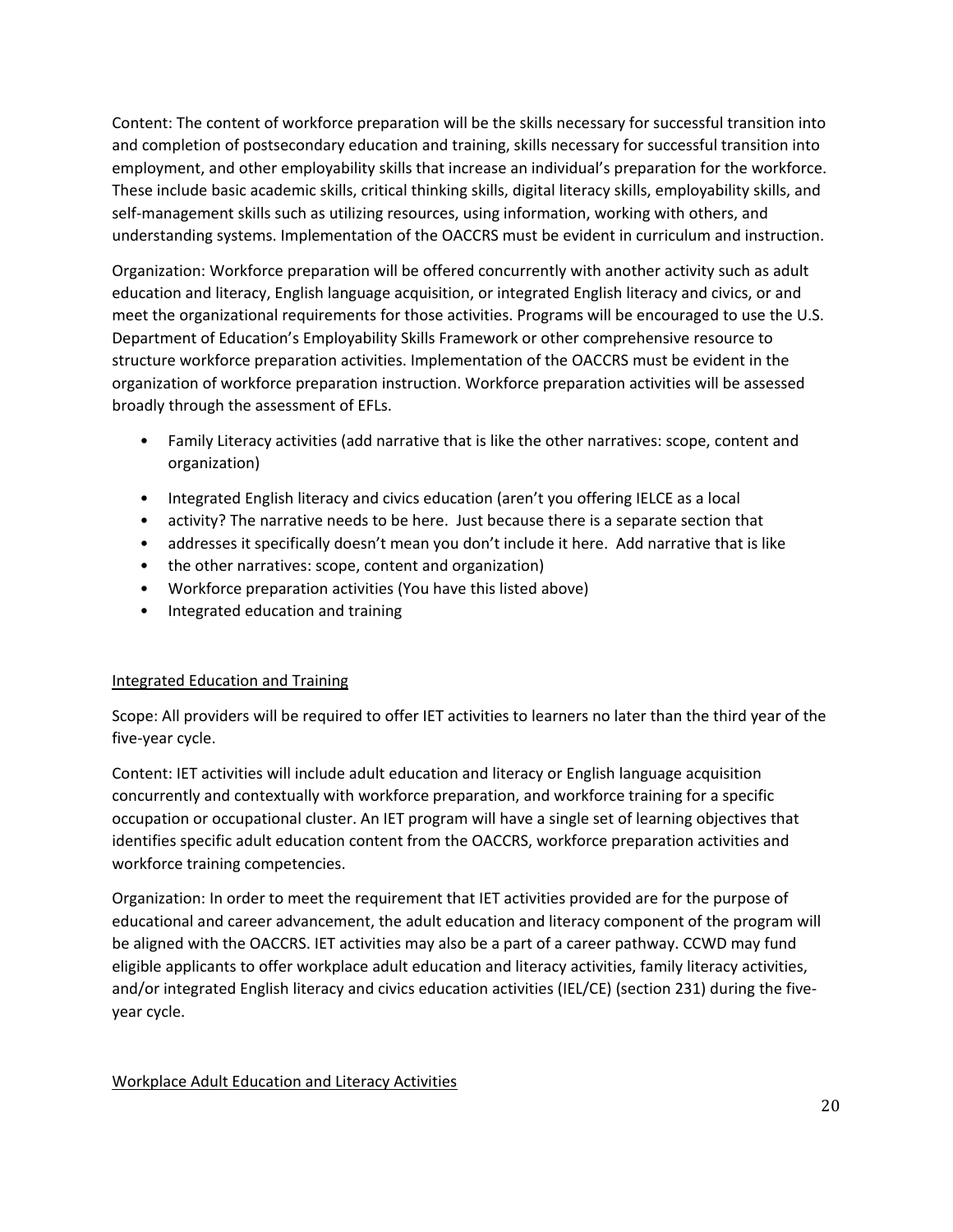Content: The content of workforce preparation will be the skills necessary for successful transition into and completion of postsecondary education and training, skills necessary for successful transition into employment, and other employability skills that increase an individual's preparation for the workforce. These include basic academic skills, critical thinking skills, digital literacy skills, employability skills, and self-management skills such as utilizing resources, using information, working with others, and understanding systems. Implementation of the OACCRS must be evident in curriculum and instruction.

Organization: Workforce preparation will be offered concurrently with another activity such as adult education and literacy, English language acquisition, or integrated English literacy and civics, or and meet the organizational requirements for those activities. Programs will be encouraged to use the U.S. Department of Education's Employability Skills Framework or other comprehensive resource to structure workforce preparation activities. Implementation of the OACCRS must be evident in the organization of workforce preparation instruction. Workforce preparation activities will be assessed broadly through the assessment of EFLs.

- Family Literacy activities (add narrative that is like the other narratives: scope, content and organization)

- Integrated English literacy and civics education (aren't you offering IELCE as a local
- activity? The narrative needs to be here. Just because there is a separate section that
- addresses it specifically doesn't mean you don't include it here. Add narrative that is like
- the other narratives: scope, content and organization)
- Workforce preparation activities (You have this listed above)
- Integrated education and training

## Integrated Education and Training

Scope: All providers will be required to offer IET activities to learners no later than the third year of the five-year cycle.

Content: IET activities will include adult education and literacy or English language acquisition concurrently and contextually with workforce preparation, and workforce training for a specific occupation or occupational cluster. An IET program will have a single set of learning objectives that identifies specific adult education content from the OACCRS, workforce preparation activities and workforce training competencies.

Organization: In order to meet the requirement that IET activities provided are for the purpose of educational and career advancement, the adult education and literacy component of the program will be aligned with the OACCRS. IET activities may also be a part of a career pathway. CCWD may fund eligible applicants to offer workplace adult education and literacy activities, family literacy activities, and/or integrated English literacy and civics education activities (IEL/CE) (section 231) during the five-year cycle.

## Workplace Adult Education and Literacy Activities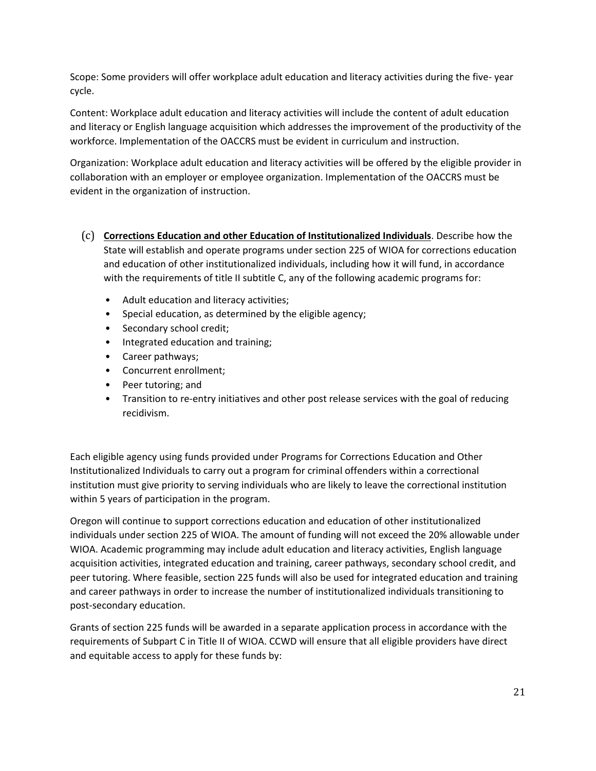Scope: Some providers will offer workplace adult education and literacy activities during the five- year cycle.

Content: Workplace adult education and literacy activities will include the content of adult education and literacy or English language acquisition which addresses the improvement of the productivity of the workforce. Implementation of the OACCRS must be evident in curriculum and instruction.

Organization: Workplace adult education and literacy activities will be offered by the eligible provider in collaboration with an employer or employee organization. Implementation of the OACCRS must be evident in the organization of instruction.

(c) **Corrections Education and other Education of Institutionalized Individuals**. Describe how the State will establish and operate programs under section 225 of WIOA for corrections education and education of other institutionalized individuals, including how it will fund, in accordance with the requirements of title II subtitle C, any of the following academic programs for:

- Adult education and literacy activities;
- Special education, as determined by the eligible agency;
- Secondary school credit;
- Integrated education and training;
- Career pathways;
- Concurrent enrollment;
- Peer tutoring; and
- Transition to re-entry initiatives and other post release services with the goal of reducing recidivism.

Each eligible agency using funds provided under Programs for Corrections Education and Other Institutionalized Individuals to carry out a program for criminal offenders within a correctional institution must give priority to serving individuals who are likely to leave the correctional institution within 5 years of participation in the program.

Oregon will continue to support corrections education and education of other institutionalized individuals under section 225 of WIOA. The amount of funding will not exceed the 20% allowable under WIOA. Academic programming may include adult education and literacy activities, English language acquisition activities, integrated education and training, career pathways, secondary school credit, and peer tutoring. Where feasible, section 225 funds will also be used for integrated education and training and career pathways in order to increase the number of institutionalized individuals transitioning to post-secondary education.

Grants of section 225 funds will be awarded in a separate application process in accordance with the requirements of Subpart C in Title II of WIOA. CCWD will ensure that all eligible providers have direct and equitable access to apply for these funds by: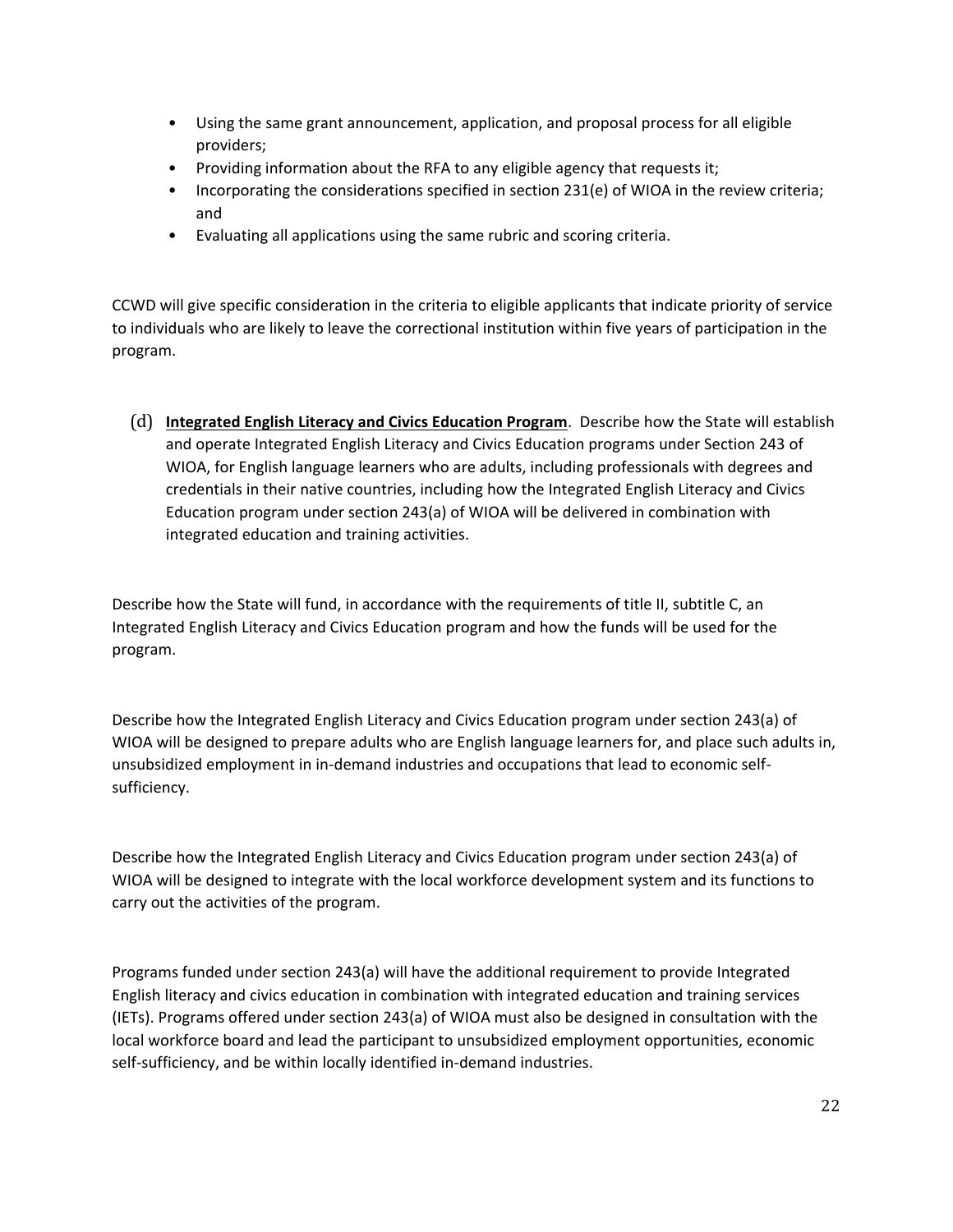- Using the same grant announcement, application, and proposal process for all eligible providers;
- Providing information about the RFA to any eligible agency that requests it;
- Incorporating the considerations specified in section 231(e) of WIOA in the review criteria; and
- Evaluating all applications using the same rubric and scoring criteria.

CCWD will give specific consideration in the criteria to eligible applicants that indicate priority of service to individuals who are likely to leave the correctional institution within five years of participation in the program.

(d) **Integrated English Literacy and Civics Education Program**. Describe how the State will establish and operate Integrated English Literacy and Civics Education programs under Section 243 of WIOA, for English language learners who are adults, including professionals with degrees and credentials in their native countries, including how the Integrated English Literacy and Civics Education program under section 243(a) of WIOA will be delivered in combination with integrated education and training activities.

Describe how the State will fund, in accordance with the requirements of title II, subtitle C, an Integrated English Literacy and Civics Education program and how the funds will be used for the program.

Describe how the Integrated English Literacy and Civics Education program under section 243(a) of WIOA will be designed to prepare adults who are English language learners for, and place such adults in, unsubsidized employment in in-demand industries and occupations that lead to economic self-sufficiency.

Describe how the Integrated English Literacy and Civics Education program under section 243(a) of WIOA will be designed to integrate with the local workforce development system and its functions to carry out the activities of the program.

Programs funded under section 243(a) will have the additional requirement to provide Integrated English literacy and civics education in combination with integrated education and training services (IETs). Programs offered under section 243(a) of WIOA must also be designed in consultation with the local workforce board and lead the participant to unsubsidized employment opportunities, economic self-sufficiency, and be within locally identified in-demand industries.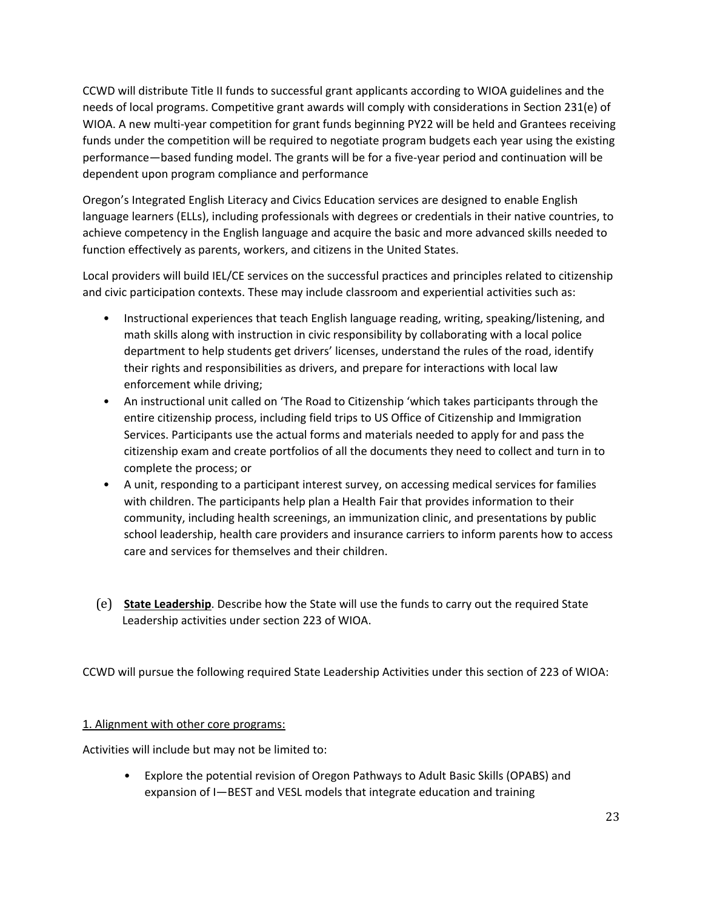CCWD will distribute Title II funds to successful grant applicants according to WIOA guidelines and the needs of local programs. Competitive grant awards will comply with considerations in Section 231(e) of WIOA. A new multi-year competition for grant funds beginning PY22 will be held and Grantees receiving funds under the competition will be required to negotiate program budgets each year using the existing performance—based funding model. The grants will be for a five-year period and continuation will be dependent upon program compliance and performance

Oregon's Integrated English Literacy and Civics Education services are designed to enable English language learners (ELLs), including professionals with degrees or credentials in their native countries, to achieve competency in the English language and acquire the basic and more advanced skills needed to function effectively as parents, workers, and citizens in the United States.

Local providers will build IEL/CE services on the successful practices and principles related to citizenship and civic participation contexts. These may include classroom and experiential activities such as:

- Instructional experiences that teach English language reading, writing, speaking/listening, and math skills along with instruction in civic responsibility by collaborating with a local police department to help students get drivers' licenses, understand the rules of the road, identify their rights and responsibilities as drivers, and prepare for interactions with local law enforcement while driving;
- An instructional unit called on 'The Road to Citizenship 'which takes participants through the entire citizenship process, including field trips to US Office of Citizenship and Immigration Services. Participants use the actual forms and materials needed to apply for and pass the citizenship exam and create portfolios of all the documents they need to collect and turn in to complete the process; or
- A unit, responding to a participant interest survey, on accessing medical services for families with children. The participants help plan a Health Fair that provides information to their community, including health screenings, an immunization clinic, and presentations by public school leadership, health care providers and insurance carriers to inform parents how to access care and services for themselves and their children.

(e) **State Leadership**. Describe how the State will use the funds to carry out the required State Leadership activities under section 223 of WIOA.

CCWD will pursue the following required State Leadership Activities under this section of 223 of WIOA:

1. Alignment with other core programs:

Activities will include but may not be limited to:

- Explore the potential revision of Oregon Pathways to Adult Basic Skills (OPABS) and expansion of I—BEST and VESL models that integrate education and training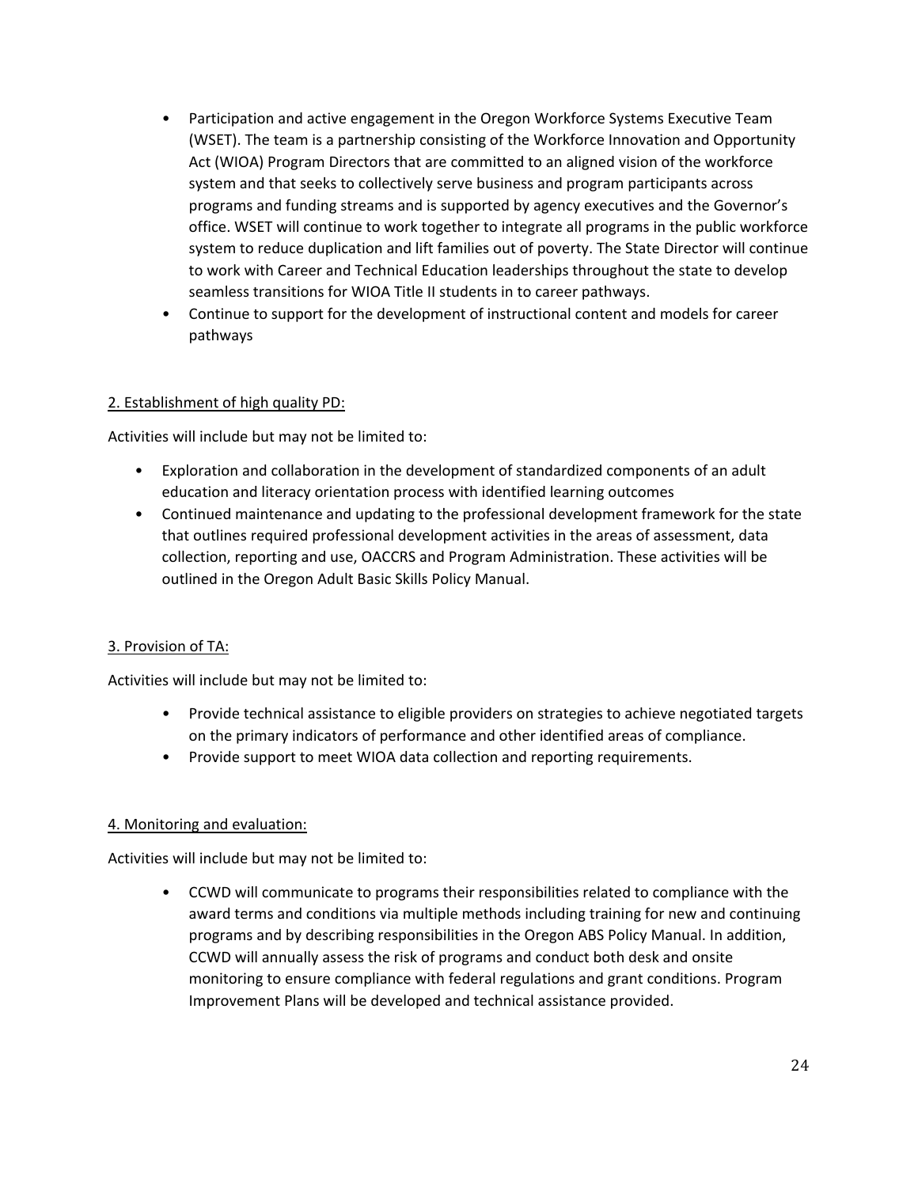- Participation and active engagement in the Oregon Workforce Systems Executive Team (WSET). The team is a partnership consisting of the Workforce Innovation and Opportunity Act (WIOA) Program Directors that are committed to an aligned vision of the workforce system and that seeks to collectively serve business and program participants across programs and funding streams and is supported by agency executives and the Governor's office. WSET will continue to work together to integrate all programs in the public workforce system to reduce duplication and lift families out of poverty. The State Director will continue to work with Career and Technical Education leaderships throughout the state to develop seamless transitions for WIOA Title II students in to career pathways.
- Continue to support for the development of instructional content and models for career pathways

<u>2. Establishment of high quality PD:</u>

Activities will include but may not be limited to:

- Exploration and collaboration in the development of standardized components of an adult education and literacy orientation process with identified learning outcomes
- Continued maintenance and updating to the professional development framework for the state that outlines required professional development activities in the areas of assessment, data collection, reporting and use, OACCRS and Program Administration. These activities will be outlined in the Oregon Adult Basic Skills Policy Manual.

<u>3. Provision of TA:</u>

Activities will include but may not be limited to:

- Provide technical assistance to eligible providers on strategies to achieve negotiated targets on the primary indicators of performance and other identified areas of compliance.
- Provide support to meet WIOA data collection and reporting requirements.

<u>4. Monitoring and evaluation:</u>

Activities will include but may not be limited to:

- CCWD will communicate to programs their responsibilities related to compliance with the award terms and conditions via multiple methods including training for new and continuing programs and by describing responsibilities in the Oregon ABS Policy Manual. In addition, CCWD will annually assess the risk of programs and conduct both desk and onsite monitoring to ensure compliance with federal regulations and grant conditions. Program Improvement Plans will be developed and technical assistance provided.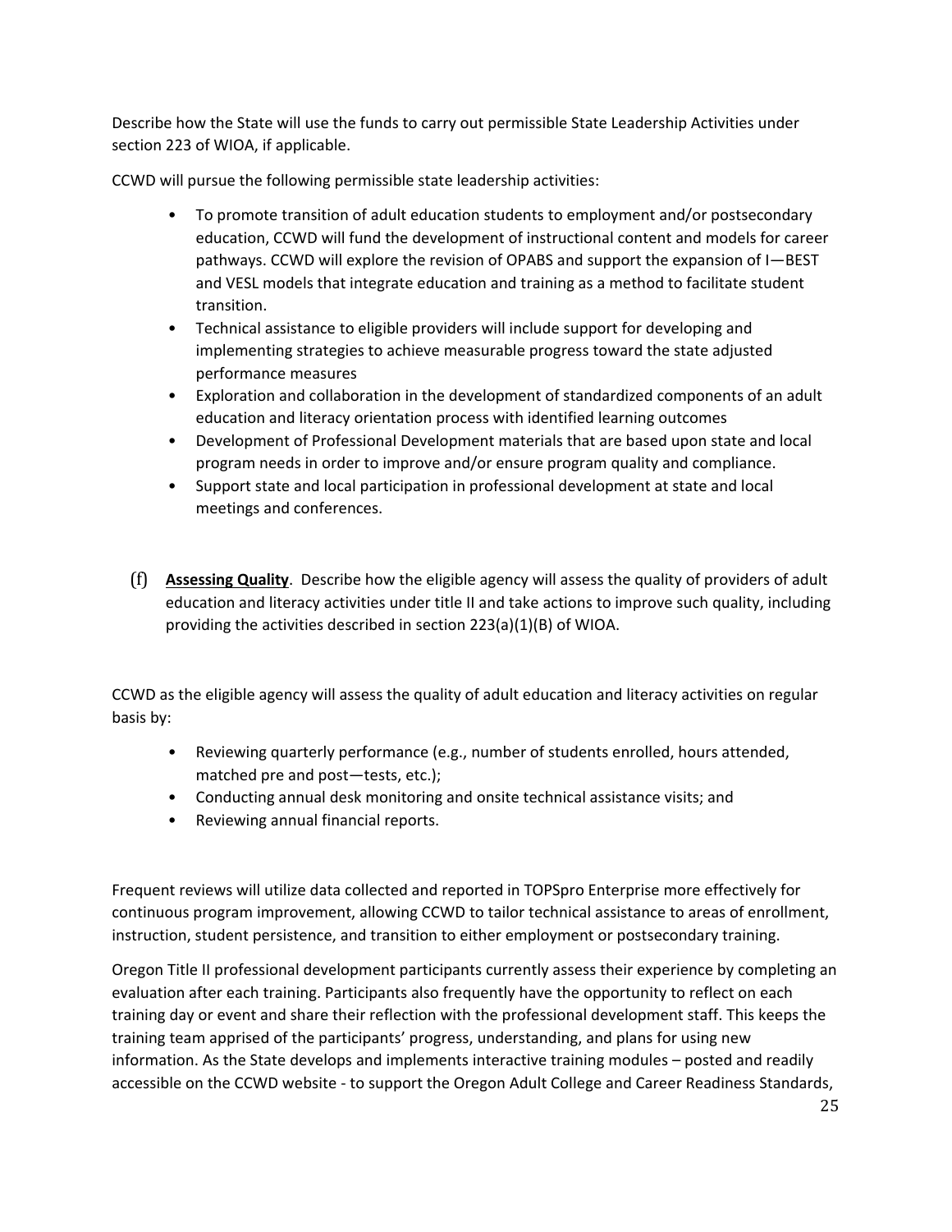Describe how the State will use the funds to carry out permissible State Leadership Activities under section 223 of WIOA, if applicable.

CCWD will pursue the following permissible state leadership activities:

- To promote transition of adult education students to employment and/or postsecondary education, CCWD will fund the development of instructional content and models for career pathways. CCWD will explore the revision of OPABS and support the expansion of I—BEST and VESL models that integrate education and training as a method to facilitate student transition.
- Technical assistance to eligible providers will include support for developing and implementing strategies to achieve measurable progress toward the state adjusted performance measures
- Exploration and collaboration in the development of standardized components of an adult education and literacy orientation process with identified learning outcomes
- Development of Professional Development materials that are based upon state and local program needs in order to improve and/or ensure program quality and compliance.
- Support state and local participation in professional development at state and local meetings and conferences.

(f) **Assessing Quality**. Describe how the eligible agency will assess the quality of providers of adult education and literacy activities under title II and take actions to improve such quality, including providing the activities described in section 223(a)(1)(B) of WIOA.

CCWD as the eligible agency will assess the quality of adult education and literacy activities on regular basis by:

- Reviewing quarterly performance (e.g., number of students enrolled, hours attended, matched pre and post—tests, etc.);
- Conducting annual desk monitoring and onsite technical assistance visits; and
- Reviewing annual financial reports.

Frequent reviews will utilize data collected and reported in TOPSpro Enterprise more effectively for continuous program improvement, allowing CCWD to tailor technical assistance to areas of enrollment, instruction, student persistence, and transition to either employment or postsecondary training.

Oregon Title II professional development participants currently assess their experience by completing an evaluation after each training. Participants also frequently have the opportunity to reflect on each training day or event and share their reflection with the professional development staff. This keeps the training team apprised of the participants' progress, understanding, and plans for using new information. As the State develops and implements interactive training modules – posted and readily accessible on the CCWD website - to support the Oregon Adult College and Career Readiness Standards,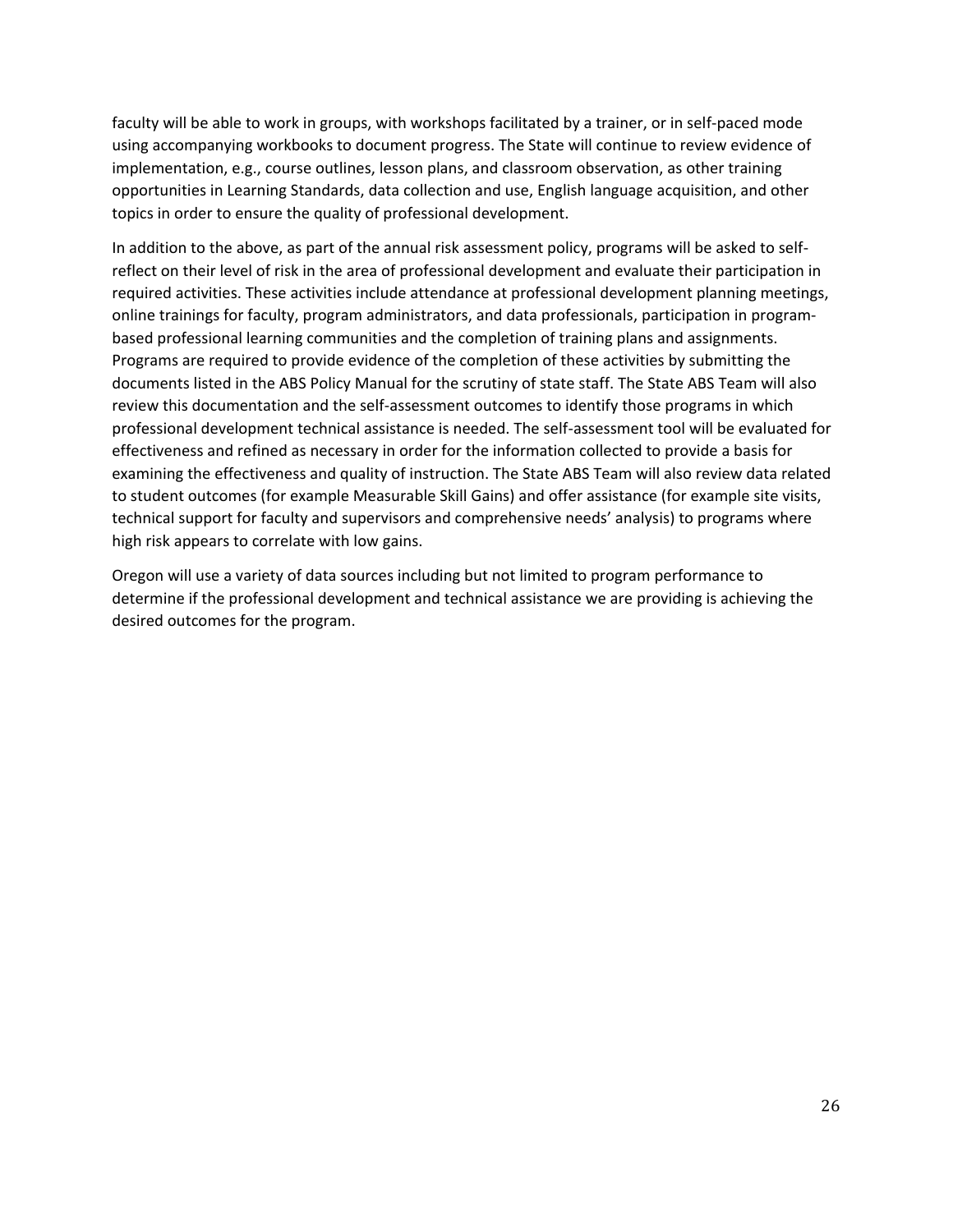faculty will be able to work in groups, with workshops facilitated by a trainer, or in self-paced mode using accompanying workbooks to document progress. The State will continue to review evidence of implementation, e.g., course outlines, lesson plans, and classroom observation, as other training opportunities in Learning Standards, data collection and use, English language acquisition, and other topics in order to ensure the quality of professional development.

In addition to the above, as part of the annual risk assessment policy, programs will be asked to self-reflect on their level of risk in the area of professional development and evaluate their participation in required activities. These activities include attendance at professional development planning meetings, online trainings for faculty, program administrators, and data professionals, participation in program-based professional learning communities and the completion of training plans and assignments. Programs are required to provide evidence of the completion of these activities by submitting the documents listed in the ABS Policy Manual for the scrutiny of state staff. The State ABS Team will also review this documentation and the self-assessment outcomes to identify those programs in which professional development technical assistance is needed. The self-assessment tool will be evaluated for effectiveness and refined as necessary in order for the information collected to provide a basis for examining the effectiveness and quality of instruction. The State ABS Team will also review data related to student outcomes (for example Measurable Skill Gains) and offer assistance (for example site visits, technical support for faculty and supervisors and comprehensive needs' analysis) to programs where high risk appears to correlate with low gains.

Oregon will use a variety of data sources including but not limited to program performance to determine if the professional development and technical assistance we are providing is achieving the desired outcomes for the program.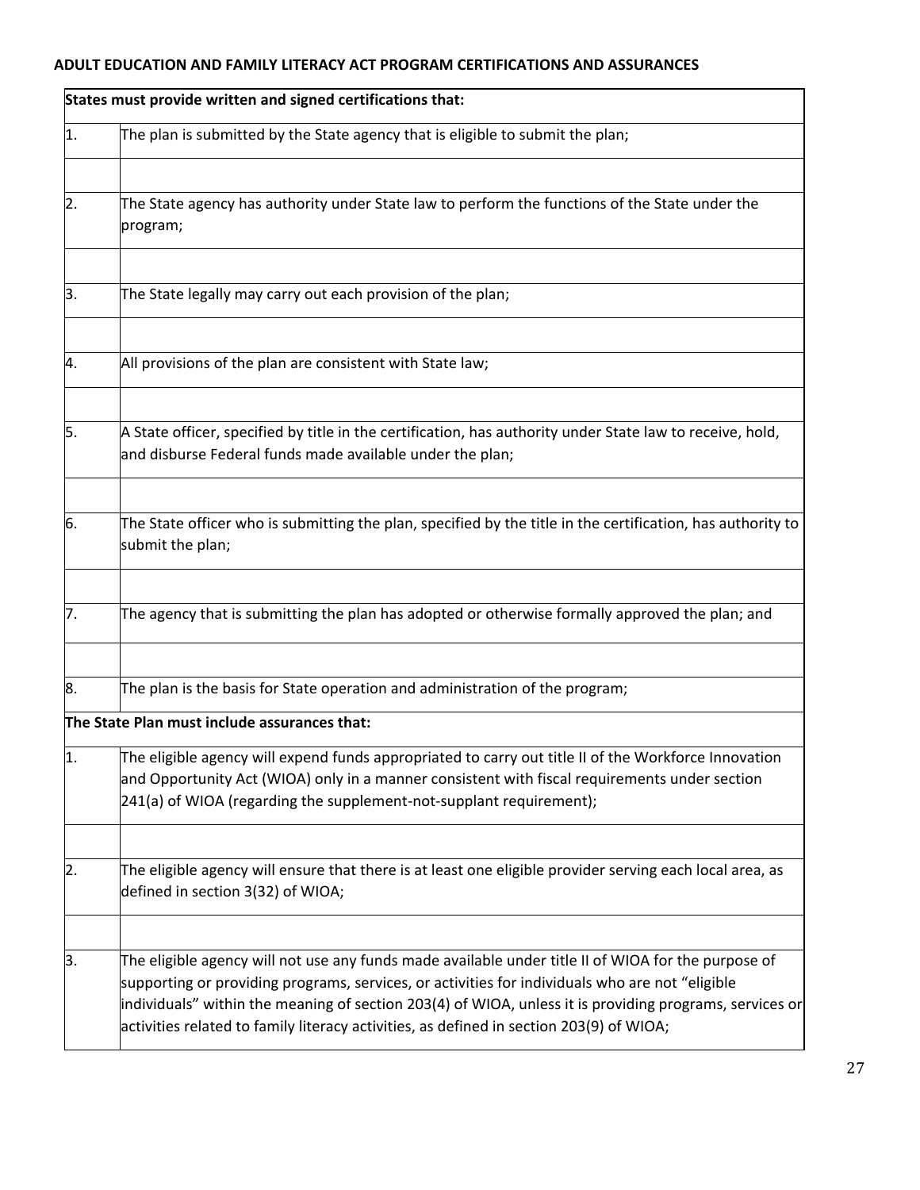**ADULT EDUCATION AND FAMILY LITERACY ACT PROGRAM CERTIFICATIONS AND ASSURANCES**

| **States must provide written and signed certifications that:** | |
|---|---|
| 1. | The plan is submitted by the State agency that is eligible to submit the plan; |
| | |
| 2. | The State agency has authority under State law to perform the functions of the State under the program; |
| | |
| 3. | The State legally may carry out each provision of the plan; |
| | |
| 4. | All provisions of the plan are consistent with State law; |
| | |
| 5. | A State officer, specified by title in the certification, has authority under State law to receive, hold, and disburse Federal funds made available under the plan; |
| | |
| 6. | The State officer who is submitting the plan, specified by the title in the certification, has authority to submit the plan; |
| | |
| 7. | The agency that is submitting the plan has adopted or otherwise formally approved the plan; and |
| | |
| 8. | The plan is the basis for State operation and administration of the program; |
| **The State Plan must include assurances that:** | |
| 1. | The eligible agency will expend funds appropriated to carry out title II of the Workforce Innovation and Opportunity Act (WIOA) only in a manner consistent with fiscal requirements under section 241(a) of WIOA (regarding the supplement-not-supplant requirement); |
| | |
| 2. | The eligible agency will ensure that there is at least one eligible provider serving each local area, as defined in section 3(32) of WIOA; |
| | |
| 3. | The eligible agency will not use any funds made available under title II of WIOA for the purpose of supporting or providing programs, services, or activities for individuals who are not "eligible individuals" within the meaning of section 203(4) of WIOA, unless it is providing programs, services or activities related to family literacy activities, as defined in section 203(9) of WIOA; |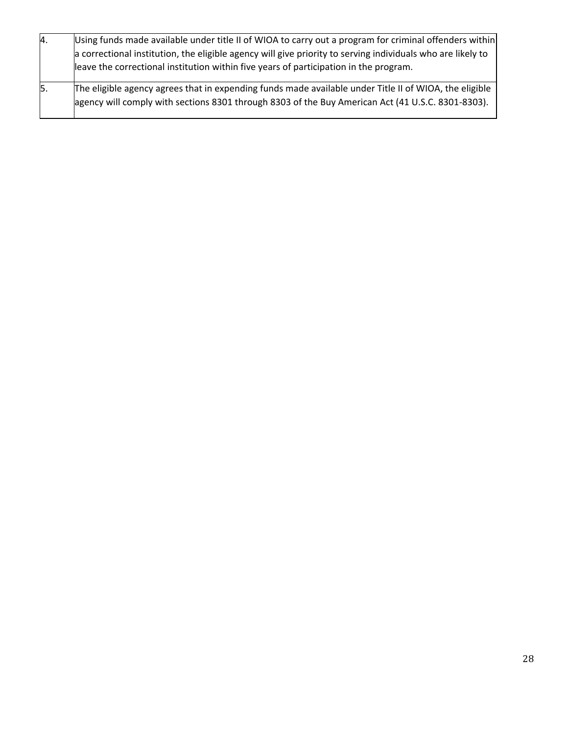| | |
|---|---|
| 4. | Using funds made available under title II of WIOA to carry out a program for criminal offenders within a correctional institution, the eligible agency will give priority to serving individuals who are likely to leave the correctional institution within five years of participation in the program. |
| 5. | The eligible agency agrees that in expending funds made available under Title II of WIOA, the eligible agency will comply with sections 8301 through 8303 of the Buy American Act (41 U.S.C. 8301-8303). |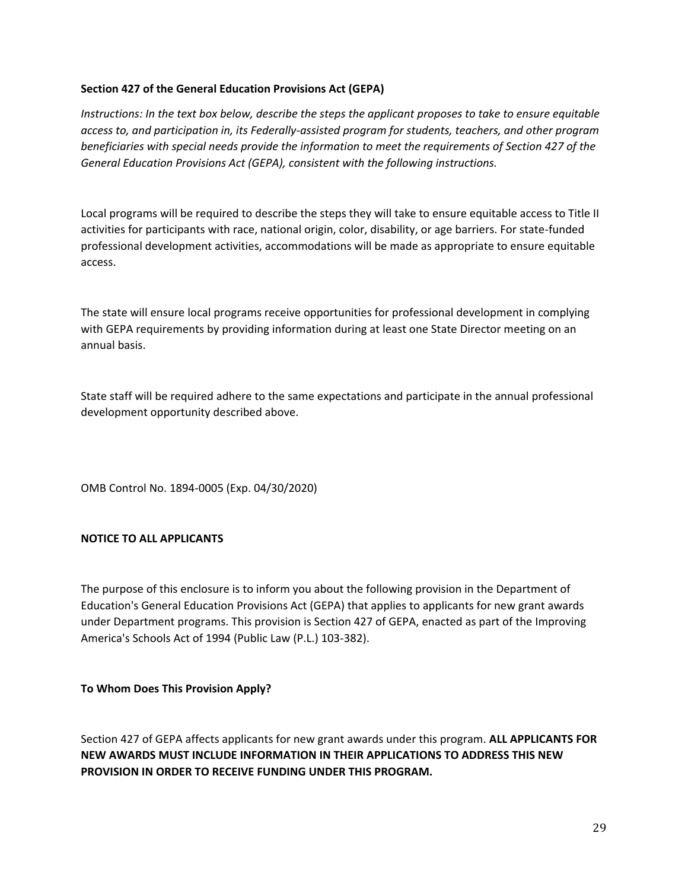**Section 427 of the General Education Provisions Act (GEPA)**

*Instructions: In the text box below, describe the steps the applicant proposes to take to ensure equitable access to, and participation in, its Federally-assisted program for students, teachers, and other program beneficiaries with special needs provide the information to meet the requirements of Section 427 of the General Education Provisions Act (GEPA), consistent with the following instructions.*

Local programs will be required to describe the steps they will take to ensure equitable access to Title II activities for participants with race, national origin, color, disability, or age barriers. For state-funded professional development activities, accommodations will be made as appropriate to ensure equitable access.

The state will ensure local programs receive opportunities for professional development in complying with GEPA requirements by providing information during at least one State Director meeting on an annual basis.

State staff will be required adhere to the same expectations and participate in the annual professional development opportunity described above.

OMB Control No. 1894-0005 (Exp. 04/30/2020)

**NOTICE TO ALL APPLICANTS**

The purpose of this enclosure is to inform you about the following provision in the Department of Education's General Education Provisions Act (GEPA) that applies to applicants for new grant awards under Department programs. This provision is Section 427 of GEPA, enacted as part of the Improving America's Schools Act of 1994 (Public Law (P.L.) 103-382).

**To Whom Does This Provision Apply?**

Section 427 of GEPA affects applicants for new grant awards under this program. **ALL APPLICANTS FOR NEW AWARDS MUST INCLUDE INFORMATION IN THEIR APPLICATIONS TO ADDRESS THIS NEW PROVISION IN ORDER TO RECEIVE FUNDING UNDER THIS PROGRAM.**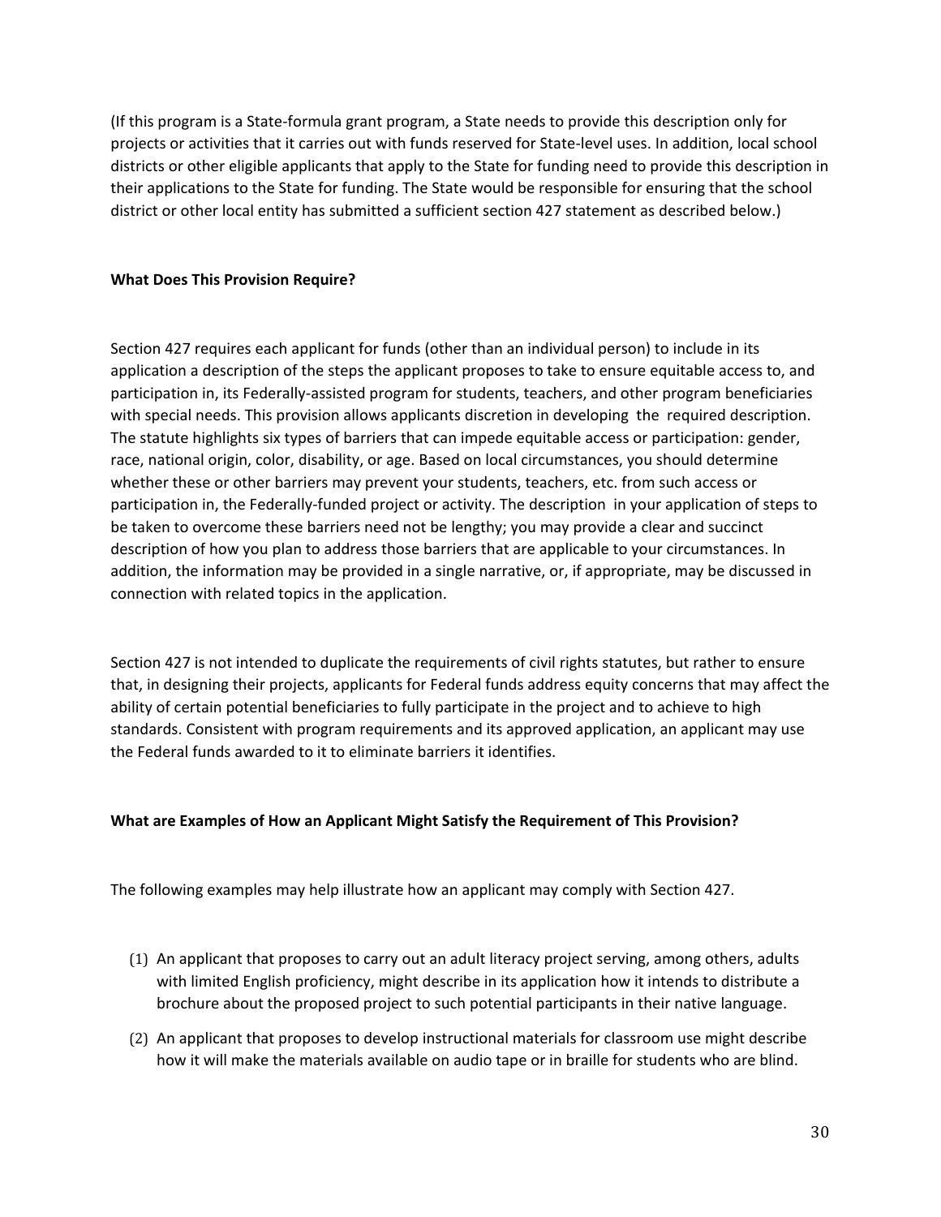(If this program is a State-formula grant program, a State needs to provide this description only for projects or activities that it carries out with funds reserved for State-level uses. In addition, local school districts or other eligible applicants that apply to the State for funding need to provide this description in their applications to the State for funding. The State would be responsible for ensuring that the school district or other local entity has submitted a sufficient section 427 statement as described below.)

**What Does This Provision Require?**

Section 427 requires each applicant for funds (other than an individual person) to include in its application a description of the steps the applicant proposes to take to ensure equitable access to, and participation in, its Federally-assisted program for students, teachers, and other program beneficiaries with special needs. This provision allows applicants discretion in developing the required description. The statute highlights six types of barriers that can impede equitable access or participation: gender, race, national origin, color, disability, or age. Based on local circumstances, you should determine whether these or other barriers may prevent your students, teachers, etc. from such access or participation in, the Federally-funded project or activity. The description in your application of steps to be taken to overcome these barriers need not be lengthy; you may provide a clear and succinct description of how you plan to address those barriers that are applicable to your circumstances. In addition, the information may be provided in a single narrative, or, if appropriate, may be discussed in connection with related topics in the application.

Section 427 is not intended to duplicate the requirements of civil rights statutes, but rather to ensure that, in designing their projects, applicants for Federal funds address equity concerns that may affect the ability of certain potential beneficiaries to fully participate in the project and to achieve to high standards. Consistent with program requirements and its approved application, an applicant may use the Federal funds awarded to it to eliminate barriers it identifies.

**What are Examples of How an Applicant Might Satisfy the Requirement of This Provision?**

The following examples may help illustrate how an applicant may comply with Section 427.

(1) An applicant that proposes to carry out an adult literacy project serving, among others, adults with limited English proficiency, might describe in its application how it intends to distribute a brochure about the proposed project to such potential participants in their native language.

(2) An applicant that proposes to develop instructional materials for classroom use might describe how it will make the materials available on audio tape or in braille for students who are blind.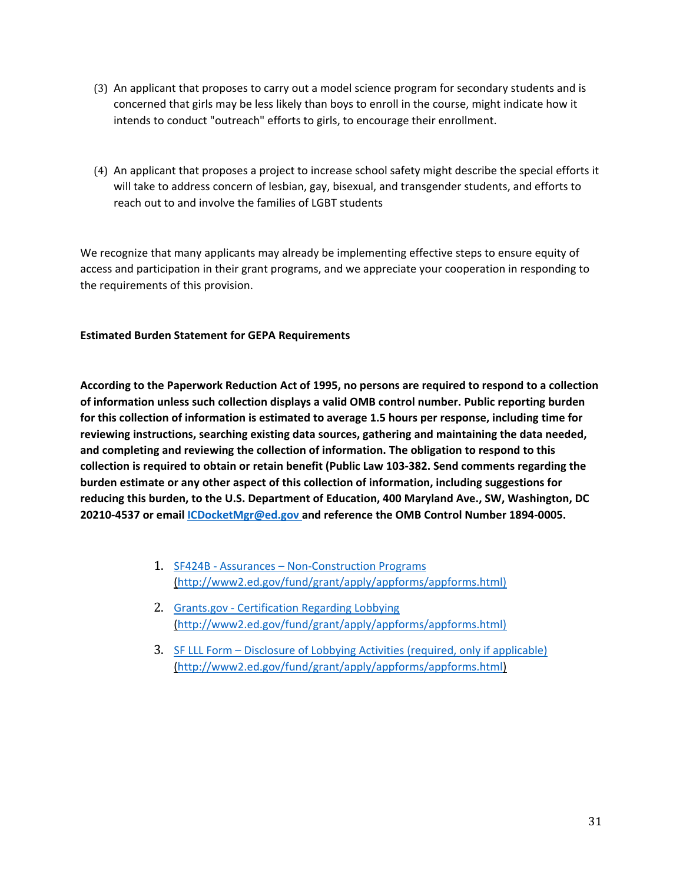(3) An applicant that proposes to carry out a model science program for secondary students and is concerned that girls may be less likely than boys to enroll in the course, might indicate how it intends to conduct "outreach" efforts to girls, to encourage their enrollment.

(4) An applicant that proposes a project to increase school safety might describe the special efforts it will take to address concern of lesbian, gay, bisexual, and transgender students, and efforts to reach out to and involve the families of LGBT students

We recognize that many applicants may already be implementing effective steps to ensure equity of access and participation in their grant programs, and we appreciate your cooperation in responding to the requirements of this provision.

**Estimated Burden Statement for GEPA Requirements**

**According to the Paperwork Reduction Act of 1995, no persons are required to respond to a collection of information unless such collection displays a valid OMB control number. Public reporting burden for this collection of information is estimated to average 1.5 hours per response, including time for reviewing instructions, searching existing data sources, gathering and maintaining the data needed, and completing and reviewing the collection of information. The obligation to respond to this collection is required to obtain or retain benefit (Public Law 103-382. Send comments regarding the burden estimate or any other aspect of this collection of information, including suggestions for reducing this burden, to the U.S. Department of Education, 400 Maryland Ave., SW, Washington, DC 20210-4537 or email [ICDocketMgr@ed.gov](mailto:ICDocketMgr@ed.gov) and reference the OMB Control Number 1894-0005.**

1. [SF424B - Assurances – Non-Construction Programs](http://www2.ed.gov/fund/grant/apply/appforms/appforms.html) (http://www2.ed.gov/fund/grant/apply/appforms/appforms.html)
2. [Grants.gov - Certification Regarding Lobbying](http://www2.ed.gov/fund/grant/apply/appforms/appforms.html) (http://www2.ed.gov/fund/grant/apply/appforms/appforms.html)
3. [SF LLL Form – Disclosure of Lobbying Activities (required, only if applicable)](http://www2.ed.gov/fund/grant/apply/appforms/appforms.html) (http://www2.ed.gov/fund/grant/apply/appforms/appforms.html)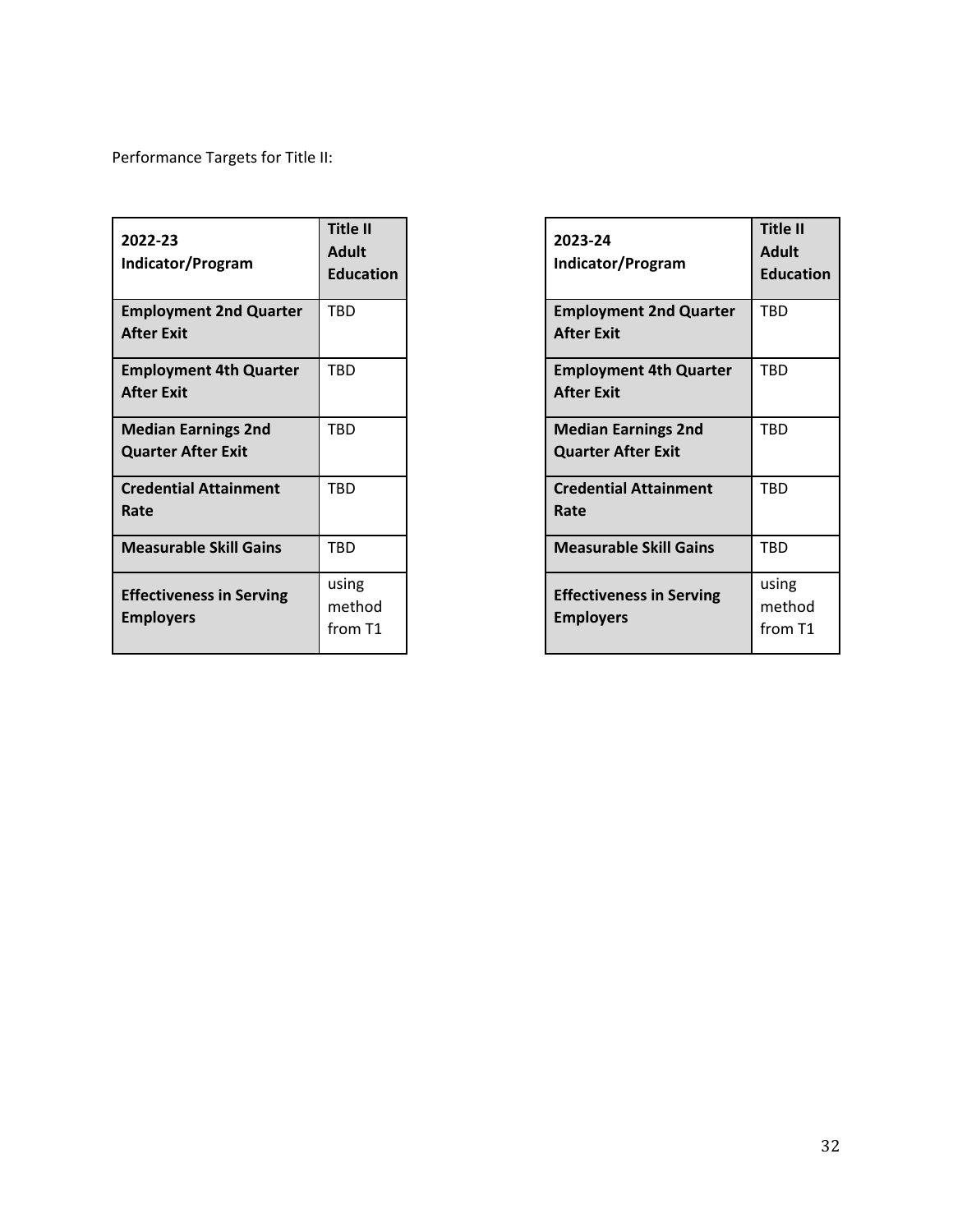Performance Targets for Title II:

| **2022-23 Indicator/Program** | **Title II Adult Education** |
|---|---|
| **Employment 2nd Quarter After Exit** | TBD |
| **Employment 4th Quarter After Exit** | TBD |
| **Median Earnings 2nd Quarter After Exit** | TBD |
| **Credential Attainment Rate** | TBD |
| **Measurable Skill Gains** | TBD |
| **Effectiveness in Serving Employers** | using method from T1 |

| **2023-24 Indicator/Program** | **Title II Adult Education** |
|---|---|
| **Employment 2nd Quarter After Exit** | TBD |
| **Employment 4th Quarter After Exit** | TBD |
| **Median Earnings 2nd Quarter After Exit** | TBD |
| **Credential Attainment Rate** | TBD |
| **Measurable Skill Gains** | TBD |
| **Effectiveness in Serving Employers** | using method from T1 |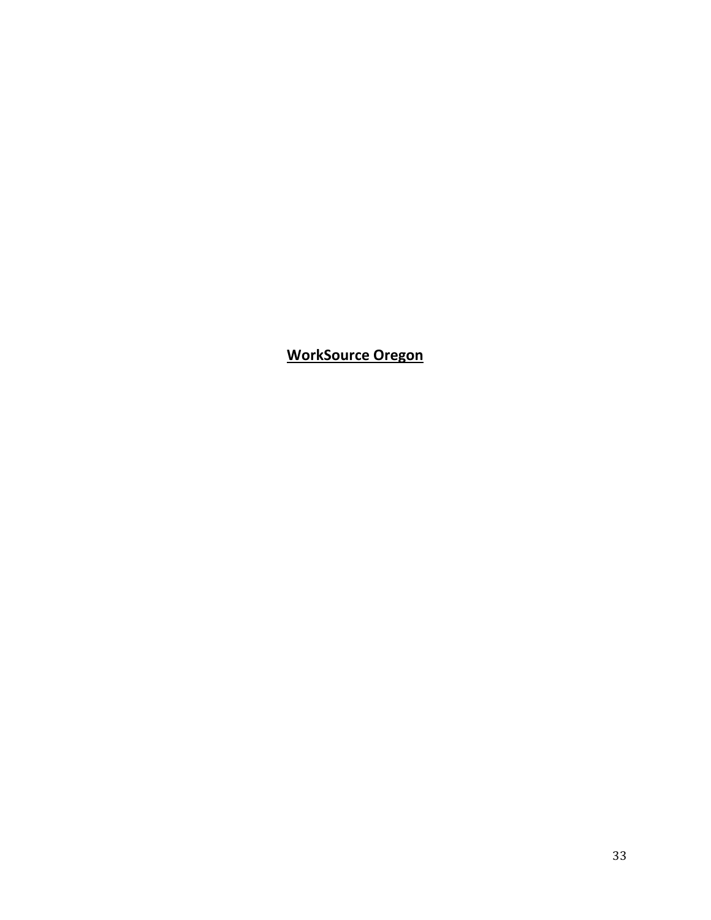# **WorkSource Oregon**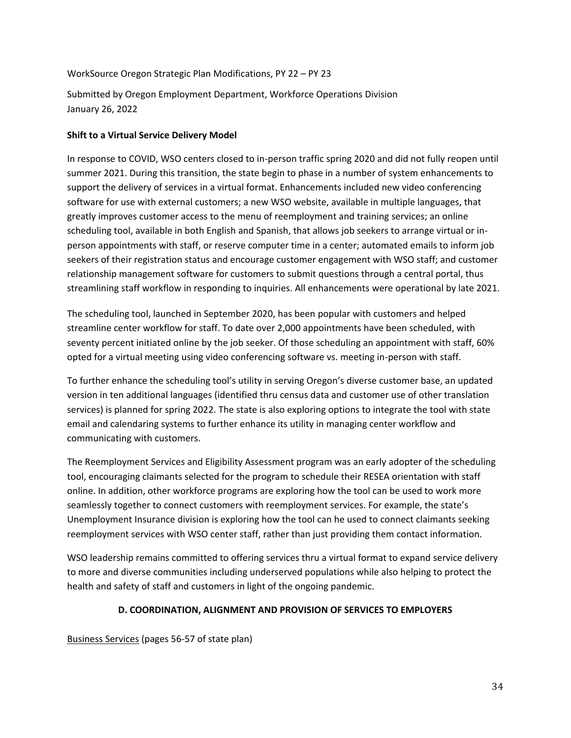WorkSource Oregon Strategic Plan Modifications, PY 22 – PY 23

Submitted by Oregon Employment Department, Workforce Operations Division
January 26, 2022

**Shift to a Virtual Service Delivery Model**

In response to COVID, WSO centers closed to in-person traffic spring 2020 and did not fully reopen until summer 2021. During this transition, the state begin to phase in a number of system enhancements to support the delivery of services in a virtual format. Enhancements included new video conferencing software for use with external customers; a new WSO website, available in multiple languages, that greatly improves customer access to the menu of reemployment and training services; an online scheduling tool, available in both English and Spanish, that allows job seekers to arrange virtual or in-person appointments with staff, or reserve computer time in a center; automated emails to inform job seekers of their registration status and encourage customer engagement with WSO staff; and customer relationship management software for customers to submit questions through a central portal, thus streamlining staff workflow in responding to inquiries. All enhancements were operational by late 2021.

The scheduling tool, launched in September 2020, has been popular with customers and helped streamline center workflow for staff. To date over 2,000 appointments have been scheduled, with seventy percent initiated online by the job seeker. Of those scheduling an appointment with staff, 60% opted for a virtual meeting using video conferencing software vs. meeting in-person with staff.

To further enhance the scheduling tool's utility in serving Oregon's diverse customer base, an updated version in ten additional languages (identified thru census data and customer use of other translation services) is planned for spring 2022. The state is also exploring options to integrate the tool with state email and calendaring systems to further enhance its utility in managing center workflow and communicating with customers.

The Reemployment Services and Eligibility Assessment program was an early adopter of the scheduling tool, encouraging claimants selected for the program to schedule their RESEA orientation with staff online. In addition, other workforce programs are exploring how the tool can be used to work more seamlessly together to connect customers with reemployment services. For example, the state's Unemployment Insurance division is exploring how the tool can he used to connect claimants seeking reemployment services with WSO center staff, rather than just providing them contact information.

WSO leadership remains committed to offering services thru a virtual format to expand service delivery to more and diverse communities including underserved populations while also helping to protect the health and safety of staff and customers in light of the ongoing pandemic.

## D. COORDINATION, ALIGNMENT AND PROVISION OF SERVICES TO EMPLOYERS

Business Services (pages 56-57 of state plan)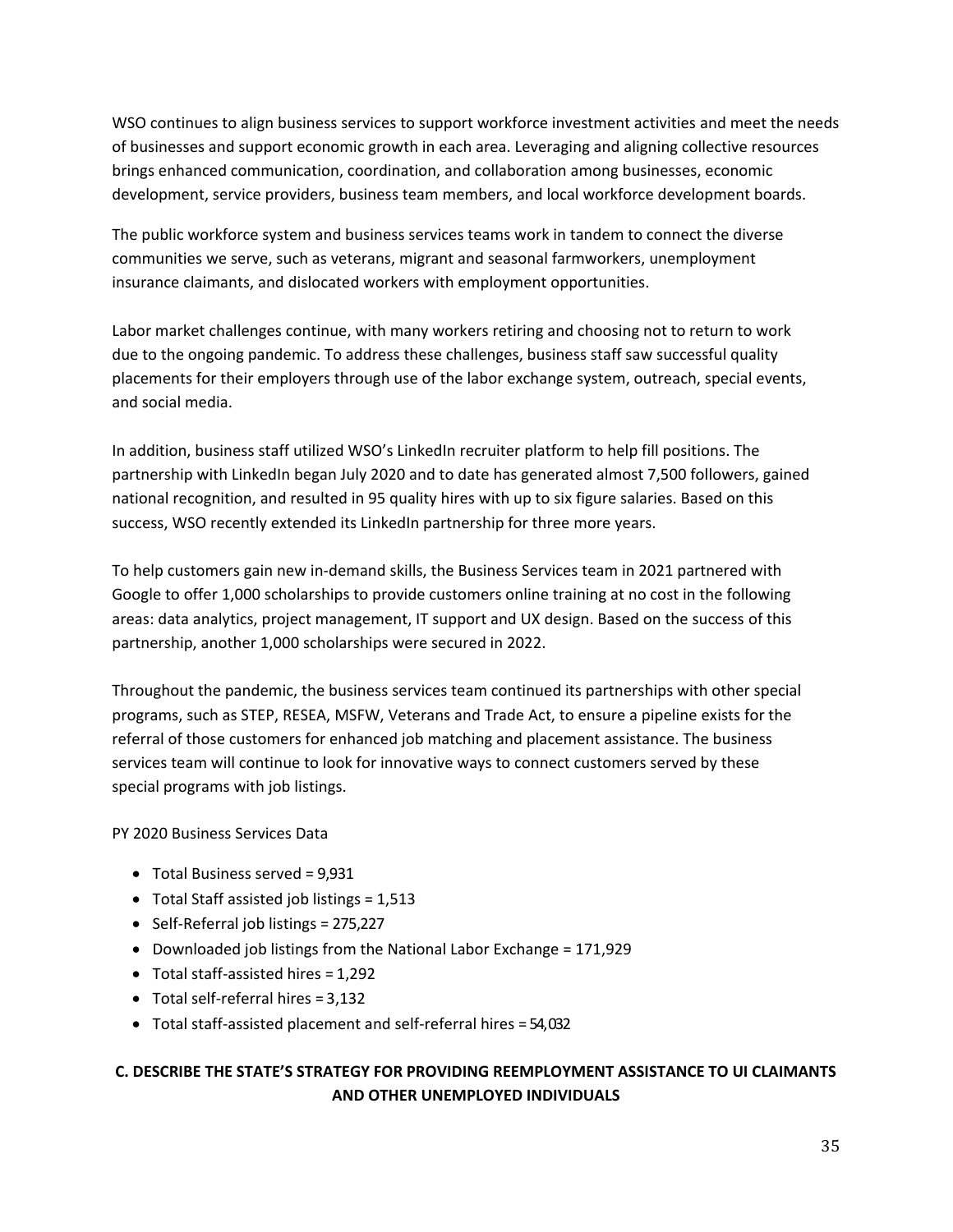WSO continues to align business services to support workforce investment activities and meet the needs of businesses and support economic growth in each area. Leveraging and aligning collective resources brings enhanced communication, coordination, and collaboration among businesses, economic development, service providers, business team members, and local workforce development boards.

The public workforce system and business services teams work in tandem to connect the diverse communities we serve, such as veterans, migrant and seasonal farmworkers, unemployment insurance claimants, and dislocated workers with employment opportunities.

Labor market challenges continue, with many workers retiring and choosing not to return to work due to the ongoing pandemic. To address these challenges, business staff saw successful quality placements for their employers through use of the labor exchange system, outreach, special events, and social media.

In addition, business staff utilized WSO's LinkedIn recruiter platform to help fill positions. The partnership with LinkedIn began July 2020 and to date has generated almost 7,500 followers, gained national recognition, and resulted in 95 quality hires with up to six figure salaries. Based on this success, WSO recently extended its LinkedIn partnership for three more years.

To help customers gain new in-demand skills, the Business Services team in 2021 partnered with Google to offer 1,000 scholarships to provide customers online training at no cost in the following areas: data analytics, project management, IT support and UX design. Based on the success of this partnership, another 1,000 scholarships were secured in 2022.

Throughout the pandemic, the business services team continued its partnerships with other special programs, such as STEP, RESEA, MSFW, Veterans and Trade Act, to ensure a pipeline exists for the referral of those customers for enhanced job matching and placement assistance. The business services team will continue to look for innovative ways to connect customers served by these special programs with job listings.

PY 2020 Business Services Data

- Total Business served = 9,931
- Total Staff assisted job listings = 1,513
- Self-Referral job listings = 275,227
- Downloaded job listings from the National Labor Exchange = 171,929
- Total staff-assisted hires = 1,292
- Total self-referral hires = 3,132
- Total staff-assisted placement and self-referral hires = 54,032

**C. DESCRIBE THE STATE'S STRATEGY FOR PROVIDING REEMPLOYMENT ASSISTANCE TO UI CLAIMANTS AND OTHER UNEMPLOYED INDIVIDUALS**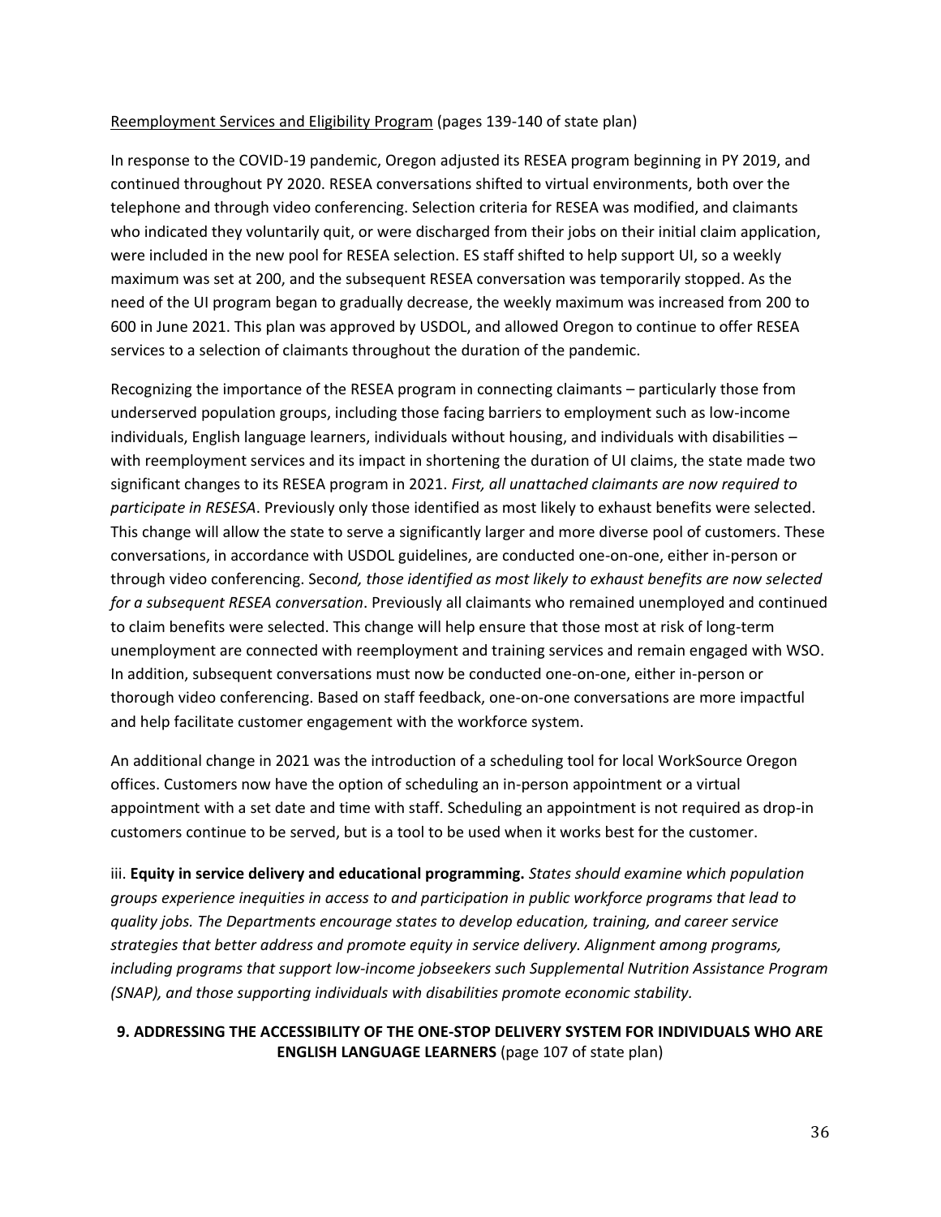Reemployment Services and Eligibility Program (pages 139-140 of state plan)

In response to the COVID-19 pandemic, Oregon adjusted its RESEA program beginning in PY 2019, and continued throughout PY 2020. RESEA conversations shifted to virtual environments, both over the telephone and through video conferencing. Selection criteria for RESEA was modified, and claimants who indicated they voluntarily quit, or were discharged from their jobs on their initial claim application, were included in the new pool for RESEA selection. ES staff shifted to help support UI, so a weekly maximum was set at 200, and the subsequent RESEA conversation was temporarily stopped. As the need of the UI program began to gradually decrease, the weekly maximum was increased from 200 to 600 in June 2021. This plan was approved by USDOL, and allowed Oregon to continue to offer RESEA services to a selection of claimants throughout the duration of the pandemic.

Recognizing the importance of the RESEA program in connecting claimants – particularly those from underserved population groups, including those facing barriers to employment such as low-income individuals, English language learners, individuals without housing, and individuals with disabilities – with reemployment services and its impact in shortening the duration of UI claims, the state made two significant changes to its RESEA program in 2021. *First, all unattached claimants are now required to participate in RESESA*. Previously only those identified as most likely to exhaust benefits were selected. This change will allow the state to serve a significantly larger and more diverse pool of customers. These conversations, in accordance with USDOL guidelines, are conducted one-on-one, either in-person or through video conferencing. Seco*nd, those identified as most likely to exhaust benefits are now selected for a subsequent RESEA conversation*. Previously all claimants who remained unemployed and continued to claim benefits were selected. This change will help ensure that those most at risk of long-term unemployment are connected with reemployment and training services and remain engaged with WSO. In addition, subsequent conversations must now be conducted one-on-one, either in-person or thorough video conferencing. Based on staff feedback, one-on-one conversations are more impactful and help facilitate customer engagement with the workforce system.

An additional change in 2021 was the introduction of a scheduling tool for local WorkSource Oregon offices. Customers now have the option of scheduling an in-person appointment or a virtual appointment with a set date and time with staff. Scheduling an appointment is not required as drop-in customers continue to be served, but is a tool to be used when it works best for the customer.

iii. **Equity in service delivery and educational programming.** *States should examine which population groups experience inequities in access to and participation in public workforce programs that lead to quality jobs. The Departments encourage states to develop education, training, and career service strategies that better address and promote equity in service delivery. Alignment among programs, including programs that support low-income jobseekers such Supplemental Nutrition Assistance Program (SNAP), and those supporting individuals with disabilities promote economic stability.*

## 9. ADDRESSING THE ACCESSIBILITY OF THE ONE-STOP DELIVERY SYSTEM FOR INDIVIDUALS WHO ARE ENGLISH LANGUAGE LEARNERS (page 107 of state plan)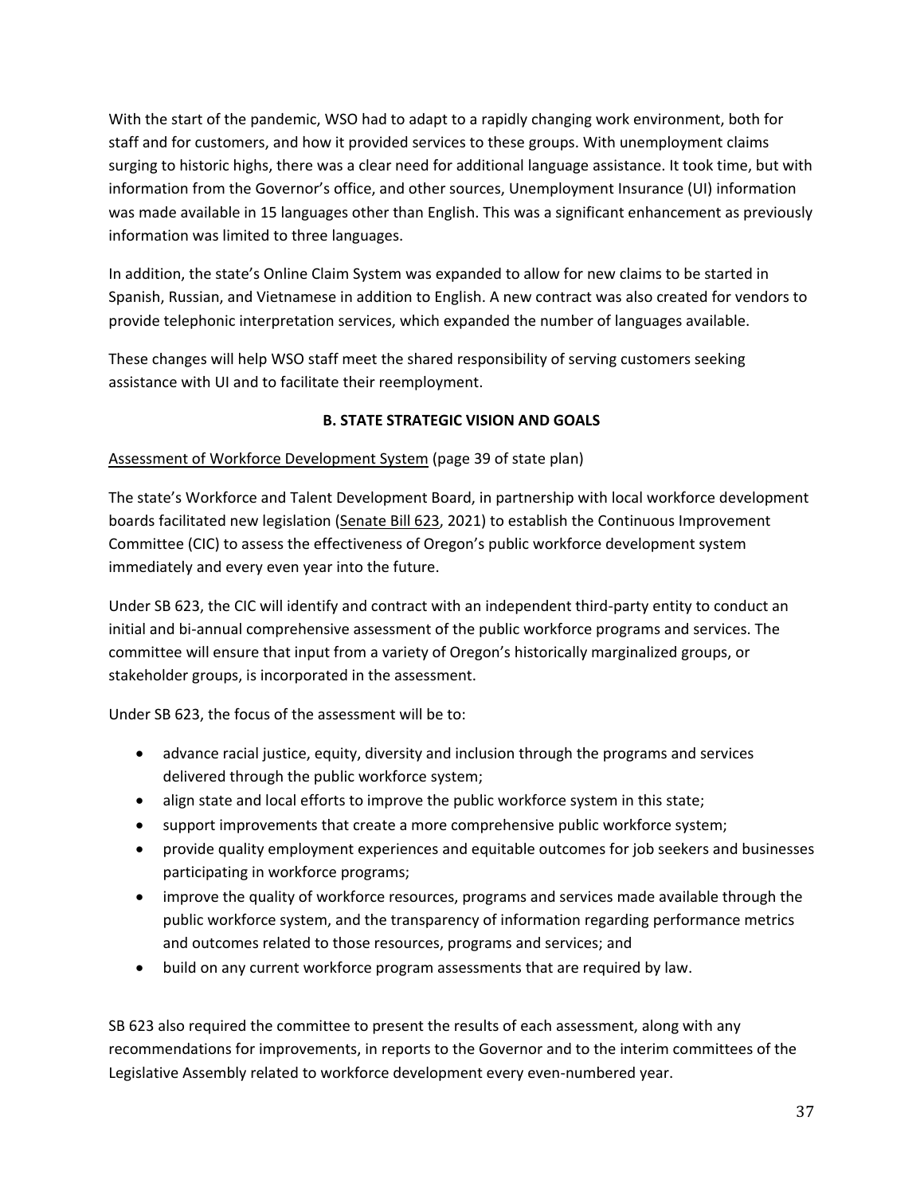With the start of the pandemic, WSO had to adapt to a rapidly changing work environment, both for staff and for customers, and how it provided services to these groups. With unemployment claims surging to historic highs, there was a clear need for additional language assistance. It took time, but with information from the Governor's office, and other sources, Unemployment Insurance (UI) information was made available in 15 languages other than English. This was a significant enhancement as previously information was limited to three languages.

In addition, the state's Online Claim System was expanded to allow for new claims to be started in Spanish, Russian, and Vietnamese in addition to English. A new contract was also created for vendors to provide telephonic interpretation services, which expanded the number of languages available.

These changes will help WSO staff meet the shared responsibility of serving customers seeking assistance with UI and to facilitate their reemployment.

## B. STATE STRATEGIC VISION AND GOALS

Assessment of Workforce Development System (page 39 of state plan)

The state's Workforce and Talent Development Board, in partnership with local workforce development boards facilitated new legislation (Senate Bill 623, 2021) to establish the Continuous Improvement Committee (CIC) to assess the effectiveness of Oregon's public workforce development system immediately and every even year into the future.

Under SB 623, the CIC will identify and contract with an independent third-party entity to conduct an initial and bi-annual comprehensive assessment of the public workforce programs and services. The committee will ensure that input from a variety of Oregon's historically marginalized groups, or stakeholder groups, is incorporated in the assessment.

Under SB 623, the focus of the assessment will be to:

- advance racial justice, equity, diversity and inclusion through the programs and services delivered through the public workforce system;
- align state and local efforts to improve the public workforce system in this state;
- support improvements that create a more comprehensive public workforce system;
- provide quality employment experiences and equitable outcomes for job seekers and businesses participating in workforce programs;
- improve the quality of workforce resources, programs and services made available through the public workforce system, and the transparency of information regarding performance metrics and outcomes related to those resources, programs and services; and
- build on any current workforce program assessments that are required by law.

SB 623 also required the committee to present the results of each assessment, along with any recommendations for improvements, in reports to the Governor and to the interim committees of the Legislative Assembly related to workforce development every even-numbered year.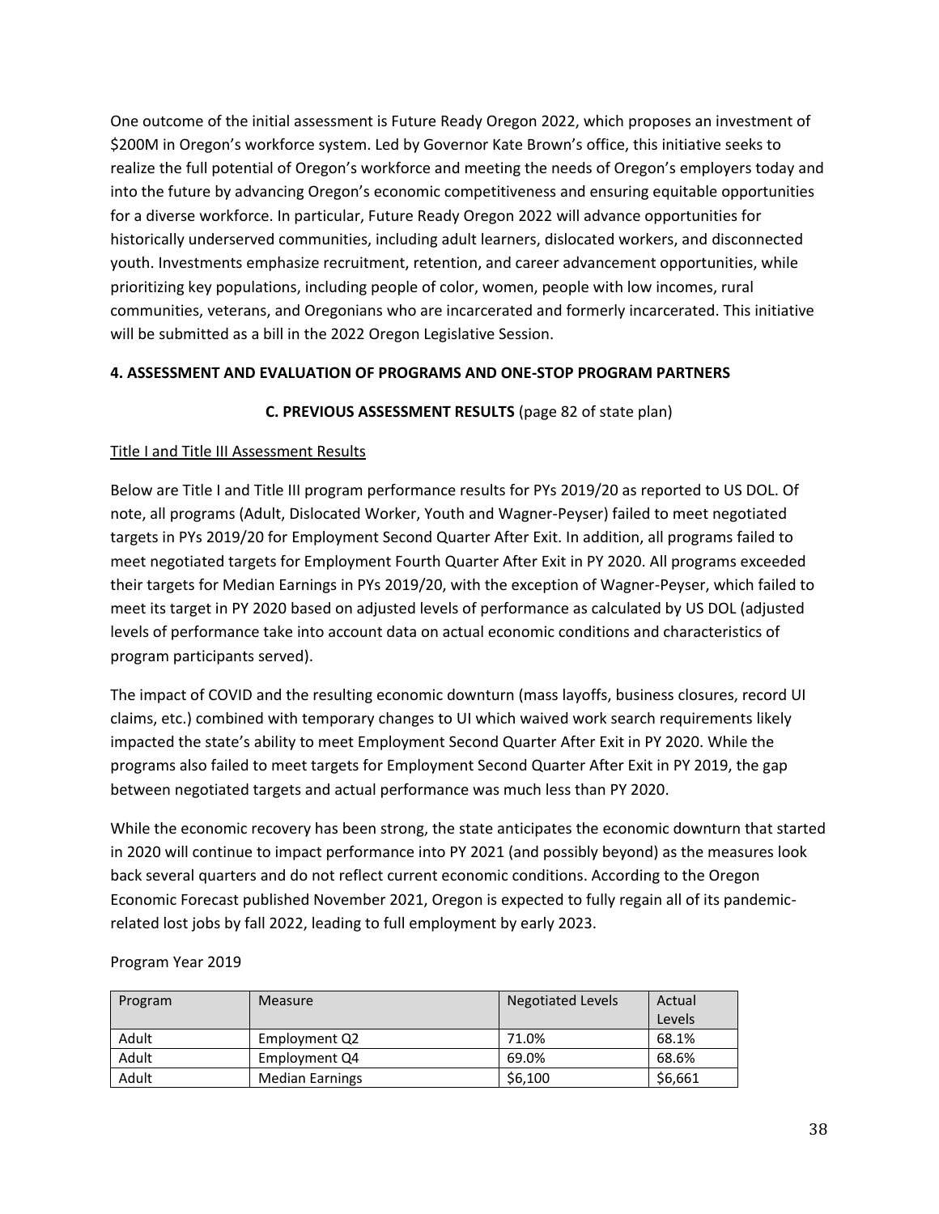One outcome of the initial assessment is Future Ready Oregon 2022, which proposes an investment of $200M in Oregon's workforce system. Led by Governor Kate Brown's office, this initiative seeks to realize the full potential of Oregon's workforce and meeting the needs of Oregon's employers today and into the future by advancing Oregon's economic competitiveness and ensuring equitable opportunities for a diverse workforce. In particular, Future Ready Oregon 2022 will advance opportunities for historically underserved communities, including adult learners, dislocated workers, and disconnected youth. Investments emphasize recruitment, retention, and career advancement opportunities, while prioritizing key populations, including people of color, women, people with low incomes, rural communities, veterans, and Oregonians who are incarcerated and formerly incarcerated. This initiative will be submitted as a bill in the 2022 Oregon Legislative Session.

### 4. ASSESSMENT AND EVALUATION OF PROGRAMS AND ONE-STOP PROGRAM PARTNERS

#### C. PREVIOUS ASSESSMENT RESULTS (page 82 of state plan)

Title I and Title III Assessment Results

Below are Title I and Title III program performance results for PYs 2019/20 as reported to US DOL. Of note, all programs (Adult, Dislocated Worker, Youth and Wagner-Peyser) failed to meet negotiated targets in PYs 2019/20 for Employment Second Quarter After Exit. In addition, all programs failed to meet negotiated targets for Employment Fourth Quarter After Exit in PY 2020. All programs exceeded their targets for Median Earnings in PYs 2019/20, with the exception of Wagner-Peyser, which failed to meet its target in PY 2020 based on adjusted levels of performance as calculated by US DOL (adjusted levels of performance take into account data on actual economic conditions and characteristics of program participants served).

The impact of COVID and the resulting economic downturn (mass layoffs, business closures, record UI claims, etc.) combined with temporary changes to UI which waived work search requirements likely impacted the state's ability to meet Employment Second Quarter After Exit in PY 2020. While the programs also failed to meet targets for Employment Second Quarter After Exit in PY 2019, the gap between negotiated targets and actual performance was much less than PY 2020.

While the economic recovery has been strong, the state anticipates the economic downturn that started in 2020 will continue to impact performance into PY 2021 (and possibly beyond) as the measures look back several quarters and do not reflect current economic conditions. According to the Oregon Economic Forecast published November 2021, Oregon is expected to fully regain all of its pandemic-related lost jobs by fall 2022, leading to full employment by early 2023.

Program Year 2019

| Program | Measure | Negotiated Levels | Actual Levels |
|---|---|---|---|
| Adult | Employment Q2 | 71.0% | 68.1% |
| Adult | Employment Q4 | 69.0% | 68.6% |
| Adult | Median Earnings | $6,100 | $6,661 |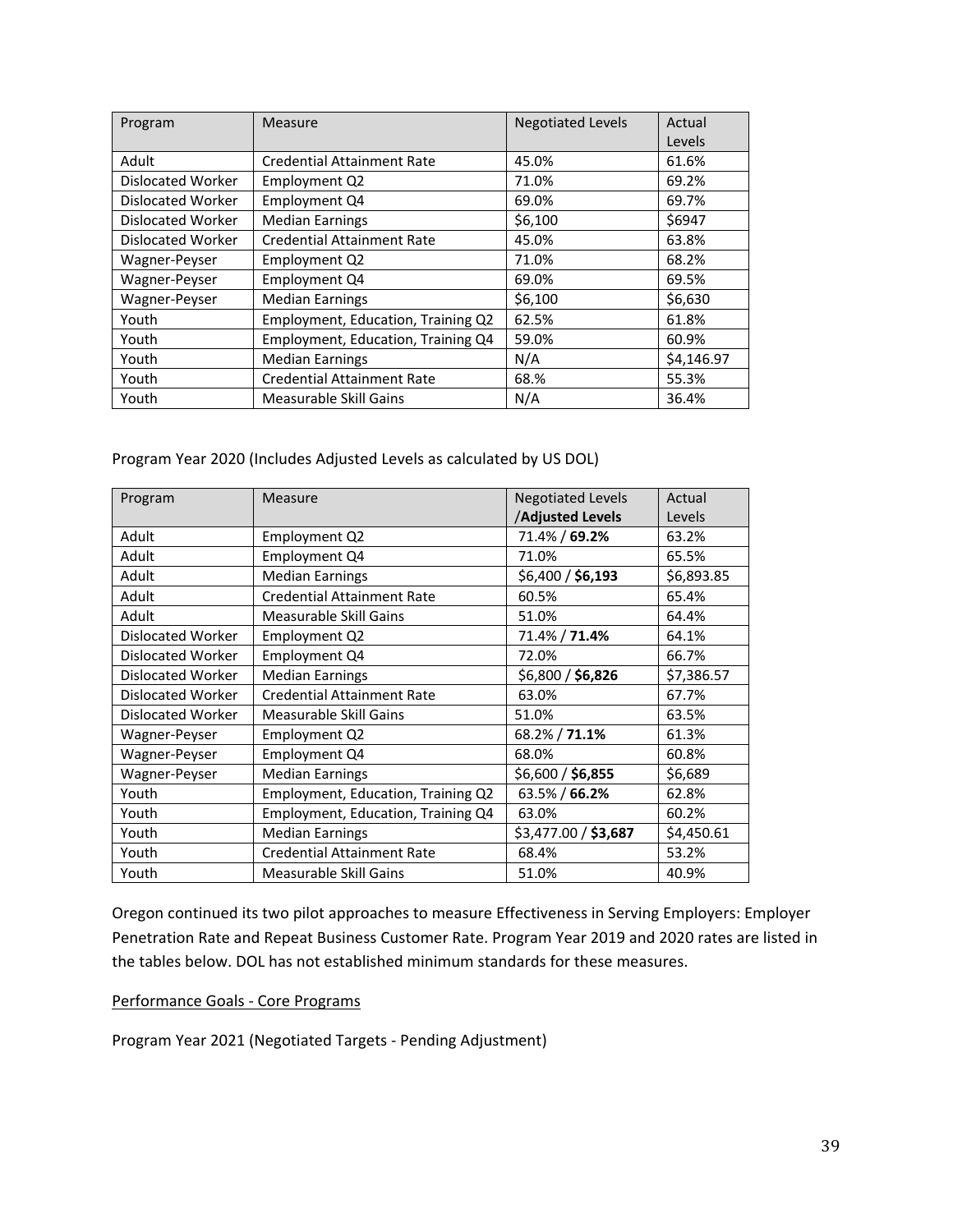| Program | Measure | Negotiated Levels | Actual Levels |
|---|---|---|---|
| Adult | Credential Attainment Rate | 45.0% | 61.6% |
| Dislocated Worker | Employment Q2 | 71.0% | 69.2% |
| Dislocated Worker | Employment Q4 | 69.0% | 69.7% |
| Dislocated Worker | Median Earnings | $6,100 | $6947 |
| Dislocated Worker | Credential Attainment Rate | 45.0% | 63.8% |
| Wagner-Peyser | Employment Q2 | 71.0% | 68.2% |
| Wagner-Peyser | Employment Q4 | 69.0% | 69.5% |
| Wagner-Peyser | Median Earnings | $6,100 | $6,630 |
| Youth | Employment, Education, Training Q2 | 62.5% | 61.8% |
| Youth | Employment, Education, Training Q4 | 59.0% | 60.9% |
| Youth | Median Earnings | N/A | $4,146.97 |
| Youth | Credential Attainment Rate | 68.% | 55.3% |
| Youth | Measurable Skill Gains | N/A | 36.4% |

Program Year 2020 (Includes Adjusted Levels as calculated by US DOL)

| Program | Measure | Negotiated Levels /**Adjusted Levels** | Actual Levels |
|---|---|---|---|
| Adult | Employment Q2 | 71.4% / **69.2%** | 63.2% |
| Adult | Employment Q4 | 71.0% | 65.5% |
| Adult | Median Earnings | $6,400 / **$6,193** | $6,893.85 |
| Adult | Credential Attainment Rate | 60.5% | 65.4% |
| Adult | Measurable Skill Gains | 51.0% | 64.4% |
| Dislocated Worker | Employment Q2 | 71.4% / **71.4%** | 64.1% |
| Dislocated Worker | Employment Q4 | 72.0% | 66.7% |
| Dislocated Worker | Median Earnings | $6,800 / **$6,826** | $7,386.57 |
| Dislocated Worker | Credential Attainment Rate | 63.0% | 67.7% |
| Dislocated Worker | Measurable Skill Gains | 51.0% | 63.5% |
| Wagner-Peyser | Employment Q2 | 68.2% / **71.1%** | 61.3% |
| Wagner-Peyser | Employment Q4 | 68.0% | 60.8% |
| Wagner-Peyser | Median Earnings | $6,600 / **$6,855** | $6,689 |
| Youth | Employment, Education, Training Q2 | 63.5% / **66.2%** | 62.8% |
| Youth | Employment, Education, Training Q4 | 63.0% | 60.2% |
| Youth | Median Earnings | $3,477.00 / **$3,687** | $4,450.61 |
| Youth | Credential Attainment Rate | 68.4% | 53.2% |
| Youth | Measurable Skill Gains | 51.0% | 40.9% |

Oregon continued its two pilot approaches to measure Effectiveness in Serving Employers: Employer Penetration Rate and Repeat Business Customer Rate. Program Year 2019 and 2020 rates are listed in the tables below. DOL has not established minimum standards for these measures.

Performance Goals - Core Programs

Program Year 2021 (Negotiated Targets - Pending Adjustment)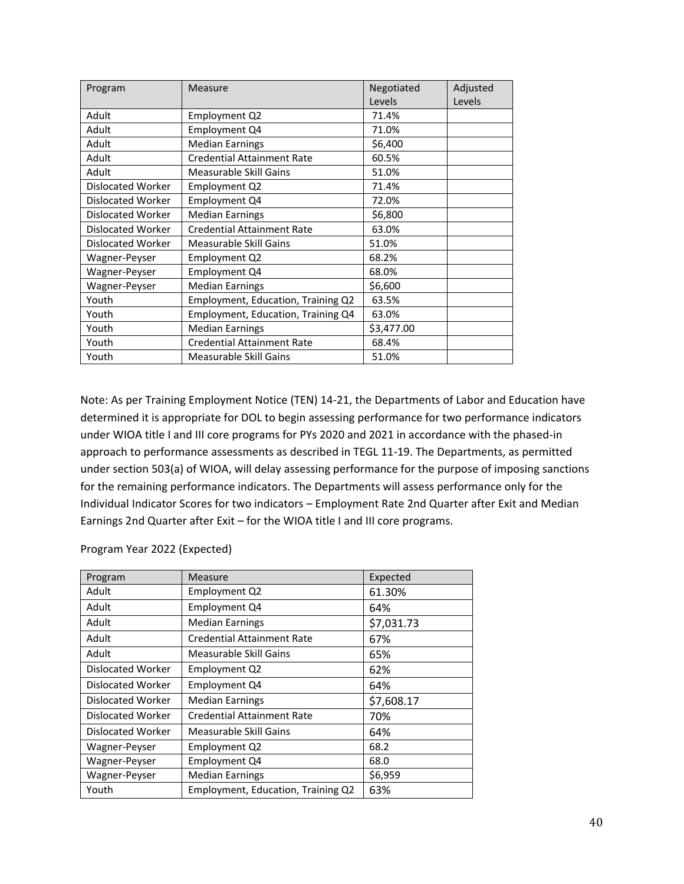| Program | Measure | Negotiated Levels | Adjusted Levels |
|---|---|---|---|
| Adult | Employment Q2 | 71.4% | |
| Adult | Employment Q4 | 71.0% | |
| Adult | Median Earnings | $6,400 | |
| Adult | Credential Attainment Rate | 60.5% | |
| Adult | Measurable Skill Gains | 51.0% | |
| Dislocated Worker | Employment Q2 | 71.4% | |
| Dislocated Worker | Employment Q4 | 72.0% | |
| Dislocated Worker | Median Earnings | $6,800 | |
| Dislocated Worker | Credential Attainment Rate | 63.0% | |
| Dislocated Worker | Measurable Skill Gains | 51.0% | |
| Wagner-Peyser | Employment Q2 | 68.2% | |
| Wagner-Peyser | Employment Q4 | 68.0% | |
| Wagner-Peyser | Median Earnings | $6,600 | |
| Youth | Employment, Education, Training Q2 | 63.5% | |
| Youth | Employment, Education, Training Q4 | 63.0% | |
| Youth | Median Earnings | $3,477.00 | |
| Youth | Credential Attainment Rate | 68.4% | |
| Youth | Measurable Skill Gains | 51.0% | |

Note: As per Training Employment Notice (TEN) 14-21, the Departments of Labor and Education have determined it is appropriate for DOL to begin assessing performance for two performance indicators under WIOA title I and III core programs for PYs 2020 and 2021 in accordance with the phased-in approach to performance assessments as described in TEGL 11-19. The Departments, as permitted under section 503(a) of WIOA, will delay assessing performance for the purpose of imposing sanctions for the remaining performance indicators. The Departments will assess performance only for the Individual Indicator Scores for two indicators – Employment Rate 2nd Quarter after Exit and Median Earnings 2nd Quarter after Exit – for the WIOA title I and III core programs.

Program Year 2022 (Expected)

| Program | Measure | Expected |
|---|---|---|
| Adult | Employment Q2 | 61.30% |
| Adult | Employment Q4 | 64% |
| Adult | Median Earnings | $7,031.73 |
| Adult | Credential Attainment Rate | 67% |
| Adult | Measurable Skill Gains | 65% |
| Dislocated Worker | Employment Q2 | 62% |
| Dislocated Worker | Employment Q4 | 64% |
| Dislocated Worker | Median Earnings | $7,608.17 |
| Dislocated Worker | Credential Attainment Rate | 70% |
| Dislocated Worker | Measurable Skill Gains | 64% |
| Wagner-Peyser | Employment Q2 | 68.2 |
| Wagner-Peyser | Employment Q4 | 68.0 |
| Wagner-Peyser | Median Earnings | $6,959 |
| Youth | Employment, Education, Training Q2 | 63% |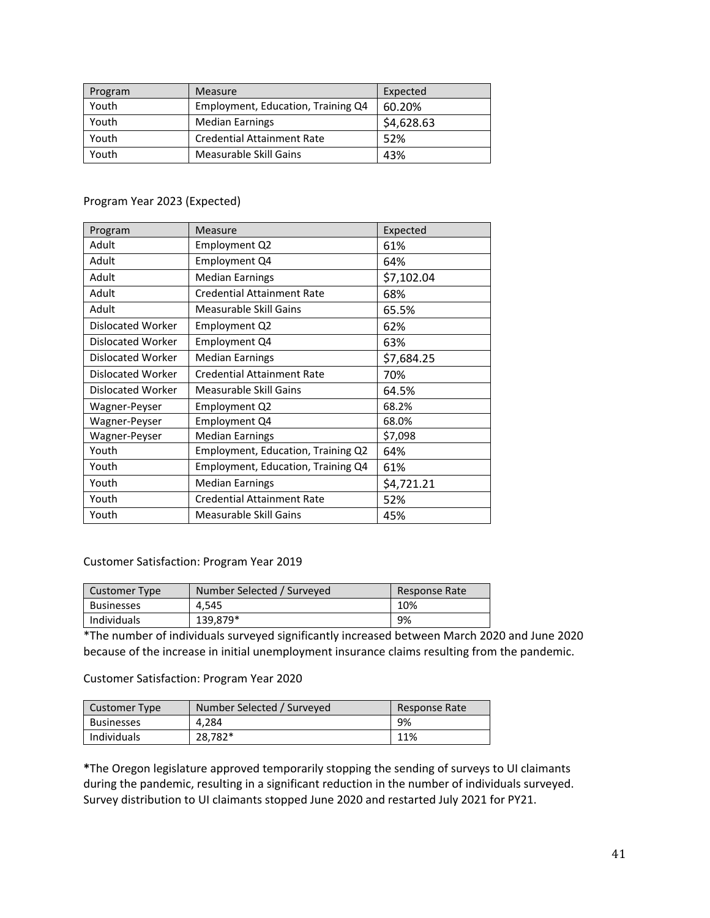| Program | Measure | Expected |
|---|---|---|
| Youth | Employment, Education, Training Q4 | 60.20% |
| Youth | Median Earnings | $4,628.63 |
| Youth | Credential Attainment Rate | 52% |
| Youth | Measurable Skill Gains | 43% |

Program Year 2023 (Expected)

| Program | Measure | Expected |
|---|---|---|
| Adult | Employment Q2 | 61% |
| Adult | Employment Q4 | 64% |
| Adult | Median Earnings | $7,102.04 |
| Adult | Credential Attainment Rate | 68% |
| Adult | Measurable Skill Gains | 65.5% |
| Dislocated Worker | Employment Q2 | 62% |
| Dislocated Worker | Employment Q4 | 63% |
| Dislocated Worker | Median Earnings | $7,684.25 |
| Dislocated Worker | Credential Attainment Rate | 70% |
| Dislocated Worker | Measurable Skill Gains | 64.5% |
| Wagner-Peyser | Employment Q2 | 68.2% |
| Wagner-Peyser | Employment Q4 | 68.0% |
| Wagner-Peyser | Median Earnings | $7,098 |
| Youth | Employment, Education, Training Q2 | 64% |
| Youth | Employment, Education, Training Q4 | 61% |
| Youth | Median Earnings | $4,721.21 |
| Youth | Credential Attainment Rate | 52% |
| Youth | Measurable Skill Gains | 45% |

Customer Satisfaction: Program Year 2019

| Customer Type | Number Selected / Surveyed | Response Rate |
|---|---|---|
| Businesses | 4,545 | 10% |
| Individuals | 139,879* | 9% |

*The number of individuals surveyed significantly increased between March 2020 and June 2020 because of the increase in initial unemployment insurance claims resulting from the pandemic.

Customer Satisfaction: Program Year 2020

| Customer Type | Number Selected / Surveyed | Response Rate |
|---|---|---|
| Businesses | 4,284 | 9% |
| Individuals | 28,782* | 11% |

**\***The Oregon legislature approved temporarily stopping the sending of surveys to UI claimants during the pandemic, resulting in a significant reduction in the number of individuals surveyed. Survey distribution to UI claimants stopped June 2020 and restarted July 2021 for PY21.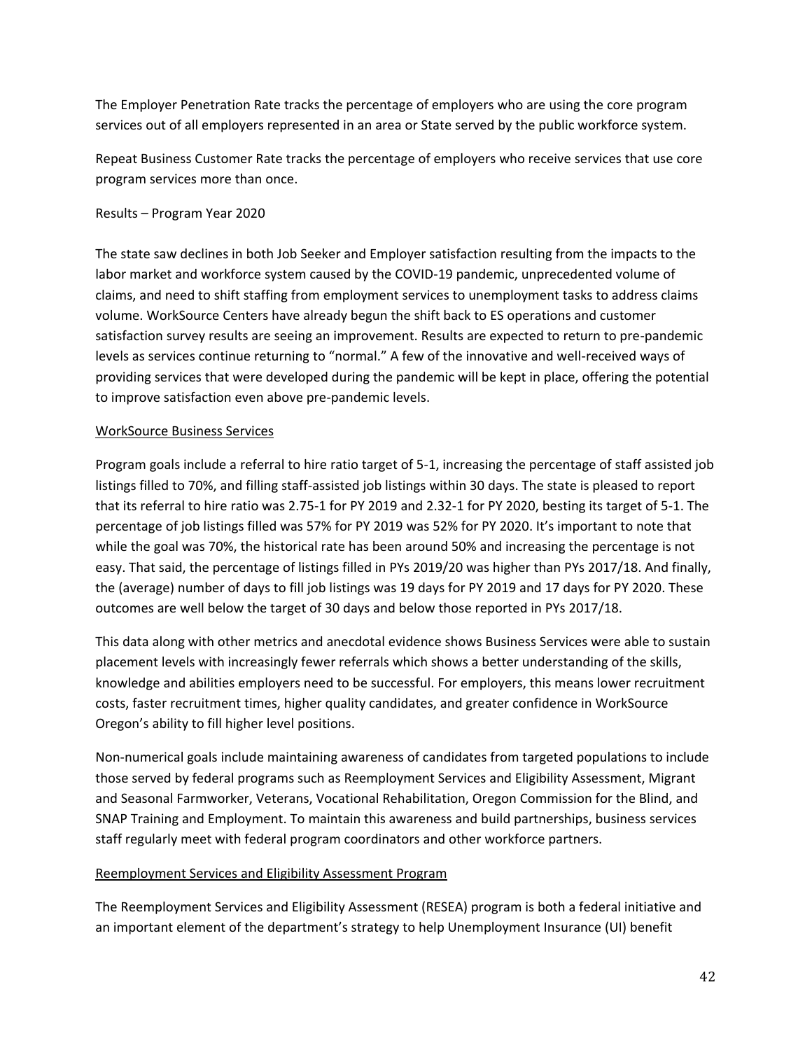The Employer Penetration Rate tracks the percentage of employers who are using the core program services out of all employers represented in an area or State served by the public workforce system.

Repeat Business Customer Rate tracks the percentage of employers who receive services that use core program services more than once.

Results – Program Year 2020

The state saw declines in both Job Seeker and Employer satisfaction resulting from the impacts to the labor market and workforce system caused by the COVID-19 pandemic, unprecedented volume of claims, and need to shift staffing from employment services to unemployment tasks to address claims volume. WorkSource Centers have already begun the shift back to ES operations and customer satisfaction survey results are seeing an improvement. Results are expected to return to pre-pandemic levels as services continue returning to "normal." A few of the innovative and well-received ways of providing services that were developed during the pandemic will be kept in place, offering the potential to improve satisfaction even above pre-pandemic levels.

<u>WorkSource Business Services</u>

Program goals include a referral to hire ratio target of 5-1, increasing the percentage of staff assisted job listings filled to 70%, and filling staff-assisted job listings within 30 days. The state is pleased to report that its referral to hire ratio was 2.75-1 for PY 2019 and 2.32-1 for PY 2020, besting its target of 5-1. The percentage of job listings filled was 57% for PY 2019 was 52% for PY 2020. It's important to note that while the goal was 70%, the historical rate has been around 50% and increasing the percentage is not easy. That said, the percentage of listings filled in PYs 2019/20 was higher than PYs 2017/18. And finally, the (average) number of days to fill job listings was 19 days for PY 2019 and 17 days for PY 2020. These outcomes are well below the target of 30 days and below those reported in PYs 2017/18.

This data along with other metrics and anecdotal evidence shows Business Services were able to sustain placement levels with increasingly fewer referrals which shows a better understanding of the skills, knowledge and abilities employers need to be successful. For employers, this means lower recruitment costs, faster recruitment times, higher quality candidates, and greater confidence in WorkSource Oregon's ability to fill higher level positions.

Non-numerical goals include maintaining awareness of candidates from targeted populations to include those served by federal programs such as Reemployment Services and Eligibility Assessment, Migrant and Seasonal Farmworker, Veterans, Vocational Rehabilitation, Oregon Commission for the Blind, and SNAP Training and Employment. To maintain this awareness and build partnerships, business services staff regularly meet with federal program coordinators and other workforce partners.

<u>Reemployment Services and Eligibility Assessment Program</u>

The Reemployment Services and Eligibility Assessment (RESEA) program is both a federal initiative and an important element of the department's strategy to help Unemployment Insurance (UI) benefit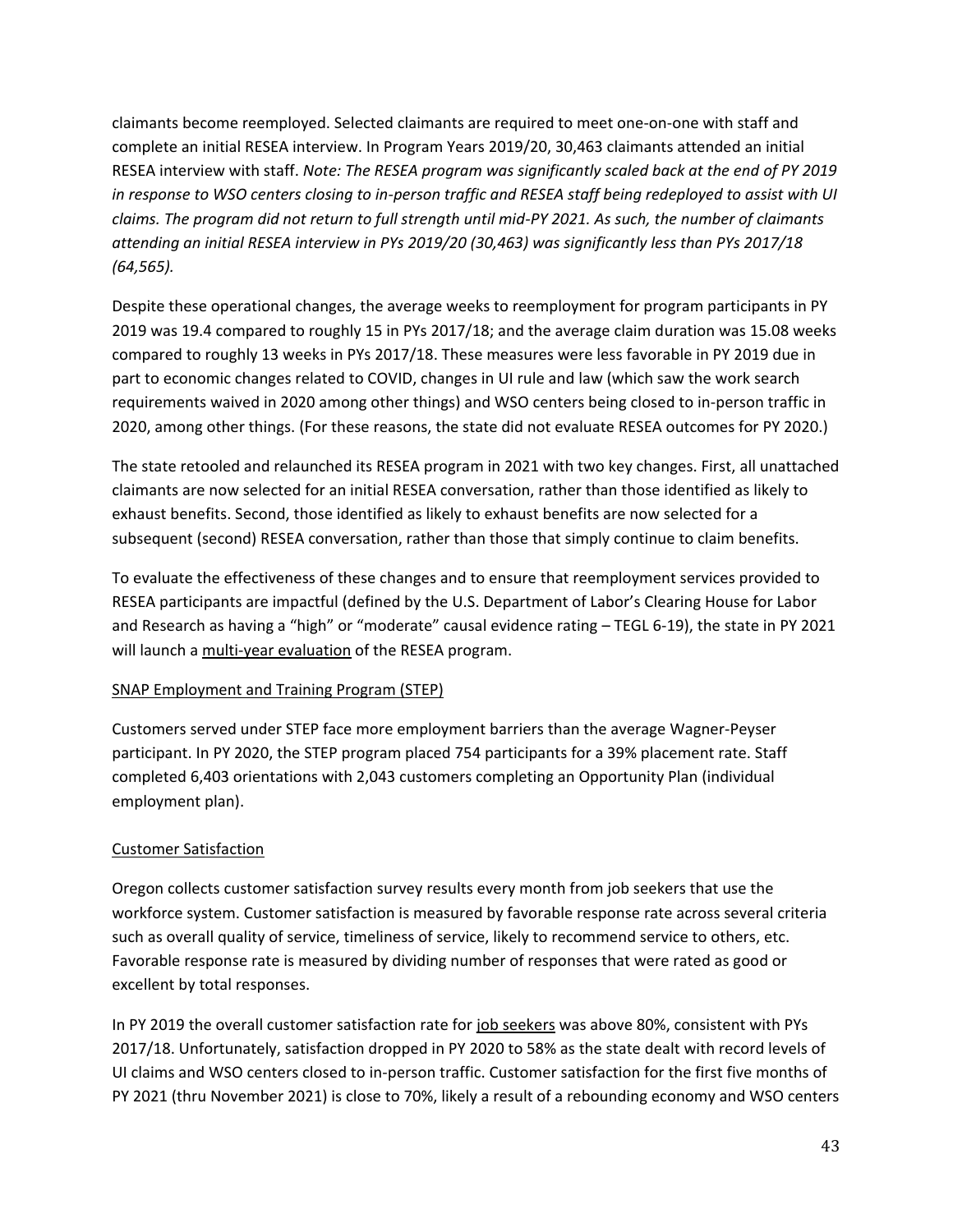claimants become reemployed. Selected claimants are required to meet one-on-one with staff and complete an initial RESEA interview. In Program Years 2019/20, 30,463 claimants attended an initial RESEA interview with staff. *Note: The RESEA program was significantly scaled back at the end of PY 2019 in response to WSO centers closing to in-person traffic and RESEA staff being redeployed to assist with UI claims. The program did not return to full strength until mid-PY 2021. As such, the number of claimants attending an initial RESEA interview in PYs 2019/20 (30,463) was significantly less than PYs 2017/18 (64,565).*

Despite these operational changes, the average weeks to reemployment for program participants in PY 2019 was 19.4 compared to roughly 15 in PYs 2017/18; and the average claim duration was 15.08 weeks compared to roughly 13 weeks in PYs 2017/18. These measures were less favorable in PY 2019 due in part to economic changes related to COVID, changes in UI rule and law (which saw the work search requirements waived in 2020 among other things) and WSO centers being closed to in-person traffic in 2020, among other things. (For these reasons, the state did not evaluate RESEA outcomes for PY 2020.)

The state retooled and relaunched its RESEA program in 2021 with two key changes. First, all unattached claimants are now selected for an initial RESEA conversation, rather than those identified as likely to exhaust benefits. Second, those identified as likely to exhaust benefits are now selected for a subsequent (second) RESEA conversation, rather than those that simply continue to claim benefits.

To evaluate the effectiveness of these changes and to ensure that reemployment services provided to RESEA participants are impactful (defined by the U.S. Department of Labor's Clearing House for Labor and Research as having a "high" or "moderate" causal evidence rating – TEGL 6-19), the state in PY 2021 will launch a multi-year evaluation of the RESEA program.

SNAP Employment and Training Program (STEP)

Customers served under STEP face more employment barriers than the average Wagner-Peyser participant. In PY 2020, the STEP program placed 754 participants for a 39% placement rate. Staff completed 6,403 orientations with 2,043 customers completing an Opportunity Plan (individual employment plan).

Customer Satisfaction

Oregon collects customer satisfaction survey results every month from job seekers that use the workforce system. Customer satisfaction is measured by favorable response rate across several criteria such as overall quality of service, timeliness of service, likely to recommend service to others, etc. Favorable response rate is measured by dividing number of responses that were rated as good or excellent by total responses.

In PY 2019 the overall customer satisfaction rate for job seekers was above 80%, consistent with PYs 2017/18. Unfortunately, satisfaction dropped in PY 2020 to 58% as the state dealt with record levels of UI claims and WSO centers closed to in-person traffic. Customer satisfaction for the first five months of PY 2021 (thru November 2021) is close to 70%, likely a result of a rebounding economy and WSO centers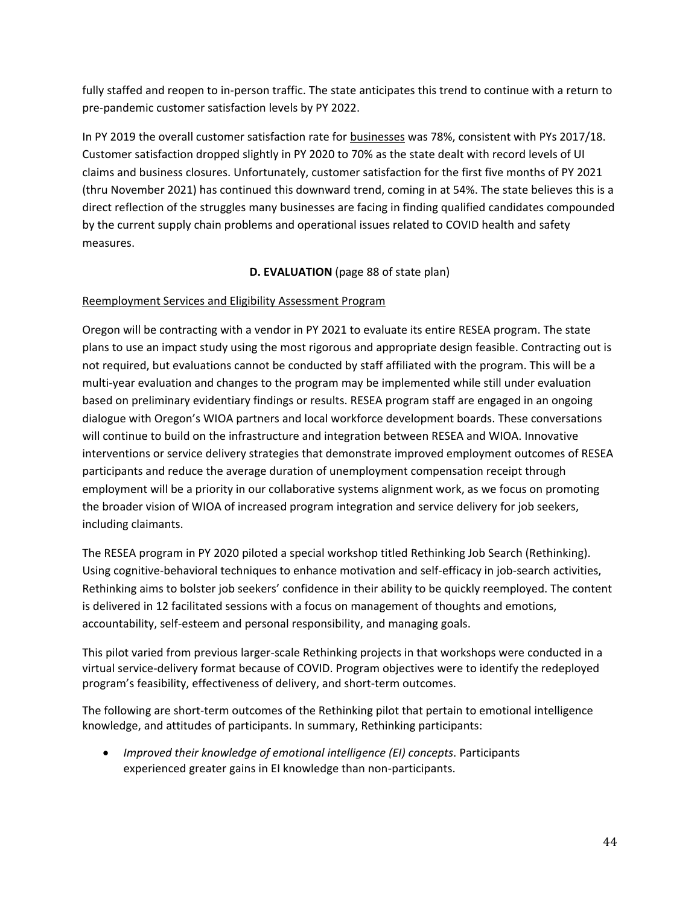fully staffed and reopen to in-person traffic. The state anticipates this trend to continue with a return to pre-pandemic customer satisfaction levels by PY 2022.

In PY 2019 the overall customer satisfaction rate for businesses was 78%, consistent with PYs 2017/18. Customer satisfaction dropped slightly in PY 2020 to 70% as the state dealt with record levels of UI claims and business closures. Unfortunately, customer satisfaction for the first five months of PY 2021 (thru November 2021) has continued this downward trend, coming in at 54%. The state believes this is a direct reflection of the struggles many businesses are facing in finding qualified candidates compounded by the current supply chain problems and operational issues related to COVID health and safety measures.

**D. EVALUATION** (page 88 of state plan)

Reemployment Services and Eligibility Assessment Program

Oregon will be contracting with a vendor in PY 2021 to evaluate its entire RESEA program. The state plans to use an impact study using the most rigorous and appropriate design feasible. Contracting out is not required, but evaluations cannot be conducted by staff affiliated with the program. This will be a multi-year evaluation and changes to the program may be implemented while still under evaluation based on preliminary evidentiary findings or results. RESEA program staff are engaged in an ongoing dialogue with Oregon's WIOA partners and local workforce development boards. These conversations will continue to build on the infrastructure and integration between RESEA and WIOA. Innovative interventions or service delivery strategies that demonstrate improved employment outcomes of RESEA participants and reduce the average duration of unemployment compensation receipt through employment will be a priority in our collaborative systems alignment work, as we focus on promoting the broader vision of WIOA of increased program integration and service delivery for job seekers, including claimants.

The RESEA program in PY 2020 piloted a special workshop titled Rethinking Job Search (Rethinking). Using cognitive-behavioral techniques to enhance motivation and self-efficacy in job-search activities, Rethinking aims to bolster job seekers' confidence in their ability to be quickly reemployed. The content is delivered in 12 facilitated sessions with a focus on management of thoughts and emotions, accountability, self-esteem and personal responsibility, and managing goals.

This pilot varied from previous larger-scale Rethinking projects in that workshops were conducted in a virtual service-delivery format because of COVID. Program objectives were to identify the redeployed program's feasibility, effectiveness of delivery, and short-term outcomes.

The following are short-term outcomes of the Rethinking pilot that pertain to emotional intelligence knowledge, and attitudes of participants. In summary, Rethinking participants:

- *Improved their knowledge of emotional intelligence (EI) concepts*. Participants experienced greater gains in EI knowledge than non-participants.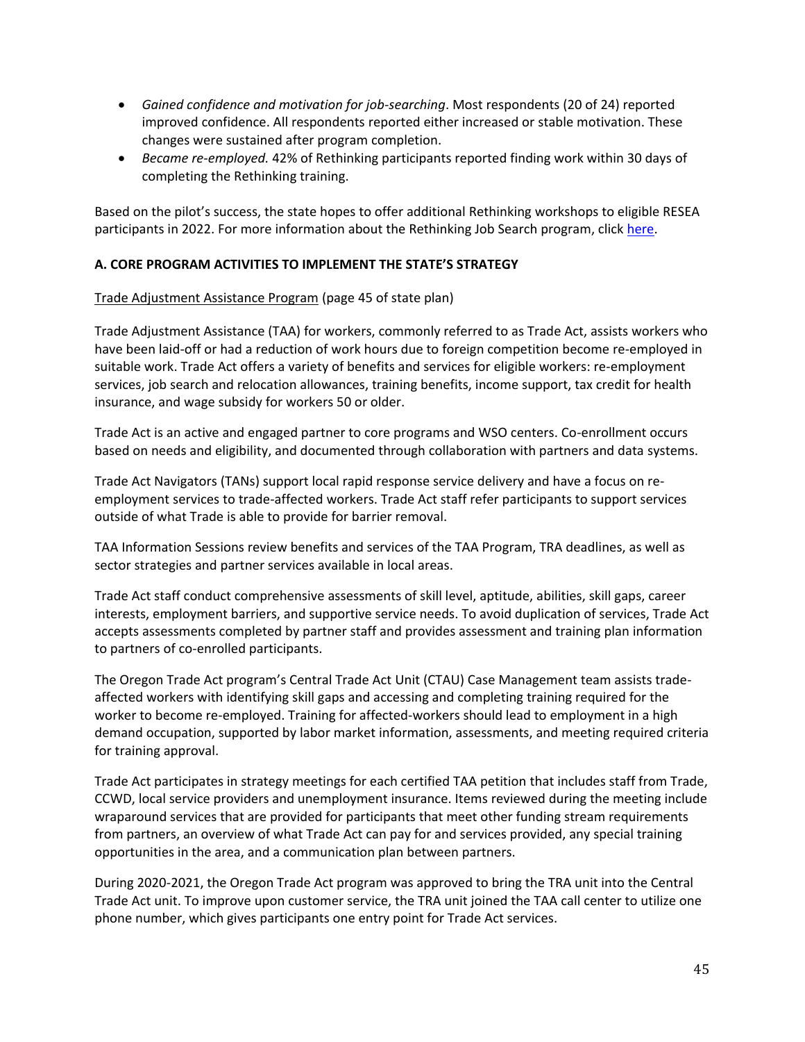- *Gained confidence and motivation for job-searching*. Most respondents (20 of 24) reported improved confidence. All respondents reported either increased or stable motivation. These changes were sustained after program completion.
- *Became re-employed.* 42% of Rethinking participants reported finding work within 30 days of completing the Rethinking training.

Based on the pilot's success, the state hopes to offer additional Rethinking workshops to eligible RESEA participants in 2022. For more information about the Rethinking Job Search program, click here.

**A. CORE PROGRAM ACTIVITIES TO IMPLEMENT THE STATE'S STRATEGY**

Trade Adjustment Assistance Program (page 45 of state plan)

Trade Adjustment Assistance (TAA) for workers, commonly referred to as Trade Act, assists workers who have been laid-off or had a reduction of work hours due to foreign competition become re-employed in suitable work. Trade Act offers a variety of benefits and services for eligible workers: re-employment services, job search and relocation allowances, training benefits, income support, tax credit for health insurance, and wage subsidy for workers 50 or older.

Trade Act is an active and engaged partner to core programs and WSO centers. Co-enrollment occurs based on needs and eligibility, and documented through collaboration with partners and data systems.

Trade Act Navigators (TANs) support local rapid response service delivery and have a focus on re-employment services to trade-affected workers. Trade Act staff refer participants to support services outside of what Trade is able to provide for barrier removal.

TAA Information Sessions review benefits and services of the TAA Program, TRA deadlines, as well as sector strategies and partner services available in local areas.

Trade Act staff conduct comprehensive assessments of skill level, aptitude, abilities, skill gaps, career interests, employment barriers, and supportive service needs. To avoid duplication of services, Trade Act accepts assessments completed by partner staff and provides assessment and training plan information to partners of co-enrolled participants.

The Oregon Trade Act program's Central Trade Act Unit (CTAU) Case Management team assists trade-affected workers with identifying skill gaps and accessing and completing training required for the worker to become re-employed. Training for affected-workers should lead to employment in a high demand occupation, supported by labor market information, assessments, and meeting required criteria for training approval.

Trade Act participates in strategy meetings for each certified TAA petition that includes staff from Trade, CCWD, local service providers and unemployment insurance. Items reviewed during the meeting include wraparound services that are provided for participants that meet other funding stream requirements from partners, an overview of what Trade Act can pay for and services provided, any special training opportunities in the area, and a communication plan between partners.

During 2020-2021, the Oregon Trade Act program was approved to bring the TRA unit into the Central Trade Act unit. To improve upon customer service, the TRA unit joined the TAA call center to utilize one phone number, which gives participants one entry point for Trade Act services.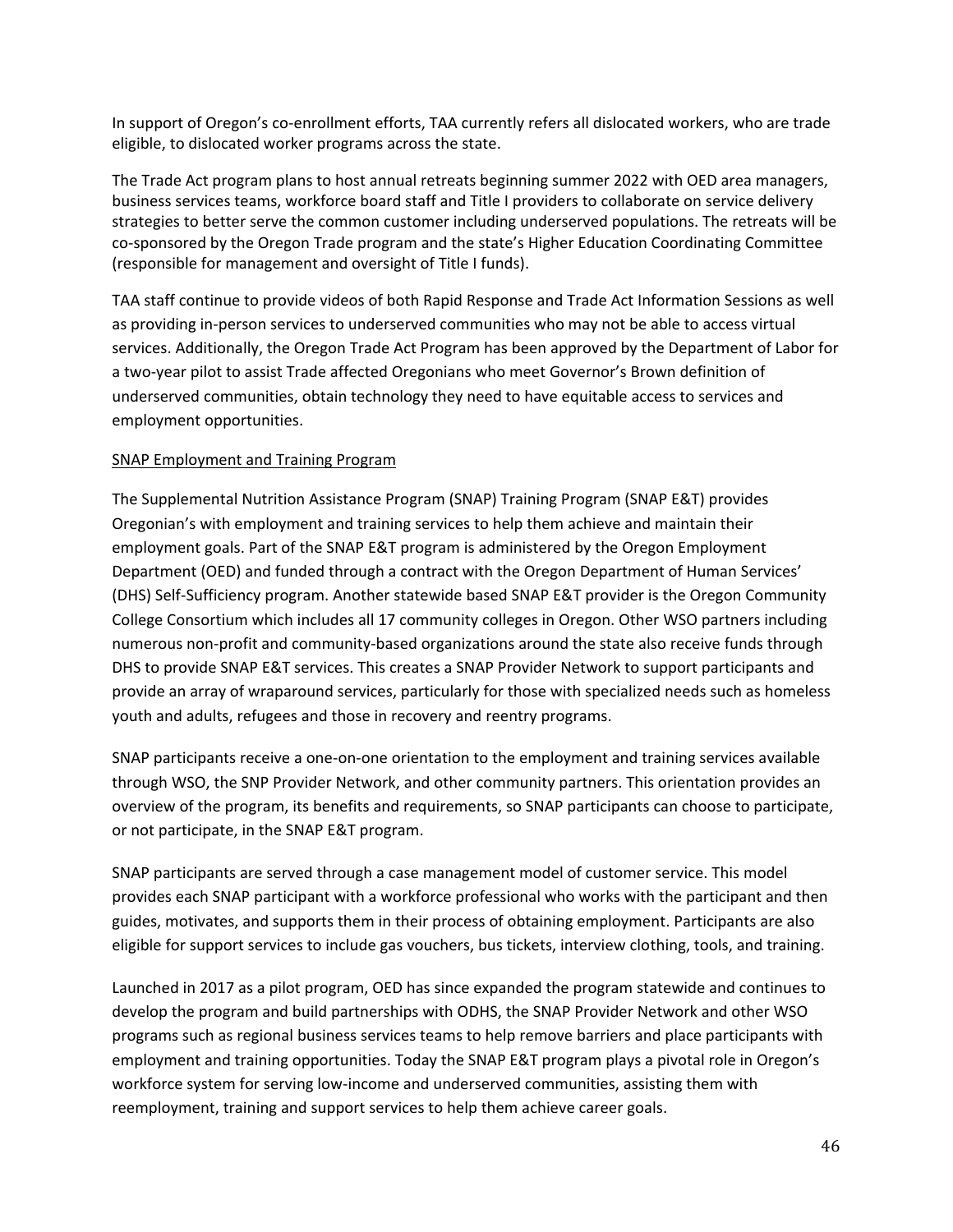In support of Oregon's co-enrollment efforts, TAA currently refers all dislocated workers, who are trade eligible, to dislocated worker programs across the state.

The Trade Act program plans to host annual retreats beginning summer 2022 with OED area managers, business services teams, workforce board staff and Title I providers to collaborate on service delivery strategies to better serve the common customer including underserved populations. The retreats will be co-sponsored by the Oregon Trade program and the state's Higher Education Coordinating Committee (responsible for management and oversight of Title I funds).

TAA staff continue to provide videos of both Rapid Response and Trade Act Information Sessions as well as providing in-person services to underserved communities who may not be able to access virtual services. Additionally, the Oregon Trade Act Program has been approved by the Department of Labor for a two-year pilot to assist Trade affected Oregonians who meet Governor's Brown definition of underserved communities, obtain technology they need to have equitable access to services and employment opportunities.

<u>SNAP Employment and Training Program</u>

The Supplemental Nutrition Assistance Program (SNAP) Training Program (SNAP E&T) provides Oregonian's with employment and training services to help them achieve and maintain their employment goals. Part of the SNAP E&T program is administered by the Oregon Employment Department (OED) and funded through a contract with the Oregon Department of Human Services' (DHS) Self-Sufficiency program. Another statewide based SNAP E&T provider is the Oregon Community College Consortium which includes all 17 community colleges in Oregon. Other WSO partners including numerous non-profit and community-based organizations around the state also receive funds through DHS to provide SNAP E&T services. This creates a SNAP Provider Network to support participants and provide an array of wraparound services, particularly for those with specialized needs such as homeless youth and adults, refugees and those in recovery and reentry programs.

SNAP participants receive a one-on-one orientation to the employment and training services available through WSO, the SNP Provider Network, and other community partners. This orientation provides an overview of the program, its benefits and requirements, so SNAP participants can choose to participate, or not participate, in the SNAP E&T program.

SNAP participants are served through a case management model of customer service. This model provides each SNAP participant with a workforce professional who works with the participant and then guides, motivates, and supports them in their process of obtaining employment. Participants are also eligible for support services to include gas vouchers, bus tickets, interview clothing, tools, and training.

Launched in 2017 as a pilot program, OED has since expanded the program statewide and continues to develop the program and build partnerships with ODHS, the SNAP Provider Network and other WSO programs such as regional business services teams to help remove barriers and place participants with employment and training opportunities. Today the SNAP E&T program plays a pivotal role in Oregon's workforce system for serving low-income and underserved communities, assisting them with reemployment, training and support services to help them achieve career goals.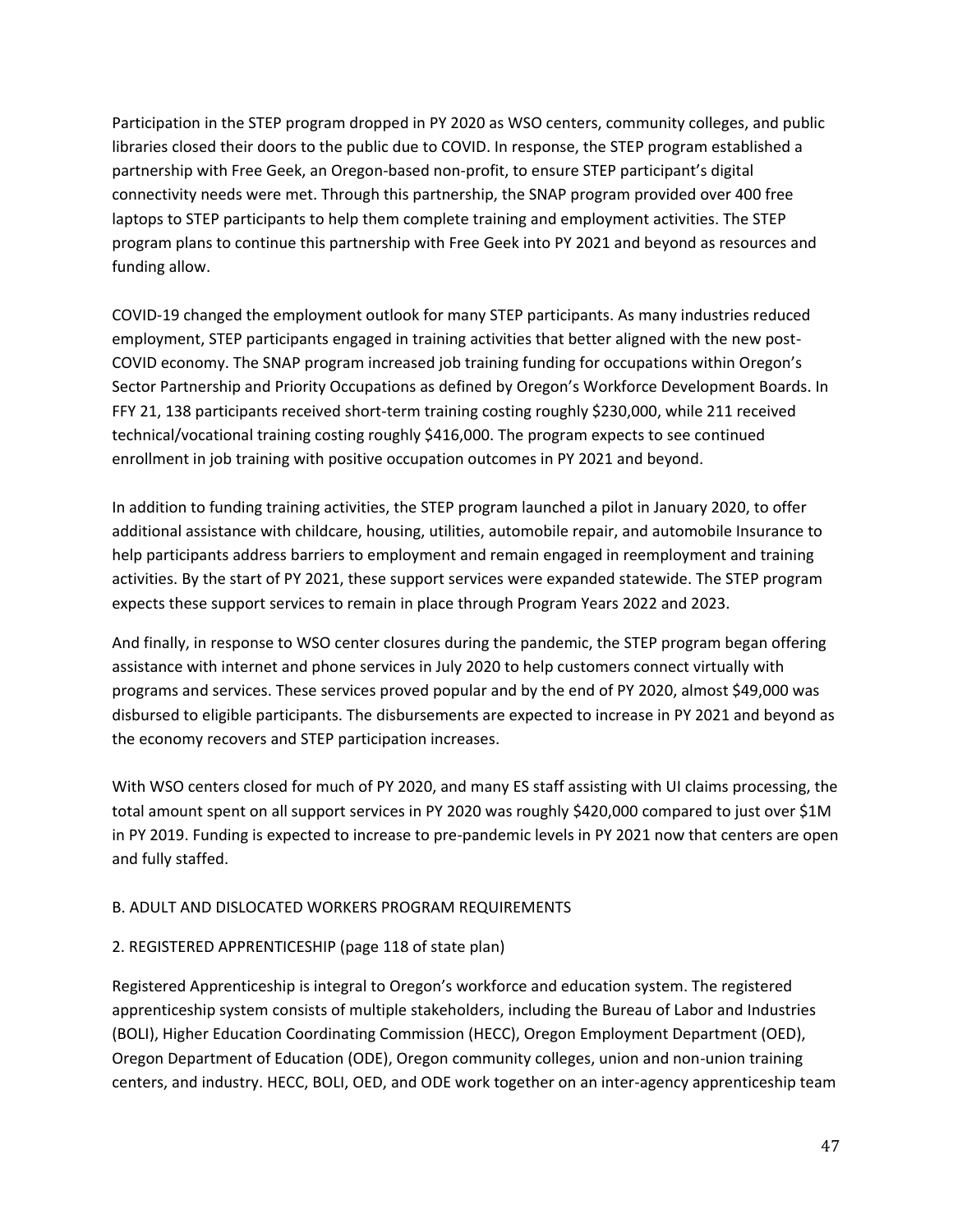Participation in the STEP program dropped in PY 2020 as WSO centers, community colleges, and public libraries closed their doors to the public due to COVID. In response, the STEP program established a partnership with Free Geek, an Oregon-based non-profit, to ensure STEP participant's digital connectivity needs were met. Through this partnership, the SNAP program provided over 400 free laptops to STEP participants to help them complete training and employment activities. The STEP program plans to continue this partnership with Free Geek into PY 2021 and beyond as resources and funding allow.

COVID-19 changed the employment outlook for many STEP participants. As many industries reduced employment, STEP participants engaged in training activities that better aligned with the new post-COVID economy. The SNAP program increased job training funding for occupations within Oregon's Sector Partnership and Priority Occupations as defined by Oregon's Workforce Development Boards. In FFY 21, 138 participants received short-term training costing roughly $230,000, while 211 received technical/vocational training costing roughly $416,000. The program expects to see continued enrollment in job training with positive occupation outcomes in PY 2021 and beyond.

In addition to funding training activities, the STEP program launched a pilot in January 2020, to offer additional assistance with childcare, housing, utilities, automobile repair, and automobile Insurance to help participants address barriers to employment and remain engaged in reemployment and training activities. By the start of PY 2021, these support services were expanded statewide. The STEP program expects these support services to remain in place through Program Years 2022 and 2023.

And finally, in response to WSO center closures during the pandemic, the STEP program began offering assistance with internet and phone services in July 2020 to help customers connect virtually with programs and services. These services proved popular and by the end of PY 2020, almost $49,000 was disbursed to eligible participants. The disbursements are expected to increase in PY 2021 and beyond as the economy recovers and STEP participation increases.

With WSO centers closed for much of PY 2020, and many ES staff assisting with UI claims processing, the total amount spent on all support services in PY 2020 was roughly $420,000 compared to just over $1M in PY 2019. Funding is expected to increase to pre-pandemic levels in PY 2021 now that centers are open and fully staffed.

B. ADULT AND DISLOCATED WORKERS PROGRAM REQUIREMENTS

2. REGISTERED APPRENTICESHIP (page 118 of state plan)

Registered Apprenticeship is integral to Oregon's workforce and education system. The registered apprenticeship system consists of multiple stakeholders, including the Bureau of Labor and Industries (BOLI), Higher Education Coordinating Commission (HECC), Oregon Employment Department (OED), Oregon Department of Education (ODE), Oregon community colleges, union and non-union training centers, and industry. HECC, BOLI, OED, and ODE work together on an inter-agency apprenticeship team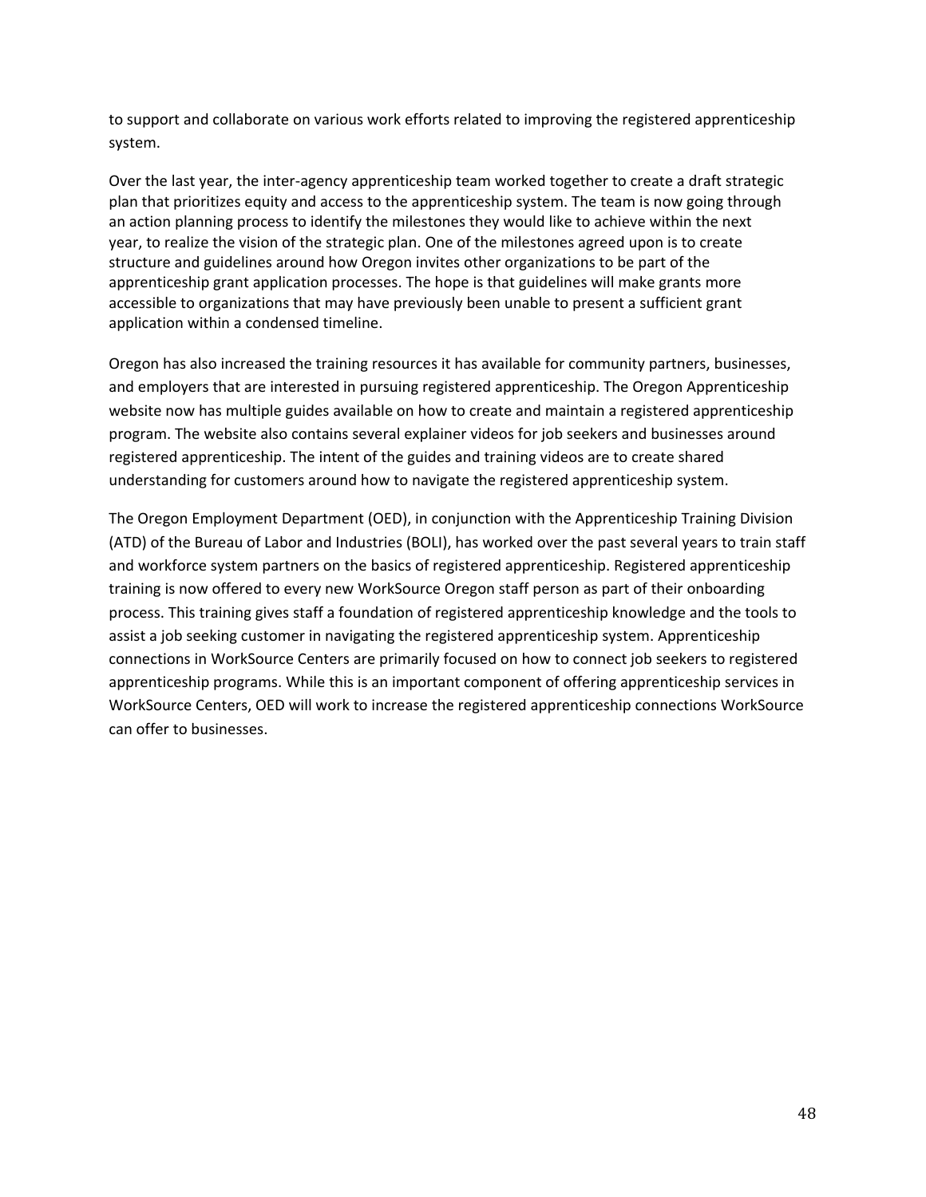to support and collaborate on various work efforts related to improving the registered apprenticeship system.

Over the last year, the inter-agency apprenticeship team worked together to create a draft strategic plan that prioritizes equity and access to the apprenticeship system. The team is now going through an action planning process to identify the milestones they would like to achieve within the next year, to realize the vision of the strategic plan. One of the milestones agreed upon is to create structure and guidelines around how Oregon invites other organizations to be part of the apprenticeship grant application processes. The hope is that guidelines will make grants more accessible to organizations that may have previously been unable to present a sufficient grant application within a condensed timeline.

Oregon has also increased the training resources it has available for community partners, businesses, and employers that are interested in pursuing registered apprenticeship. The Oregon Apprenticeship website now has multiple guides available on how to create and maintain a registered apprenticeship program. The website also contains several explainer videos for job seekers and businesses around registered apprenticeship. The intent of the guides and training videos are to create shared understanding for customers around how to navigate the registered apprenticeship system.

The Oregon Employment Department (OED), in conjunction with the Apprenticeship Training Division (ATD) of the Bureau of Labor and Industries (BOLI), has worked over the past several years to train staff and workforce system partners on the basics of registered apprenticeship. Registered apprenticeship training is now offered to every new WorkSource Oregon staff person as part of their onboarding process. This training gives staff a foundation of registered apprenticeship knowledge and the tools to assist a job seeking customer in navigating the registered apprenticeship system. Apprenticeship connections in WorkSource Centers are primarily focused on how to connect job seekers to registered apprenticeship programs. While this is an important component of offering apprenticeship services in WorkSource Centers, OED will work to increase the registered apprenticeship connections WorkSource can offer to businesses.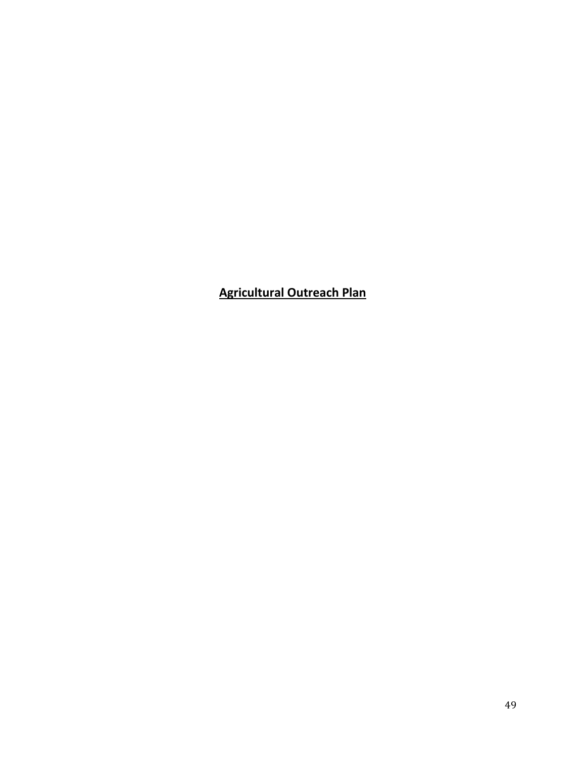# **Agricultural Outreach Plan**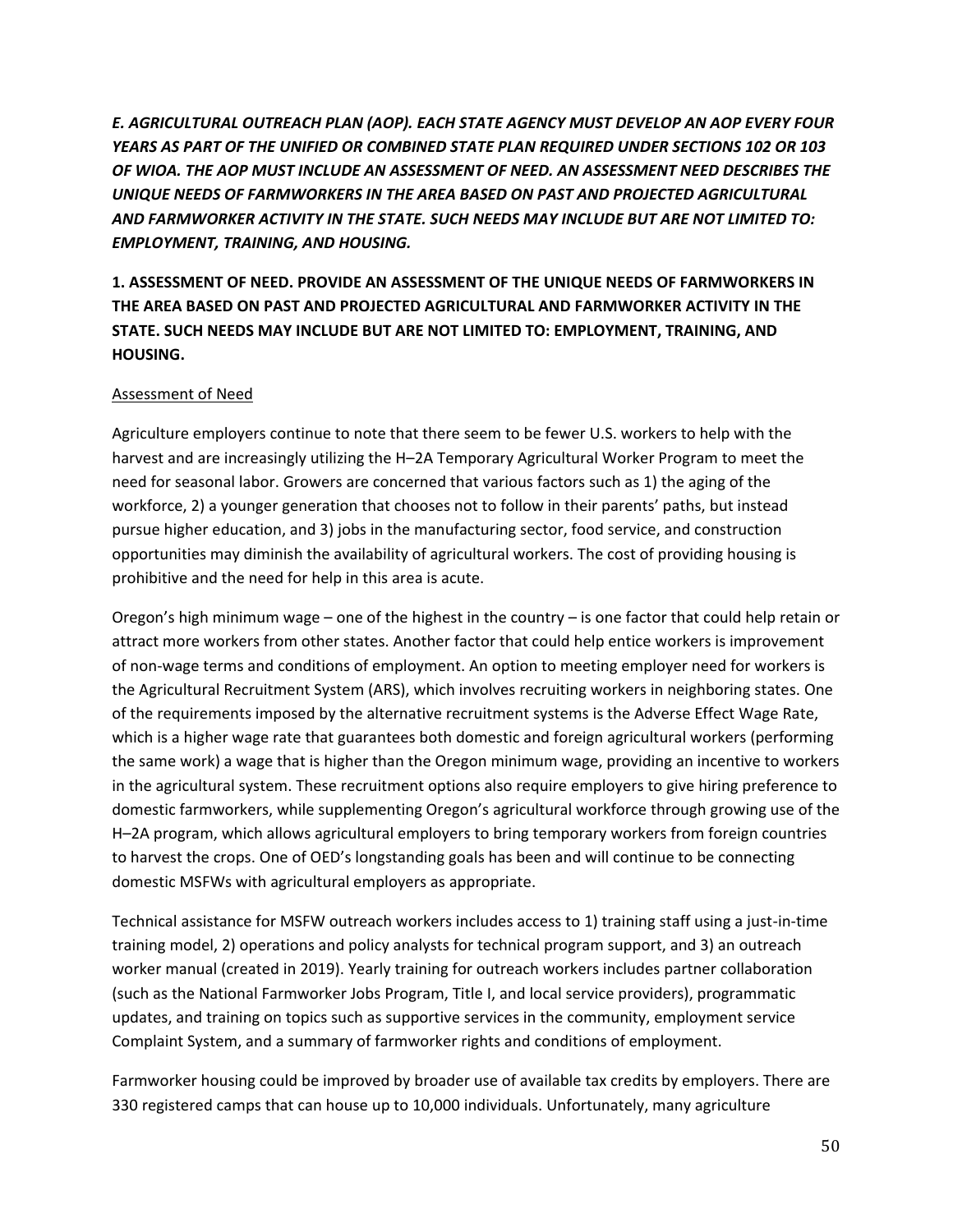***E. AGRICULTURAL OUTREACH PLAN (AOP). EACH STATE AGENCY MUST DEVELOP AN AOP EVERY FOUR YEARS AS PART OF THE UNIFIED OR COMBINED STATE PLAN REQUIRED UNDER SECTIONS 102 OR 103 OF WIOA. THE AOP MUST INCLUDE AN ASSESSMENT OF NEED. AN ASSESSMENT NEED DESCRIBES THE UNIQUE NEEDS OF FARMWORKERS IN THE AREA BASED ON PAST AND PROJECTED AGRICULTURAL AND FARMWORKER ACTIVITY IN THE STATE. SUCH NEEDS MAY INCLUDE BUT ARE NOT LIMITED TO: EMPLOYMENT, TRAINING, AND HOUSING.***

**1. ASSESSMENT OF NEED. PROVIDE AN ASSESSMENT OF THE UNIQUE NEEDS OF FARMWORKERS IN THE AREA BASED ON PAST AND PROJECTED AGRICULTURAL AND FARMWORKER ACTIVITY IN THE STATE. SUCH NEEDS MAY INCLUDE BUT ARE NOT LIMITED TO: EMPLOYMENT, TRAINING, AND HOUSING.**

<u>Assessment of Need</u>

Agriculture employers continue to note that there seem to be fewer U.S. workers to help with the harvest and are increasingly utilizing the H–2A Temporary Agricultural Worker Program to meet the need for seasonal labor. Growers are concerned that various factors such as 1) the aging of the workforce, 2) a younger generation that chooses not to follow in their parents' paths, but instead pursue higher education, and 3) jobs in the manufacturing sector, food service, and construction opportunities may diminish the availability of agricultural workers. The cost of providing housing is prohibitive and the need for help in this area is acute.

Oregon's high minimum wage – one of the highest in the country – is one factor that could help retain or attract more workers from other states. Another factor that could help entice workers is improvement of non-wage terms and conditions of employment. An option to meeting employer need for workers is the Agricultural Recruitment System (ARS), which involves recruiting workers in neighboring states. One of the requirements imposed by the alternative recruitment systems is the Adverse Effect Wage Rate, which is a higher wage rate that guarantees both domestic and foreign agricultural workers (performing the same work) a wage that is higher than the Oregon minimum wage, providing an incentive to workers in the agricultural system. These recruitment options also require employers to give hiring preference to domestic farmworkers, while supplementing Oregon's agricultural workforce through growing use of the H–2A program, which allows agricultural employers to bring temporary workers from foreign countries to harvest the crops. One of OED's longstanding goals has been and will continue to be connecting domestic MSFWs with agricultural employers as appropriate.

Technical assistance for MSFW outreach workers includes access to 1) training staff using a just-in-time training model, 2) operations and policy analysts for technical program support, and 3) an outreach worker manual (created in 2019). Yearly training for outreach workers includes partner collaboration (such as the National Farmworker Jobs Program, Title I, and local service providers), programmatic updates, and training on topics such as supportive services in the community, employment service Complaint System, and a summary of farmworker rights and conditions of employment.

Farmworker housing could be improved by broader use of available tax credits by employers. There are 330 registered camps that can house up to 10,000 individuals. Unfortunately, many agriculture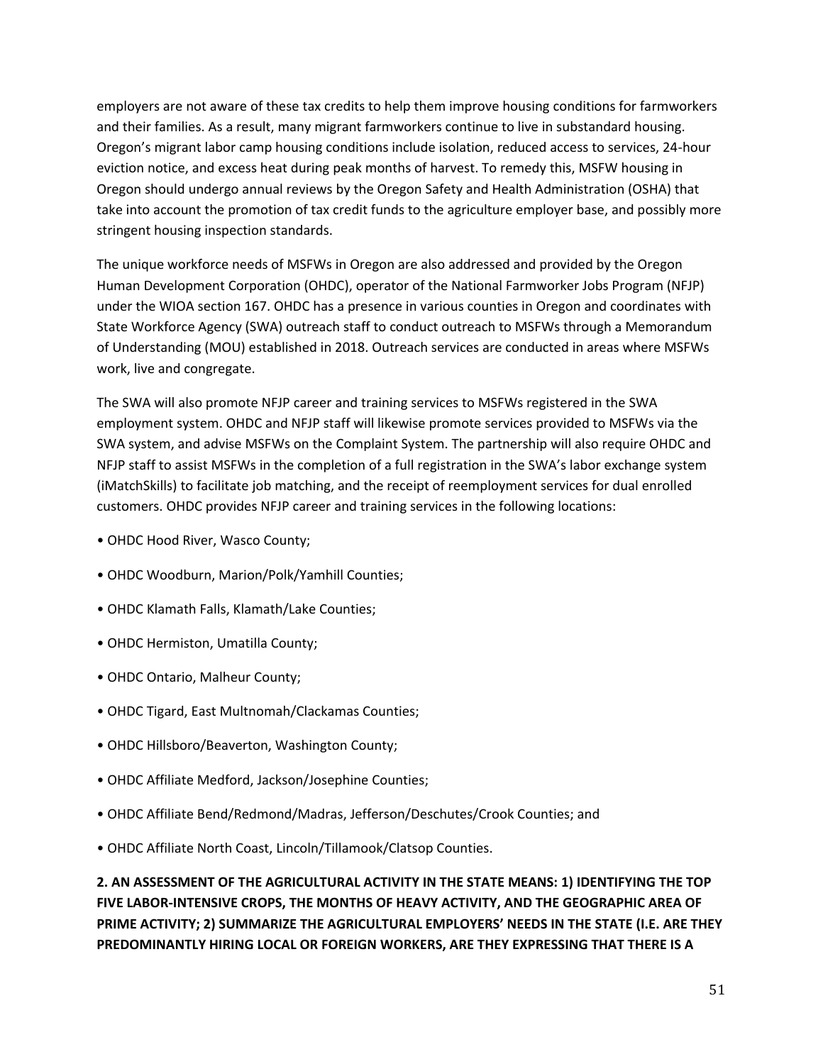employers are not aware of these tax credits to help them improve housing conditions for farmworkers and their families. As a result, many migrant farmworkers continue to live in substandard housing. Oregon's migrant labor camp housing conditions include isolation, reduced access to services, 24-hour eviction notice, and excess heat during peak months of harvest. To remedy this, MSFW housing in Oregon should undergo annual reviews by the Oregon Safety and Health Administration (OSHA) that take into account the promotion of tax credit funds to the agriculture employer base, and possibly more stringent housing inspection standards.

The unique workforce needs of MSFWs in Oregon are also addressed and provided by the Oregon Human Development Corporation (OHDC), operator of the National Farmworker Jobs Program (NFJP) under the WIOA section 167. OHDC has a presence in various counties in Oregon and coordinates with State Workforce Agency (SWA) outreach staff to conduct outreach to MSFWs through a Memorandum of Understanding (MOU) established in 2018. Outreach services are conducted in areas where MSFWs work, live and congregate.

The SWA will also promote NFJP career and training services to MSFWs registered in the SWA employment system. OHDC and NFJP staff will likewise promote services provided to MSFWs via the SWA system, and advise MSFWs on the Complaint System. The partnership will also require OHDC and NFJP staff to assist MSFWs in the completion of a full registration in the SWA's labor exchange system (iMatchSkills) to facilitate job matching, and the receipt of reemployment services for dual enrolled customers. OHDC provides NFJP career and training services in the following locations:

- OHDC Hood River, Wasco County;
- OHDC Woodburn, Marion/Polk/Yamhill Counties;
- OHDC Klamath Falls, Klamath/Lake Counties;
- OHDC Hermiston, Umatilla County;
- OHDC Ontario, Malheur County;
- OHDC Tigard, East Multnomah/Clackamas Counties;
- OHDC Hillsboro/Beaverton, Washington County;
- OHDC Affiliate Medford, Jackson/Josephine Counties;
- OHDC Affiliate Bend/Redmond/Madras, Jefferson/Deschutes/Crook Counties; and
- OHDC Affiliate North Coast, Lincoln/Tillamook/Clatsop Counties.

**2. AN ASSESSMENT OF THE AGRICULTURAL ACTIVITY IN THE STATE MEANS: 1) IDENTIFYING THE TOP FIVE LABOR-INTENSIVE CROPS, THE MONTHS OF HEAVY ACTIVITY, AND THE GEOGRAPHIC AREA OF PRIME ACTIVITY; 2) SUMMARIZE THE AGRICULTURAL EMPLOYERS' NEEDS IN THE STATE (I.E. ARE THEY PREDOMINANTLY HIRING LOCAL OR FOREIGN WORKERS, ARE THEY EXPRESSING THAT THERE IS A**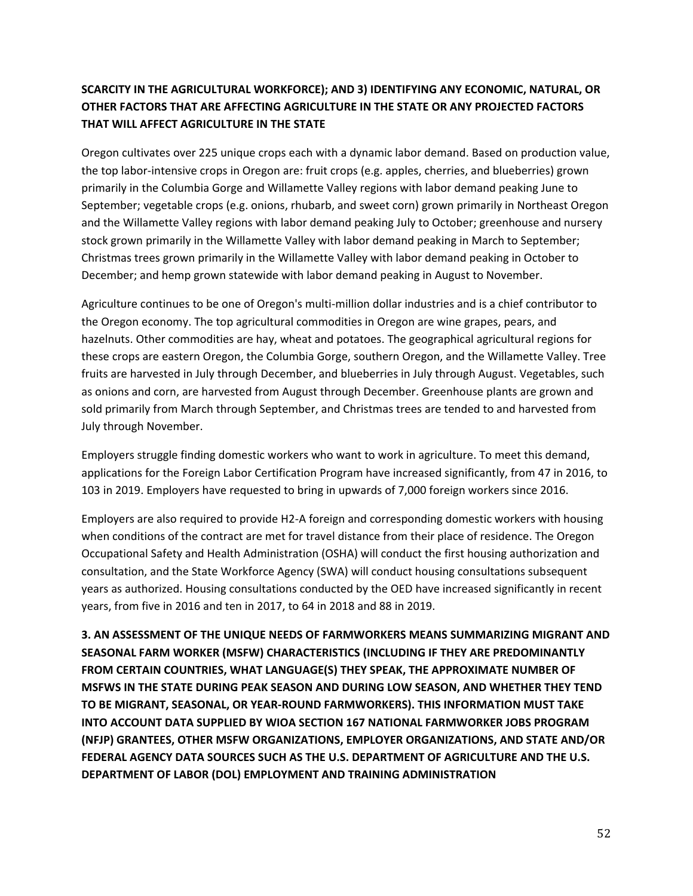**SCARCITY IN THE AGRICULTURAL WORKFORCE); AND 3) IDENTIFYING ANY ECONOMIC, NATURAL, OR OTHER FACTORS THAT ARE AFFECTING AGRICULTURE IN THE STATE OR ANY PROJECTED FACTORS THAT WILL AFFECT AGRICULTURE IN THE STATE**

Oregon cultivates over 225 unique crops each with a dynamic labor demand. Based on production value, the top labor-intensive crops in Oregon are: fruit crops (e.g. apples, cherries, and blueberries) grown primarily in the Columbia Gorge and Willamette Valley regions with labor demand peaking June to September; vegetable crops (e.g. onions, rhubarb, and sweet corn) grown primarily in Northeast Oregon and the Willamette Valley regions with labor demand peaking July to October; greenhouse and nursery stock grown primarily in the Willamette Valley with labor demand peaking in March to September; Christmas trees grown primarily in the Willamette Valley with labor demand peaking in October to December; and hemp grown statewide with labor demand peaking in August to November.

Agriculture continues to be one of Oregon's multi-million dollar industries and is a chief contributor to the Oregon economy. The top agricultural commodities in Oregon are wine grapes, pears, and hazelnuts. Other commodities are hay, wheat and potatoes. The geographical agricultural regions for these crops are eastern Oregon, the Columbia Gorge, southern Oregon, and the Willamette Valley. Tree fruits are harvested in July through December, and blueberries in July through August. Vegetables, such as onions and corn, are harvested from August through December. Greenhouse plants are grown and sold primarily from March through September, and Christmas trees are tended to and harvested from July through November.

Employers struggle finding domestic workers who want to work in agriculture. To meet this demand, applications for the Foreign Labor Certification Program have increased significantly, from 47 in 2016, to 103 in 2019. Employers have requested to bring in upwards of 7,000 foreign workers since 2016.

Employers are also required to provide H2-A foreign and corresponding domestic workers with housing when conditions of the contract are met for travel distance from their place of residence. The Oregon Occupational Safety and Health Administration (OSHA) will conduct the first housing authorization and consultation, and the State Workforce Agency (SWA) will conduct housing consultations subsequent years as authorized. Housing consultations conducted by the OED have increased significantly in recent years, from five in 2016 and ten in 2017, to 64 in 2018 and 88 in 2019.

**3. AN ASSESSMENT OF THE UNIQUE NEEDS OF FARMWORKERS MEANS SUMMARIZING MIGRANT AND SEASONAL FARM WORKER (MSFW) CHARACTERISTICS (INCLUDING IF THEY ARE PREDOMINANTLY FROM CERTAIN COUNTRIES, WHAT LANGUAGE(S) THEY SPEAK, THE APPROXIMATE NUMBER OF MSFWS IN THE STATE DURING PEAK SEASON AND DURING LOW SEASON, AND WHETHER THEY TEND TO BE MIGRANT, SEASONAL, OR YEAR-ROUND FARMWORKERS). THIS INFORMATION MUST TAKE INTO ACCOUNT DATA SUPPLIED BY WIOA SECTION 167 NATIONAL FARMWORKER JOBS PROGRAM (NFJP) GRANTEES, OTHER MSFW ORGANIZATIONS, EMPLOYER ORGANIZATIONS, AND STATE AND/OR FEDERAL AGENCY DATA SOURCES SUCH AS THE U.S. DEPARTMENT OF AGRICULTURE AND THE U.S. DEPARTMENT OF LABOR (DOL) EMPLOYMENT AND TRAINING ADMINISTRATION**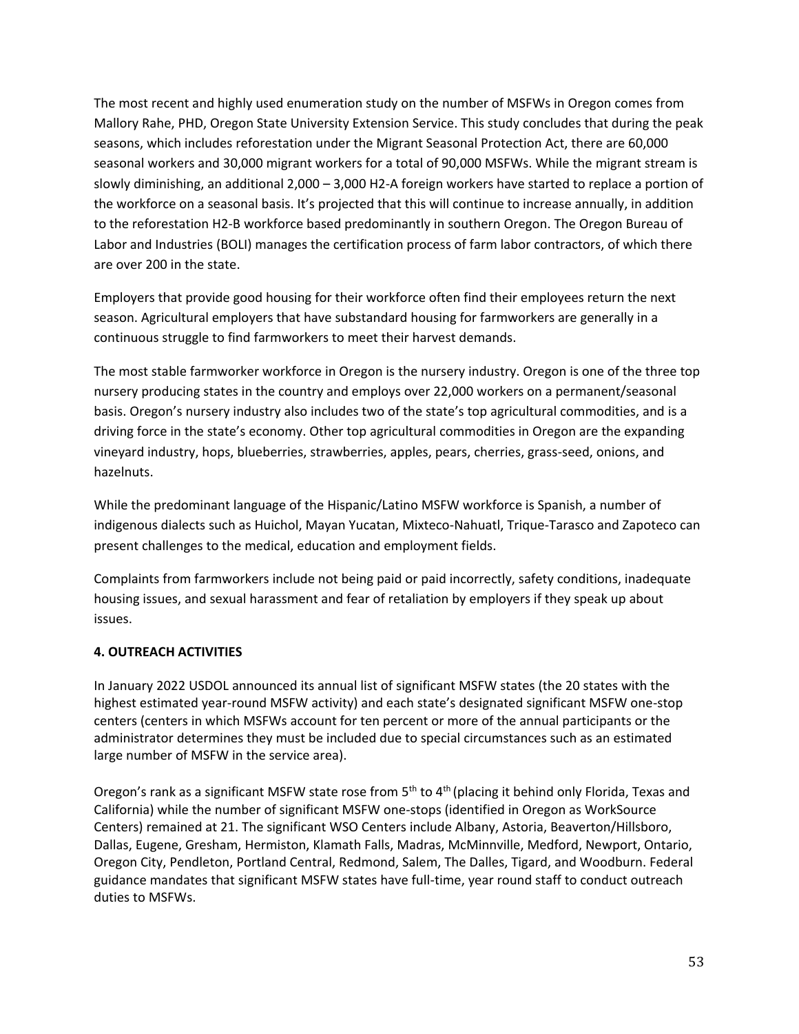The most recent and highly used enumeration study on the number of MSFWs in Oregon comes from Mallory Rahe, PHD, Oregon State University Extension Service. This study concludes that during the peak seasons, which includes reforestation under the Migrant Seasonal Protection Act, there are 60,000 seasonal workers and 30,000 migrant workers for a total of 90,000 MSFWs. While the migrant stream is slowly diminishing, an additional 2,000 – 3,000 H2-A foreign workers have started to replace a portion of the workforce on a seasonal basis. It's projected that this will continue to increase annually, in addition to the reforestation H2-B workforce based predominantly in southern Oregon. The Oregon Bureau of Labor and Industries (BOLI) manages the certification process of farm labor contractors, of which there are over 200 in the state.

Employers that provide good housing for their workforce often find their employees return the next season. Agricultural employers that have substandard housing for farmworkers are generally in a continuous struggle to find farmworkers to meet their harvest demands.

The most stable farmworker workforce in Oregon is the nursery industry. Oregon is one of the three top nursery producing states in the country and employs over 22,000 workers on a permanent/seasonal basis. Oregon's nursery industry also includes two of the state's top agricultural commodities, and is a driving force in the state's economy. Other top agricultural commodities in Oregon are the expanding vineyard industry, hops, blueberries, strawberries, apples, pears, cherries, grass-seed, onions, and hazelnuts.

While the predominant language of the Hispanic/Latino MSFW workforce is Spanish, a number of indigenous dialects such as Huichol, Mayan Yucatan, Mixteco-Nahuatl, Trique-Tarasco and Zapoteco can present challenges to the medical, education and employment fields.

Complaints from farmworkers include not being paid or paid incorrectly, safety conditions, inadequate housing issues, and sexual harassment and fear of retaliation by employers if they speak up about issues.

**4. OUTREACH ACTIVITIES**

In January 2022 USDOL announced its annual list of significant MSFW states (the 20 states with the highest estimated year-round MSFW activity) and each state's designated significant MSFW one-stop centers (centers in which MSFWs account for ten percent or more of the annual participants or the administrator determines they must be included due to special circumstances such as an estimated large number of MSFW in the service area).

Oregon's rank as a significant MSFW state rose from 5th to 4th (placing it behind only Florida, Texas and California) while the number of significant MSFW one-stops (identified in Oregon as WorkSource Centers) remained at 21. The significant WSO Centers include Albany, Astoria, Beaverton/Hillsboro, Dallas, Eugene, Gresham, Hermiston, Klamath Falls, Madras, McMinnville, Medford, Newport, Ontario, Oregon City, Pendleton, Portland Central, Redmond, Salem, The Dalles, Tigard, and Woodburn. Federal guidance mandates that significant MSFW states have full-time, year round staff to conduct outreach duties to MSFWs.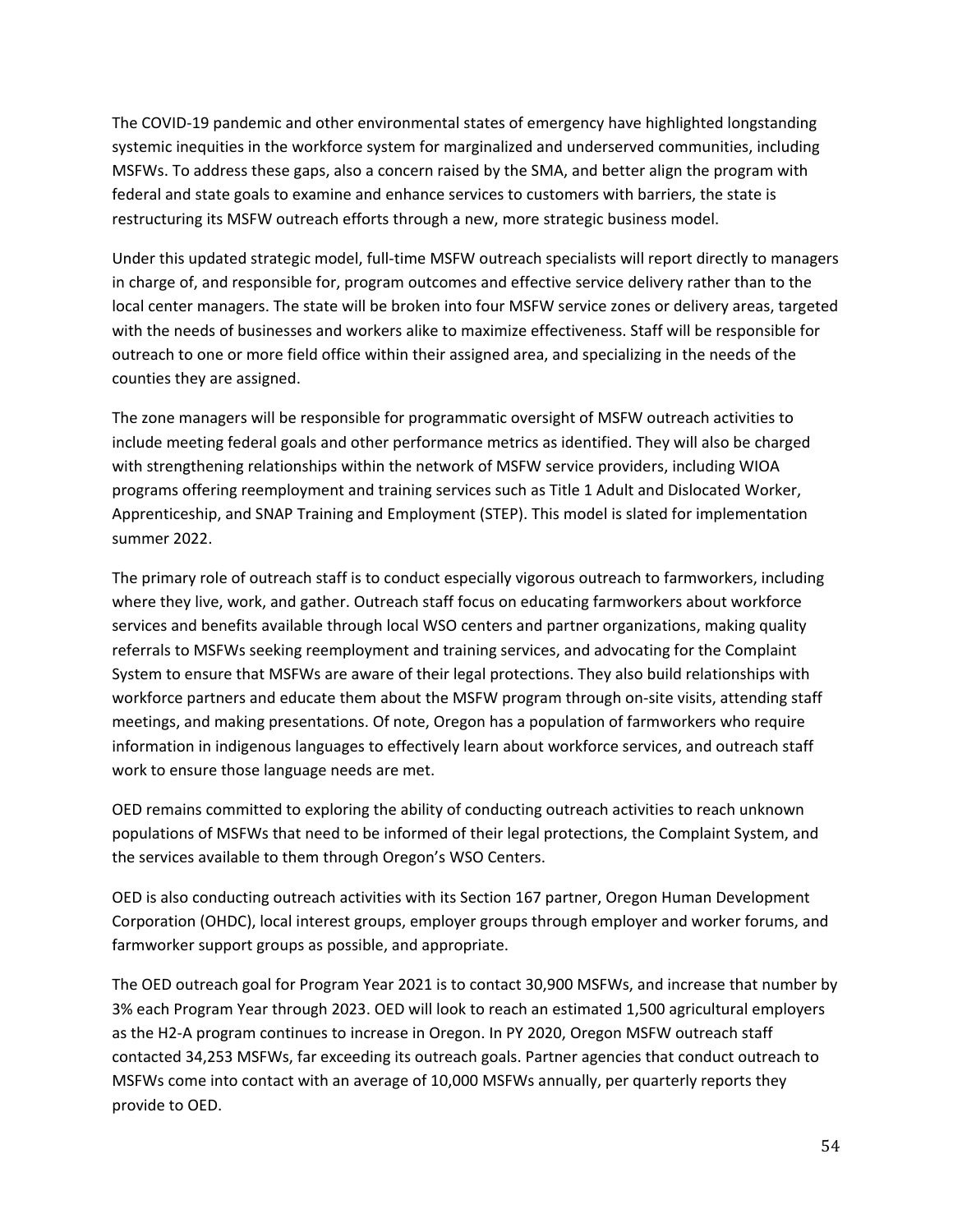The COVID-19 pandemic and other environmental states of emergency have highlighted longstanding systemic inequities in the workforce system for marginalized and underserved communities, including MSFWs. To address these gaps, also a concern raised by the SMA, and better align the program with federal and state goals to examine and enhance services to customers with barriers, the state is restructuring its MSFW outreach efforts through a new, more strategic business model.

Under this updated strategic model, full-time MSFW outreach specialists will report directly to managers in charge of, and responsible for, program outcomes and effective service delivery rather than to the local center managers. The state will be broken into four MSFW service zones or delivery areas, targeted with the needs of businesses and workers alike to maximize effectiveness. Staff will be responsible for outreach to one or more field office within their assigned area, and specializing in the needs of the counties they are assigned.

The zone managers will be responsible for programmatic oversight of MSFW outreach activities to include meeting federal goals and other performance metrics as identified. They will also be charged with strengthening relationships within the network of MSFW service providers, including WIOA programs offering reemployment and training services such as Title 1 Adult and Dislocated Worker, Apprenticeship, and SNAP Training and Employment (STEP). This model is slated for implementation summer 2022.

The primary role of outreach staff is to conduct especially vigorous outreach to farmworkers, including where they live, work, and gather. Outreach staff focus on educating farmworkers about workforce services and benefits available through local WSO centers and partner organizations, making quality referrals to MSFWs seeking reemployment and training services, and advocating for the Complaint System to ensure that MSFWs are aware of their legal protections. They also build relationships with workforce partners and educate them about the MSFW program through on-site visits, attending staff meetings, and making presentations. Of note, Oregon has a population of farmworkers who require information in indigenous languages to effectively learn about workforce services, and outreach staff work to ensure those language needs are met.

OED remains committed to exploring the ability of conducting outreach activities to reach unknown populations of MSFWs that need to be informed of their legal protections, the Complaint System, and the services available to them through Oregon's WSO Centers.

OED is also conducting outreach activities with its Section 167 partner, Oregon Human Development Corporation (OHDC), local interest groups, employer groups through employer and worker forums, and farmworker support groups as possible, and appropriate.

The OED outreach goal for Program Year 2021 is to contact 30,900 MSFWs, and increase that number by 3% each Program Year through 2023. OED will look to reach an estimated 1,500 agricultural employers as the H2-A program continues to increase in Oregon. In PY 2020, Oregon MSFW outreach staff contacted 34,253 MSFWs, far exceeding its outreach goals. Partner agencies that conduct outreach to MSFWs come into contact with an average of 10,000 MSFWs annually, per quarterly reports they provide to OED.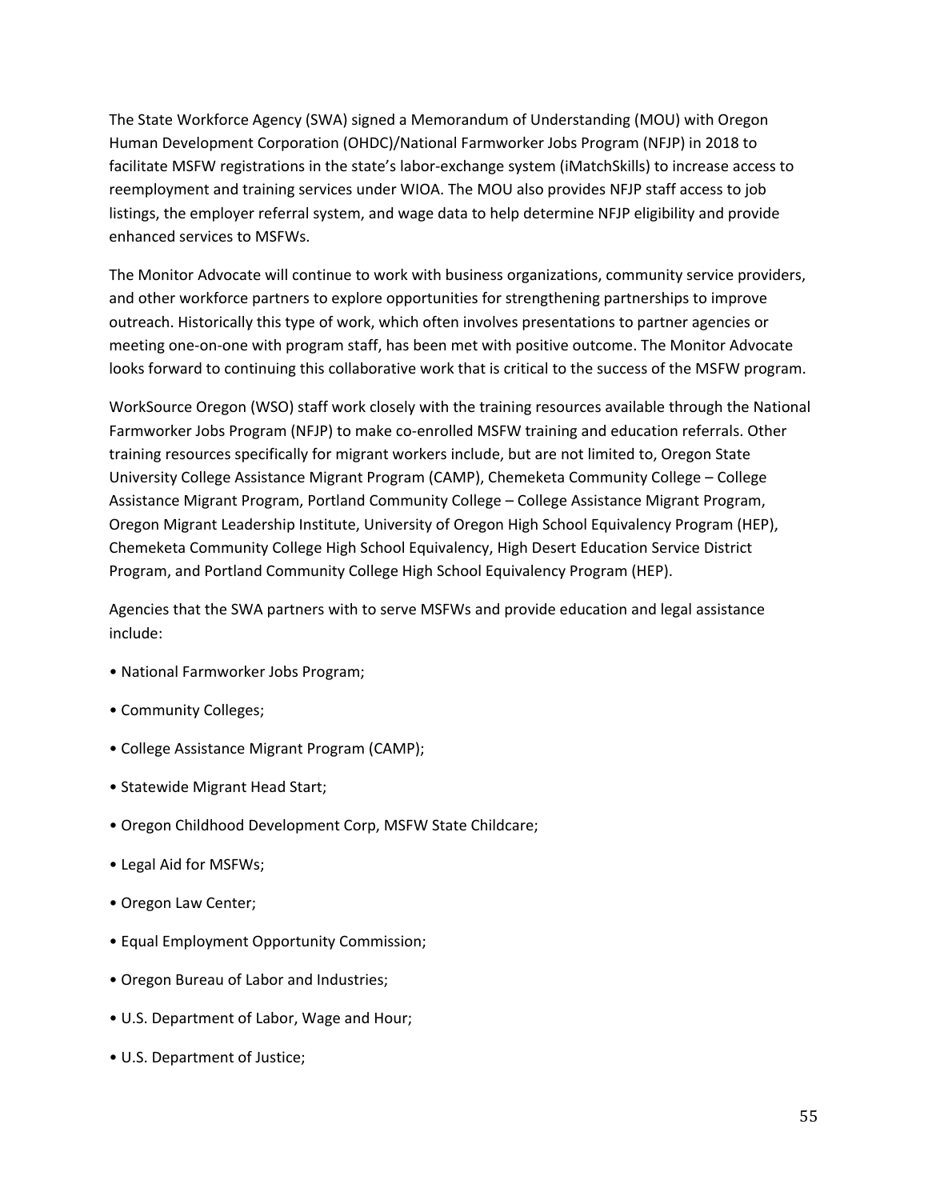The State Workforce Agency (SWA) signed a Memorandum of Understanding (MOU) with Oregon Human Development Corporation (OHDC)/National Farmworker Jobs Program (NFJP) in 2018 to facilitate MSFW registrations in the state's labor-exchange system (iMatchSkills) to increase access to reemployment and training services under WIOA. The MOU also provides NFJP staff access to job listings, the employer referral system, and wage data to help determine NFJP eligibility and provide enhanced services to MSFWs.

The Monitor Advocate will continue to work with business organizations, community service providers, and other workforce partners to explore opportunities for strengthening partnerships to improve outreach. Historically this type of work, which often involves presentations to partner agencies or meeting one-on-one with program staff, has been met with positive outcome. The Monitor Advocate looks forward to continuing this collaborative work that is critical to the success of the MSFW program.

WorkSource Oregon (WSO) staff work closely with the training resources available through the National Farmworker Jobs Program (NFJP) to make co-enrolled MSFW training and education referrals. Other training resources specifically for migrant workers include, but are not limited to, Oregon State University College Assistance Migrant Program (CAMP), Chemeketa Community College – College Assistance Migrant Program, Portland Community College – College Assistance Migrant Program, Oregon Migrant Leadership Institute, University of Oregon High School Equivalency Program (HEP), Chemeketa Community College High School Equivalency, High Desert Education Service District Program, and Portland Community College High School Equivalency Program (HEP).

Agencies that the SWA partners with to serve MSFWs and provide education and legal assistance include:

- National Farmworker Jobs Program;
- Community Colleges;
- College Assistance Migrant Program (CAMP);
- Statewide Migrant Head Start;
- Oregon Childhood Development Corp, MSFW State Childcare;
- Legal Aid for MSFWs;
- Oregon Law Center;
- Equal Employment Opportunity Commission;
- Oregon Bureau of Labor and Industries;
- U.S. Department of Labor, Wage and Hour;
- U.S. Department of Justice;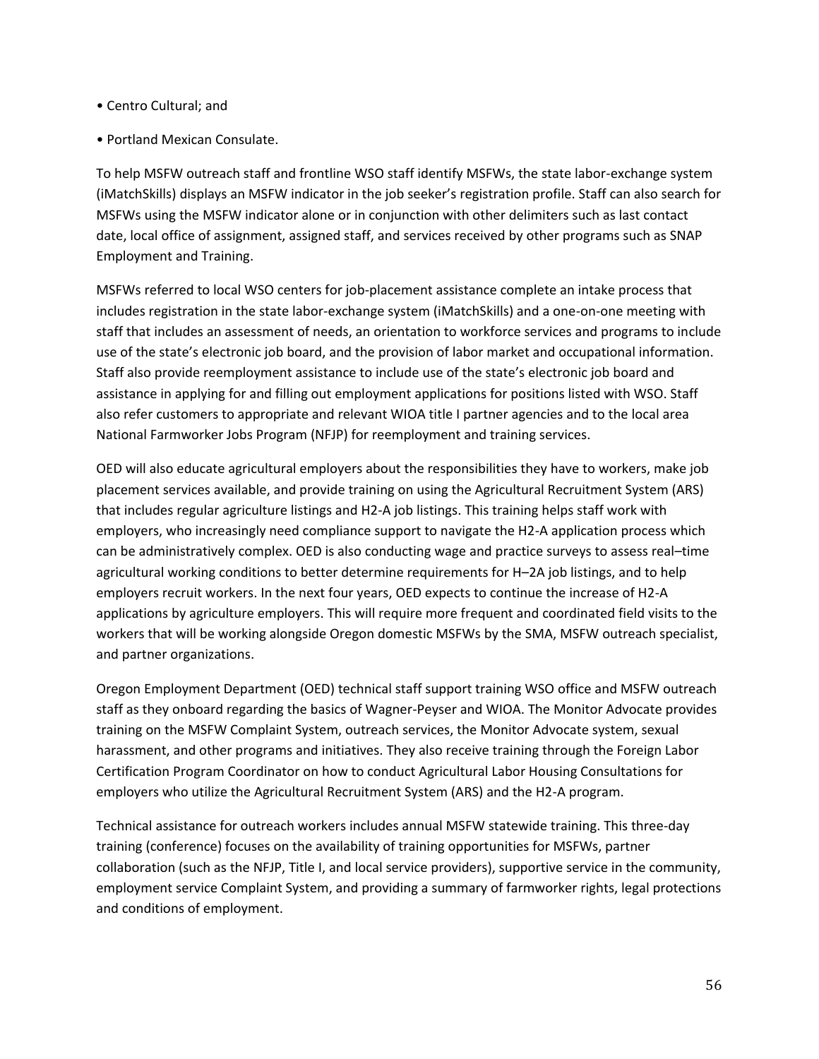- Centro Cultural; and
- Portland Mexican Consulate.

To help MSFW outreach staff and frontline WSO staff identify MSFWs, the state labor-exchange system (iMatchSkills) displays an MSFW indicator in the job seeker's registration profile. Staff can also search for MSFWs using the MSFW indicator alone or in conjunction with other delimiters such as last contact date, local office of assignment, assigned staff, and services received by other programs such as SNAP Employment and Training.

MSFWs referred to local WSO centers for job-placement assistance complete an intake process that includes registration in the state labor-exchange system (iMatchSkills) and a one-on-one meeting with staff that includes an assessment of needs, an orientation to workforce services and programs to include use of the state's electronic job board, and the provision of labor market and occupational information. Staff also provide reemployment assistance to include use of the state's electronic job board and assistance in applying for and filling out employment applications for positions listed with WSO. Staff also refer customers to appropriate and relevant WIOA title I partner agencies and to the local area National Farmworker Jobs Program (NFJP) for reemployment and training services.

OED will also educate agricultural employers about the responsibilities they have to workers, make job placement services available, and provide training on using the Agricultural Recruitment System (ARS) that includes regular agriculture listings and H2-A job listings. This training helps staff work with employers, who increasingly need compliance support to navigate the H2-A application process which can be administratively complex. OED is also conducting wage and practice surveys to assess real–time agricultural working conditions to better determine requirements for H–2A job listings, and to help employers recruit workers. In the next four years, OED expects to continue the increase of H2-A applications by agriculture employers. This will require more frequent and coordinated field visits to the workers that will be working alongside Oregon domestic MSFWs by the SMA, MSFW outreach specialist, and partner organizations.

Oregon Employment Department (OED) technical staff support training WSO office and MSFW outreach staff as they onboard regarding the basics of Wagner-Peyser and WIOA. The Monitor Advocate provides training on the MSFW Complaint System, outreach services, the Monitor Advocate system, sexual harassment, and other programs and initiatives. They also receive training through the Foreign Labor Certification Program Coordinator on how to conduct Agricultural Labor Housing Consultations for employers who utilize the Agricultural Recruitment System (ARS) and the H2-A program.

Technical assistance for outreach workers includes annual MSFW statewide training. This three-day training (conference) focuses on the availability of training opportunities for MSFWs, partner collaboration (such as the NFJP, Title I, and local service providers), supportive service in the community, employment service Complaint System, and providing a summary of farmworker rights, legal protections and conditions of employment.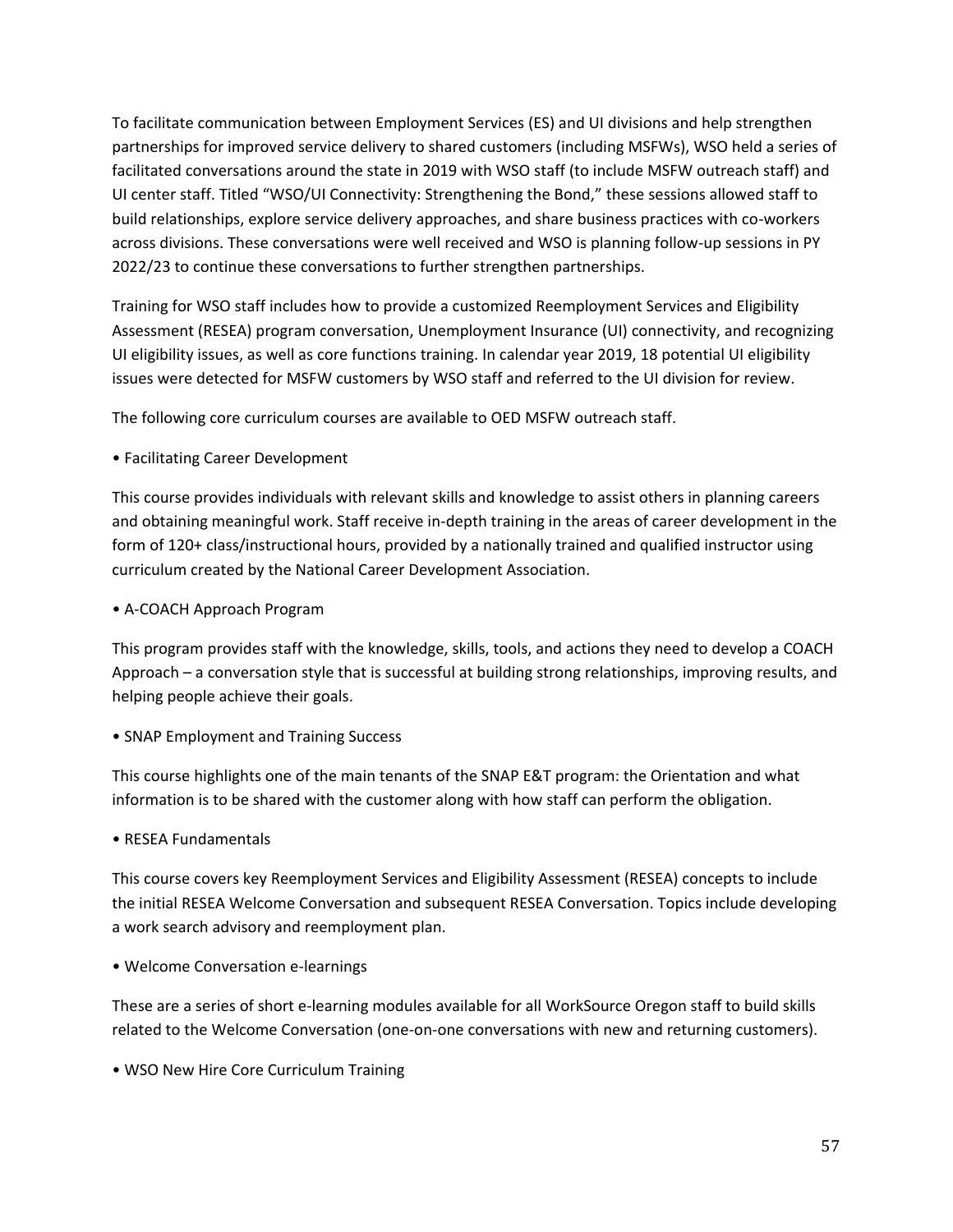To facilitate communication between Employment Services (ES) and UI divisions and help strengthen partnerships for improved service delivery to shared customers (including MSFWs), WSO held a series of facilitated conversations around the state in 2019 with WSO staff (to include MSFW outreach staff) and UI center staff. Titled "WSO/UI Connectivity: Strengthening the Bond," these sessions allowed staff to build relationships, explore service delivery approaches, and share business practices with co-workers across divisions. These conversations were well received and WSO is planning follow-up sessions in PY 2022/23 to continue these conversations to further strengthen partnerships.

Training for WSO staff includes how to provide a customized Reemployment Services and Eligibility Assessment (RESEA) program conversation, Unemployment Insurance (UI) connectivity, and recognizing UI eligibility issues, as well as core functions training. In calendar year 2019, 18 potential UI eligibility issues were detected for MSFW customers by WSO staff and referred to the UI division for review.

The following core curriculum courses are available to OED MSFW outreach staff.

• Facilitating Career Development

This course provides individuals with relevant skills and knowledge to assist others in planning careers and obtaining meaningful work. Staff receive in-depth training in the areas of career development in the form of 120+ class/instructional hours, provided by a nationally trained and qualified instructor using curriculum created by the National Career Development Association.

• A-COACH Approach Program

This program provides staff with the knowledge, skills, tools, and actions they need to develop a COACH Approach – a conversation style that is successful at building strong relationships, improving results, and helping people achieve their goals.

• SNAP Employment and Training Success

This course highlights one of the main tenants of the SNAP E&T program: the Orientation and what information is to be shared with the customer along with how staff can perform the obligation.

• RESEA Fundamentals

This course covers key Reemployment Services and Eligibility Assessment (RESEA) concepts to include the initial RESEA Welcome Conversation and subsequent RESEA Conversation. Topics include developing a work search advisory and reemployment plan.

• Welcome Conversation e-learnings

These are a series of short e-learning modules available for all WorkSource Oregon staff to build skills related to the Welcome Conversation (one-on-one conversations with new and returning customers).

• WSO New Hire Core Curriculum Training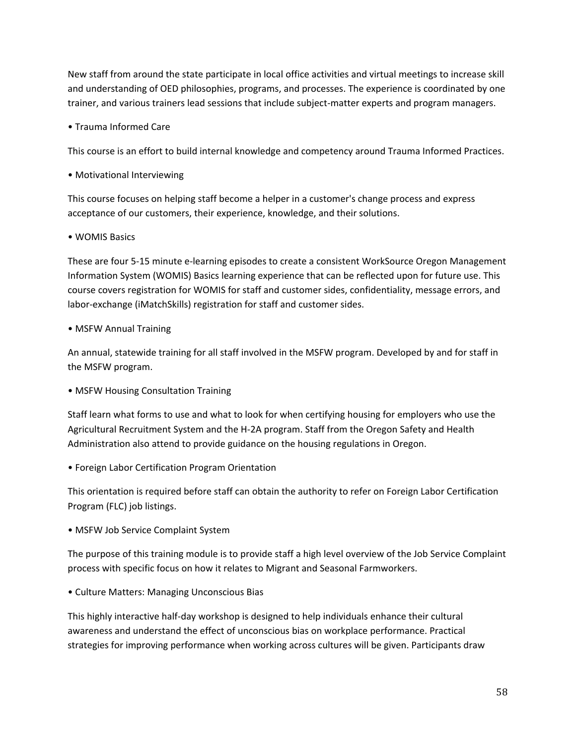New staff from around the state participate in local office activities and virtual meetings to increase skill and understanding of OED philosophies, programs, and processes. The experience is coordinated by one trainer, and various trainers lead sessions that include subject-matter experts and program managers.

• Trauma Informed Care

This course is an effort to build internal knowledge and competency around Trauma Informed Practices.

• Motivational Interviewing

This course focuses on helping staff become a helper in a customer's change process and express acceptance of our customers, their experience, knowledge, and their solutions.

• WOMIS Basics

These are four 5-15 minute e-learning episodes to create a consistent WorkSource Oregon Management Information System (WOMIS) Basics learning experience that can be reflected upon for future use. This course covers registration for WOMIS for staff and customer sides, confidentiality, message errors, and labor-exchange (iMatchSkills) registration for staff and customer sides.

• MSFW Annual Training

An annual, statewide training for all staff involved in the MSFW program. Developed by and for staff in the MSFW program.

• MSFW Housing Consultation Training

Staff learn what forms to use and what to look for when certifying housing for employers who use the Agricultural Recruitment System and the H-2A program. Staff from the Oregon Safety and Health Administration also attend to provide guidance on the housing regulations in Oregon.

• Foreign Labor Certification Program Orientation

This orientation is required before staff can obtain the authority to refer on Foreign Labor Certification Program (FLC) job listings.

• MSFW Job Service Complaint System

The purpose of this training module is to provide staff a high level overview of the Job Service Complaint process with specific focus on how it relates to Migrant and Seasonal Farmworkers.

• Culture Matters: Managing Unconscious Bias

This highly interactive half-day workshop is designed to help individuals enhance their cultural awareness and understand the effect of unconscious bias on workplace performance. Practical strategies for improving performance when working across cultures will be given. Participants draw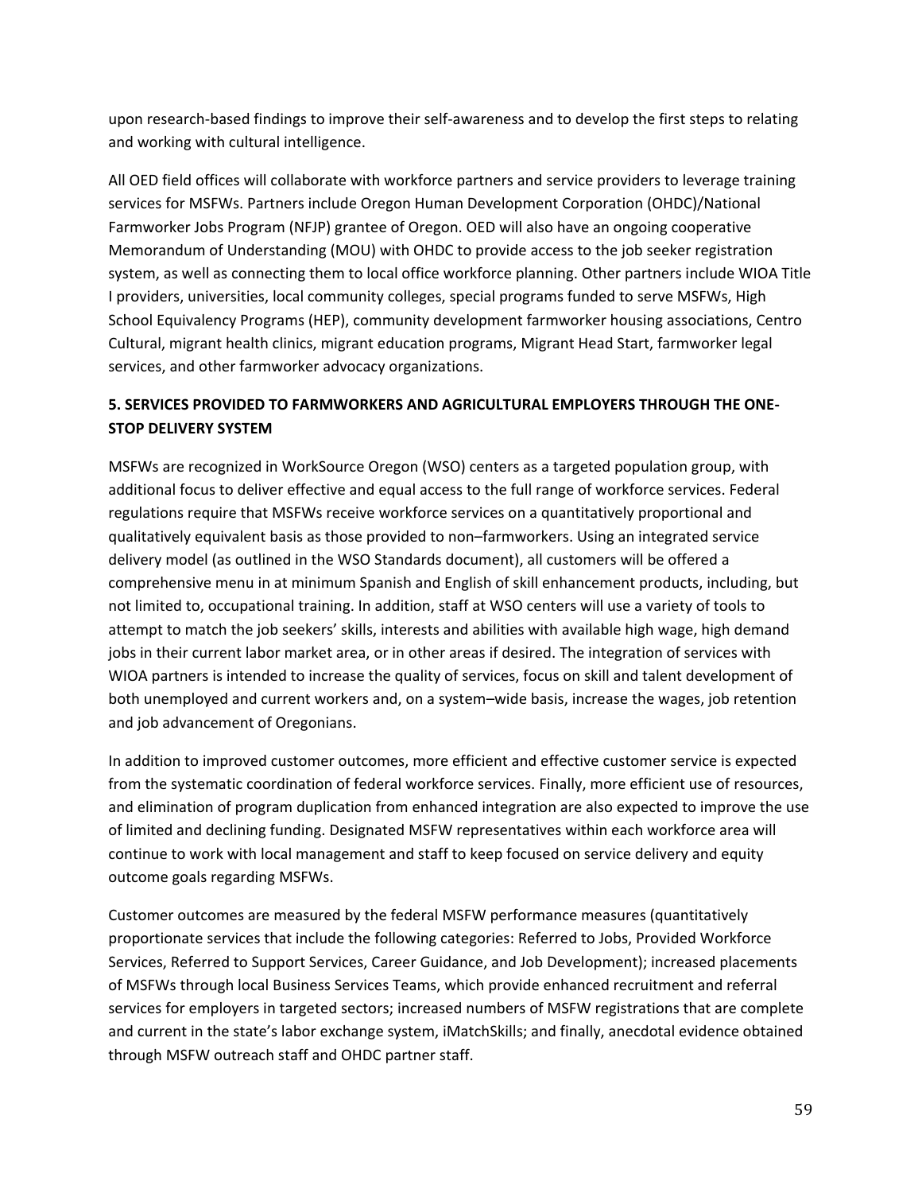upon research-based findings to improve their self-awareness and to develop the first steps to relating and working with cultural intelligence.

All OED field offices will collaborate with workforce partners and service providers to leverage training services for MSFWs. Partners include Oregon Human Development Corporation (OHDC)/National Farmworker Jobs Program (NFJP) grantee of Oregon. OED will also have an ongoing cooperative Memorandum of Understanding (MOU) with OHDC to provide access to the job seeker registration system, as well as connecting them to local office workforce planning. Other partners include WIOA Title I providers, universities, local community colleges, special programs funded to serve MSFWs, High School Equivalency Programs (HEP), community development farmworker housing associations, Centro Cultural, migrant health clinics, migrant education programs, Migrant Head Start, farmworker legal services, and other farmworker advocacy organizations.

### 5. SERVICES PROVIDED TO FARMWORKERS AND AGRICULTURAL EMPLOYERS THROUGH THE ONE-STOP DELIVERY SYSTEM

MSFWs are recognized in WorkSource Oregon (WSO) centers as a targeted population group, with additional focus to deliver effective and equal access to the full range of workforce services. Federal regulations require that MSFWs receive workforce services on a quantitatively proportional and qualitatively equivalent basis as those provided to non–farmworkers. Using an integrated service delivery model (as outlined in the WSO Standards document), all customers will be offered a comprehensive menu in at minimum Spanish and English of skill enhancement products, including, but not limited to, occupational training. In addition, staff at WSO centers will use a variety of tools to attempt to match the job seekers' skills, interests and abilities with available high wage, high demand jobs in their current labor market area, or in other areas if desired. The integration of services with WIOA partners is intended to increase the quality of services, focus on skill and talent development of both unemployed and current workers and, on a system–wide basis, increase the wages, job retention and job advancement of Oregonians.

In addition to improved customer outcomes, more efficient and effective customer service is expected from the systematic coordination of federal workforce services. Finally, more efficient use of resources, and elimination of program duplication from enhanced integration are also expected to improve the use of limited and declining funding. Designated MSFW representatives within each workforce area will continue to work with local management and staff to keep focused on service delivery and equity outcome goals regarding MSFWs.

Customer outcomes are measured by the federal MSFW performance measures (quantitatively proportionate services that include the following categories: Referred to Jobs, Provided Workforce Services, Referred to Support Services, Career Guidance, and Job Development); increased placements of MSFWs through local Business Services Teams, which provide enhanced recruitment and referral services for employers in targeted sectors; increased numbers of MSFW registrations that are complete and current in the state's labor exchange system, iMatchSkills; and finally, anecdotal evidence obtained through MSFW outreach staff and OHDC partner staff.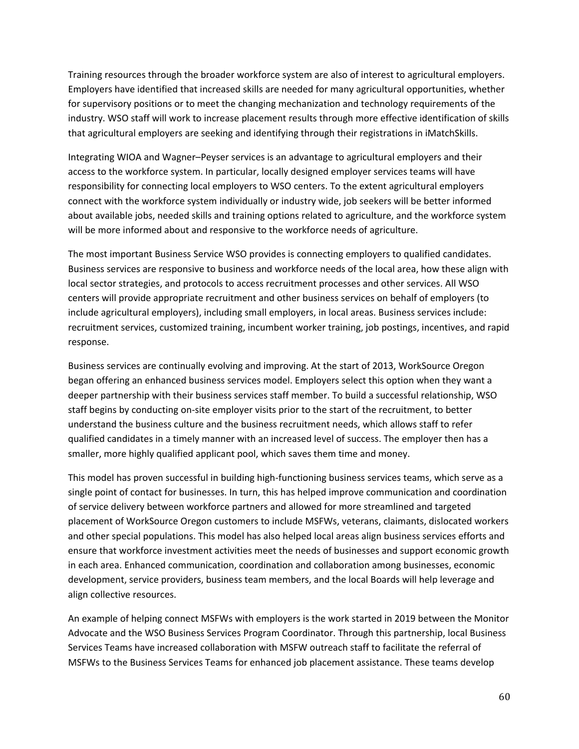Training resources through the broader workforce system are also of interest to agricultural employers. Employers have identified that increased skills are needed for many agricultural opportunities, whether for supervisory positions or to meet the changing mechanization and technology requirements of the industry. WSO staff will work to increase placement results through more effective identification of skills that agricultural employers are seeking and identifying through their registrations in iMatchSkills.

Integrating WIOA and Wagner–Peyser services is an advantage to agricultural employers and their access to the workforce system. In particular, locally designed employer services teams will have responsibility for connecting local employers to WSO centers. To the extent agricultural employers connect with the workforce system individually or industry wide, job seekers will be better informed about available jobs, needed skills and training options related to agriculture, and the workforce system will be more informed about and responsive to the workforce needs of agriculture.

The most important Business Service WSO provides is connecting employers to qualified candidates. Business services are responsive to business and workforce needs of the local area, how these align with local sector strategies, and protocols to access recruitment processes and other services. All WSO centers will provide appropriate recruitment and other business services on behalf of employers (to include agricultural employers), including small employers, in local areas. Business services include: recruitment services, customized training, incumbent worker training, job postings, incentives, and rapid response.

Business services are continually evolving and improving. At the start of 2013, WorkSource Oregon began offering an enhanced business services model. Employers select this option when they want a deeper partnership with their business services staff member. To build a successful relationship, WSO staff begins by conducting on-site employer visits prior to the start of the recruitment, to better understand the business culture and the business recruitment needs, which allows staff to refer qualified candidates in a timely manner with an increased level of success. The employer then has a smaller, more highly qualified applicant pool, which saves them time and money.

This model has proven successful in building high-functioning business services teams, which serve as a single point of contact for businesses. In turn, this has helped improve communication and coordination of service delivery between workforce partners and allowed for more streamlined and targeted placement of WorkSource Oregon customers to include MSFWs, veterans, claimants, dislocated workers and other special populations. This model has also helped local areas align business services efforts and ensure that workforce investment activities meet the needs of businesses and support economic growth in each area. Enhanced communication, coordination and collaboration among businesses, economic development, service providers, business team members, and the local Boards will help leverage and align collective resources.

An example of helping connect MSFWs with employers is the work started in 2019 between the Monitor Advocate and the WSO Business Services Program Coordinator. Through this partnership, local Business Services Teams have increased collaboration with MSFW outreach staff to facilitate the referral of MSFWs to the Business Services Teams for enhanced job placement assistance. These teams develop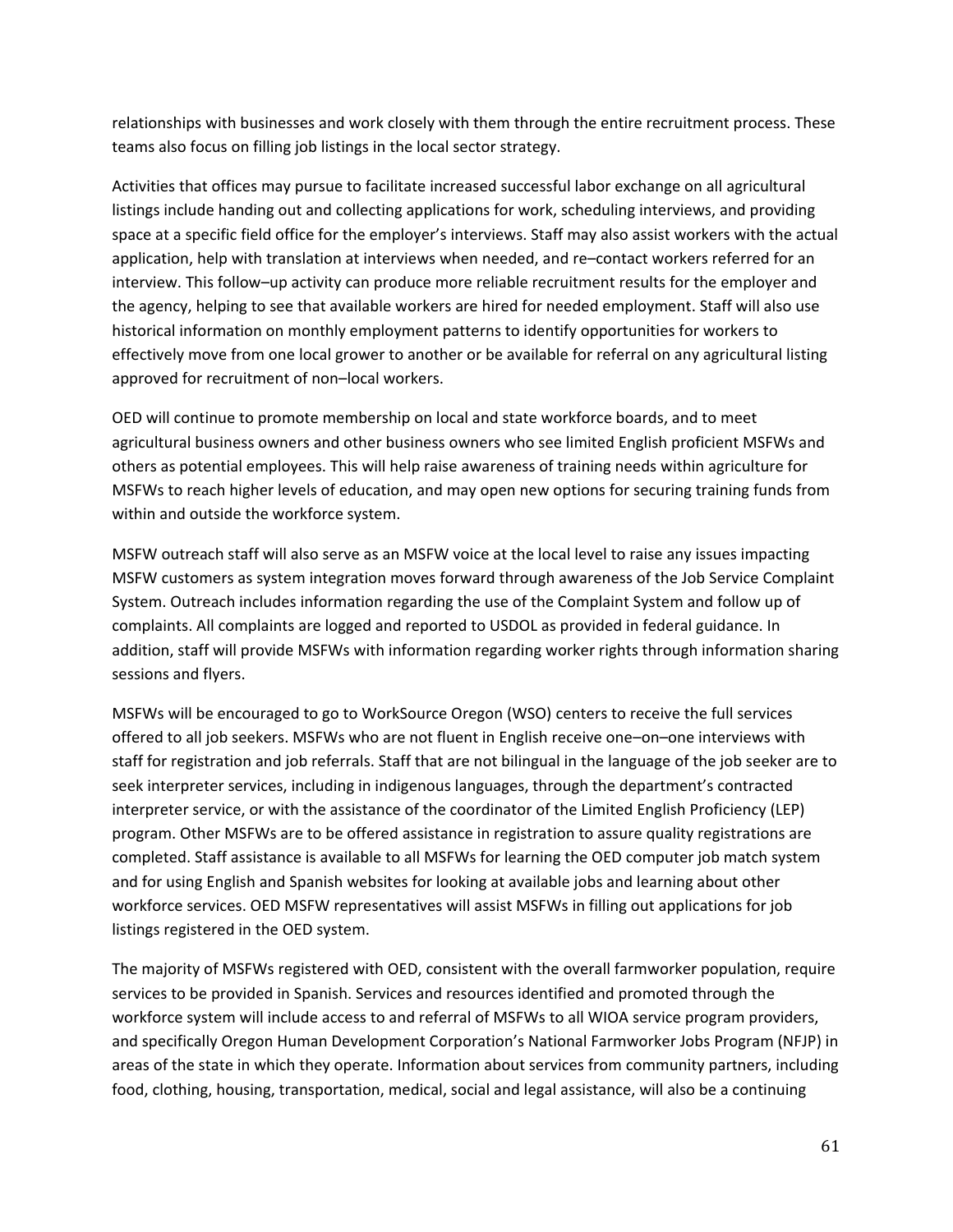relationships with businesses and work closely with them through the entire recruitment process. These teams also focus on filling job listings in the local sector strategy.

Activities that offices may pursue to facilitate increased successful labor exchange on all agricultural listings include handing out and collecting applications for work, scheduling interviews, and providing space at a specific field office for the employer's interviews. Staff may also assist workers with the actual application, help with translation at interviews when needed, and re–contact workers referred for an interview. This follow–up activity can produce more reliable recruitment results for the employer and the agency, helping to see that available workers are hired for needed employment. Staff will also use historical information on monthly employment patterns to identify opportunities for workers to effectively move from one local grower to another or be available for referral on any agricultural listing approved for recruitment of non–local workers.

OED will continue to promote membership on local and state workforce boards, and to meet agricultural business owners and other business owners who see limited English proficient MSFWs and others as potential employees. This will help raise awareness of training needs within agriculture for MSFWs to reach higher levels of education, and may open new options for securing training funds from within and outside the workforce system.

MSFW outreach staff will also serve as an MSFW voice at the local level to raise any issues impacting MSFW customers as system integration moves forward through awareness of the Job Service Complaint System. Outreach includes information regarding the use of the Complaint System and follow up of complaints. All complaints are logged and reported to USDOL as provided in federal guidance. In addition, staff will provide MSFWs with information regarding worker rights through information sharing sessions and flyers.

MSFWs will be encouraged to go to WorkSource Oregon (WSO) centers to receive the full services offered to all job seekers. MSFWs who are not fluent in English receive one–on–one interviews with staff for registration and job referrals. Staff that are not bilingual in the language of the job seeker are to seek interpreter services, including in indigenous languages, through the department's contracted interpreter service, or with the assistance of the coordinator of the Limited English Proficiency (LEP) program. Other MSFWs are to be offered assistance in registration to assure quality registrations are completed. Staff assistance is available to all MSFWs for learning the OED computer job match system and for using English and Spanish websites for looking at available jobs and learning about other workforce services. OED MSFW representatives will assist MSFWs in filling out applications for job listings registered in the OED system.

The majority of MSFWs registered with OED, consistent with the overall farmworker population, require services to be provided in Spanish. Services and resources identified and promoted through the workforce system will include access to and referral of MSFWs to all WIOA service program providers, and specifically Oregon Human Development Corporation's National Farmworker Jobs Program (NFJP) in areas of the state in which they operate. Information about services from community partners, including food, clothing, housing, transportation, medical, social and legal assistance, will also be a continuing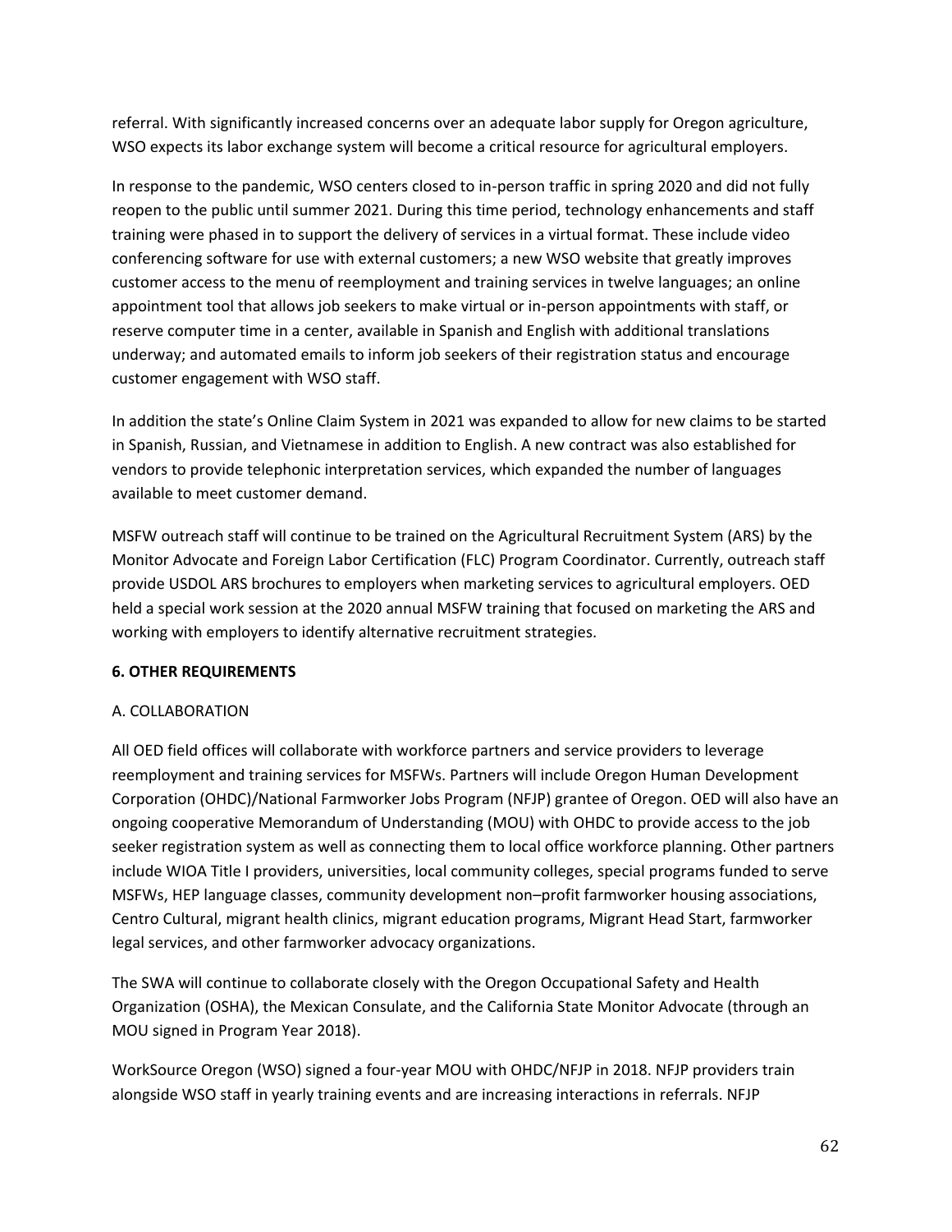referral. With significantly increased concerns over an adequate labor supply for Oregon agriculture, WSO expects its labor exchange system will become a critical resource for agricultural employers.

In response to the pandemic, WSO centers closed to in-person traffic in spring 2020 and did not fully reopen to the public until summer 2021. During this time period, technology enhancements and staff training were phased in to support the delivery of services in a virtual format. These include video conferencing software for use with external customers; a new WSO website that greatly improves customer access to the menu of reemployment and training services in twelve languages; an online appointment tool that allows job seekers to make virtual or in-person appointments with staff, or reserve computer time in a center, available in Spanish and English with additional translations underway; and automated emails to inform job seekers of their registration status and encourage customer engagement with WSO staff.

In addition the state's Online Claim System in 2021 was expanded to allow for new claims to be started in Spanish, Russian, and Vietnamese in addition to English. A new contract was also established for vendors to provide telephonic interpretation services, which expanded the number of languages available to meet customer demand.

MSFW outreach staff will continue to be trained on the Agricultural Recruitment System (ARS) by the Monitor Advocate and Foreign Labor Certification (FLC) Program Coordinator. Currently, outreach staff provide USDOL ARS brochures to employers when marketing services to agricultural employers. OED held a special work session at the 2020 annual MSFW training that focused on marketing the ARS and working with employers to identify alternative recruitment strategies.

## 6. OTHER REQUIREMENTS

### A. COLLABORATION

All OED field offices will collaborate with workforce partners and service providers to leverage reemployment and training services for MSFWs. Partners will include Oregon Human Development Corporation (OHDC)/National Farmworker Jobs Program (NFJP) grantee of Oregon. OED will also have an ongoing cooperative Memorandum of Understanding (MOU) with OHDC to provide access to the job seeker registration system as well as connecting them to local office workforce planning. Other partners include WIOA Title I providers, universities, local community colleges, special programs funded to serve MSFWs, HEP language classes, community development non–profit farmworker housing associations, Centro Cultural, migrant health clinics, migrant education programs, Migrant Head Start, farmworker legal services, and other farmworker advocacy organizations.

The SWA will continue to collaborate closely with the Oregon Occupational Safety and Health Organization (OSHA), the Mexican Consulate, and the California State Monitor Advocate (through an MOU signed in Program Year 2018).

WorkSource Oregon (WSO) signed a four-year MOU with OHDC/NFJP in 2018. NFJP providers train alongside WSO staff in yearly training events and are increasing interactions in referrals. NFJP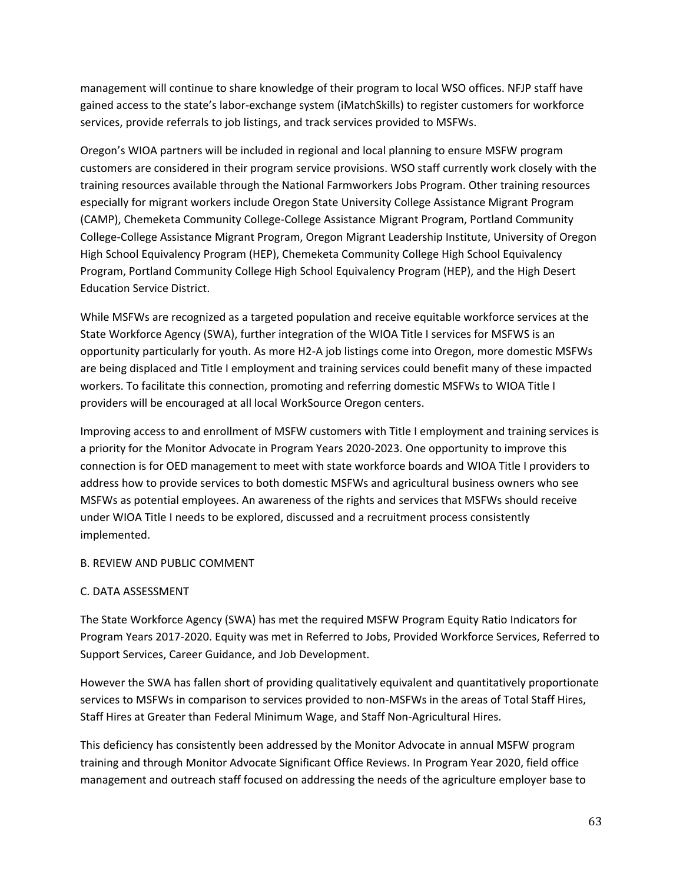management will continue to share knowledge of their program to local WSO offices. NFJP staff have gained access to the state's labor-exchange system (iMatchSkills) to register customers for workforce services, provide referrals to job listings, and track services provided to MSFWs.

Oregon's WIOA partners will be included in regional and local planning to ensure MSFW program customers are considered in their program service provisions. WSO staff currently work closely with the training resources available through the National Farmworkers Jobs Program. Other training resources especially for migrant workers include Oregon State University College Assistance Migrant Program (CAMP), Chemeketa Community College-College Assistance Migrant Program, Portland Community College-College Assistance Migrant Program, Oregon Migrant Leadership Institute, University of Oregon High School Equivalency Program (HEP), Chemeketa Community College High School Equivalency Program, Portland Community College High School Equivalency Program (HEP), and the High Desert Education Service District.

While MSFWs are recognized as a targeted population and receive equitable workforce services at the State Workforce Agency (SWA), further integration of the WIOA Title I services for MSFWS is an opportunity particularly for youth. As more H2-A job listings come into Oregon, more domestic MSFWs are being displaced and Title I employment and training services could benefit many of these impacted workers. To facilitate this connection, promoting and referring domestic MSFWs to WIOA Title I providers will be encouraged at all local WorkSource Oregon centers.

Improving access to and enrollment of MSFW customers with Title I employment and training services is a priority for the Monitor Advocate in Program Years 2020-2023. One opportunity to improve this connection is for OED management to meet with state workforce boards and WIOA Title I providers to address how to provide services to both domestic MSFWs and agricultural business owners who see MSFWs as potential employees. An awareness of the rights and services that MSFWs should receive under WIOA Title I needs to be explored, discussed and a recruitment process consistently implemented.

B. REVIEW AND PUBLIC COMMENT

C. DATA ASSESSMENT

The State Workforce Agency (SWA) has met the required MSFW Program Equity Ratio Indicators for Program Years 2017-2020. Equity was met in Referred to Jobs, Provided Workforce Services, Referred to Support Services, Career Guidance, and Job Development.

However the SWA has fallen short of providing qualitatively equivalent and quantitatively proportionate services to MSFWs in comparison to services provided to non-MSFWs in the areas of Total Staff Hires, Staff Hires at Greater than Federal Minimum Wage, and Staff Non-Agricultural Hires.

This deficiency has consistently been addressed by the Monitor Advocate in annual MSFW program training and through Monitor Advocate Significant Office Reviews. In Program Year 2020, field office management and outreach staff focused on addressing the needs of the agriculture employer base to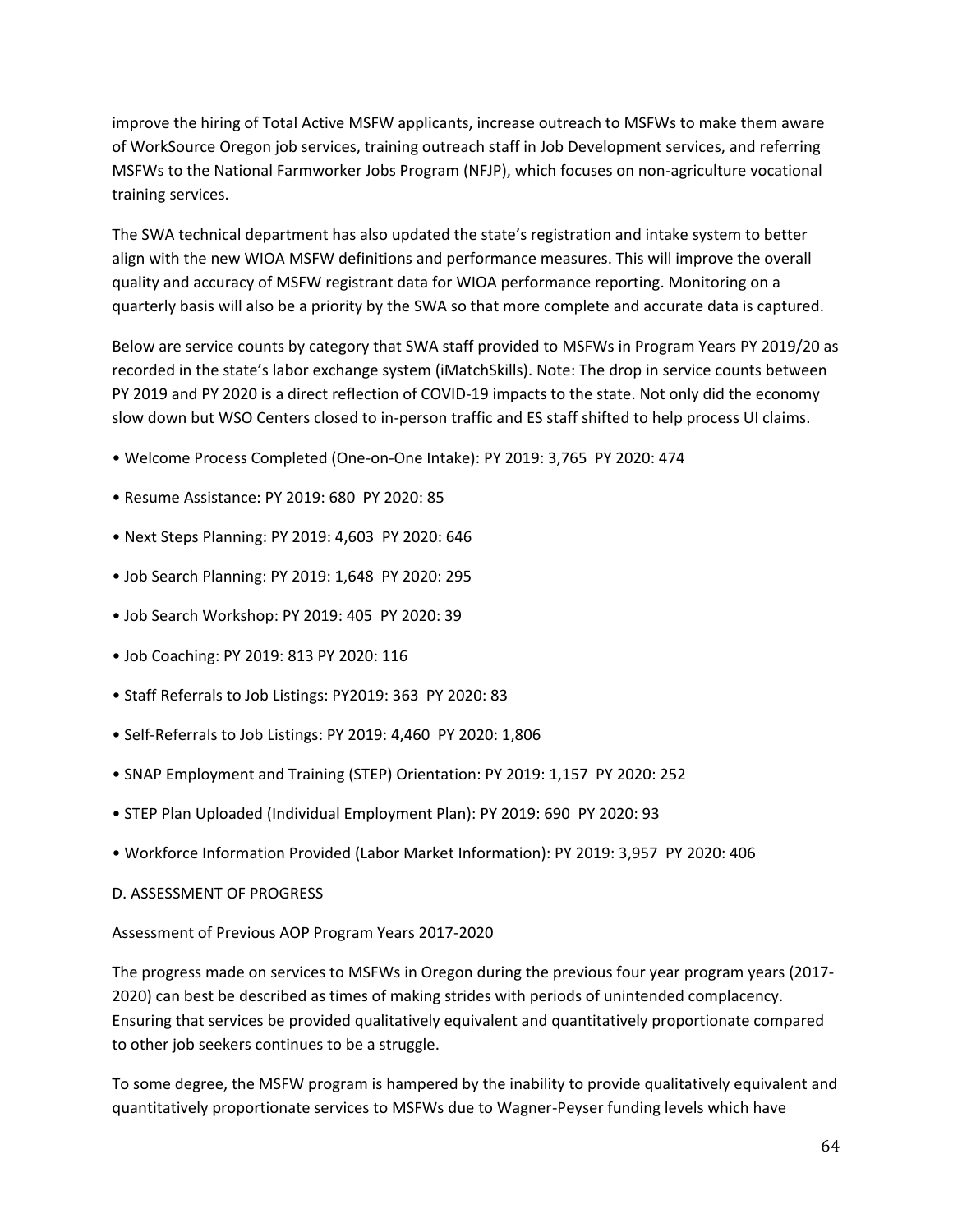improve the hiring of Total Active MSFW applicants, increase outreach to MSFWs to make them aware of WorkSource Oregon job services, training outreach staff in Job Development services, and referring MSFWs to the National Farmworker Jobs Program (NFJP), which focuses on non-agriculture vocational training services.

The SWA technical department has also updated the state's registration and intake system to better align with the new WIOA MSFW definitions and performance measures. This will improve the overall quality and accuracy of MSFW registrant data for WIOA performance reporting. Monitoring on a quarterly basis will also be a priority by the SWA so that more complete and accurate data is captured.

Below are service counts by category that SWA staff provided to MSFWs in Program Years PY 2019/20 as recorded in the state's labor exchange system (iMatchSkills). Note: The drop in service counts between PY 2019 and PY 2020 is a direct reflection of COVID-19 impacts to the state. Not only did the economy slow down but WSO Centers closed to in-person traffic and ES staff shifted to help process UI claims.

- Welcome Process Completed (One-on-One Intake): PY 2019: 3,765  PY 2020: 474
- Resume Assistance: PY 2019: 680  PY 2020: 85
- Next Steps Planning: PY 2019: 4,603  PY 2020: 646
- Job Search Planning: PY 2019: 1,648  PY 2020: 295
- Job Search Workshop: PY 2019: 405  PY 2020: 39
- Job Coaching: PY 2019: 813 PY 2020: 116
- Staff Referrals to Job Listings: PY2019: 363  PY 2020: 83
- Self-Referrals to Job Listings: PY 2019: 4,460  PY 2020: 1,806
- SNAP Employment and Training (STEP) Orientation: PY 2019: 1,157  PY 2020: 252
- STEP Plan Uploaded (Individual Employment Plan): PY 2019: 690  PY 2020: 93
- Workforce Information Provided (Labor Market Information): PY 2019: 3,957  PY 2020: 406

D. ASSESSMENT OF PROGRESS

Assessment of Previous AOP Program Years 2017-2020

The progress made on services to MSFWs in Oregon during the previous four year program years (2017-2020) can best be described as times of making strides with periods of unintended complacency. Ensuring that services be provided qualitatively equivalent and quantitatively proportionate compared to other job seekers continues to be a struggle.

To some degree, the MSFW program is hampered by the inability to provide qualitatively equivalent and quantitatively proportionate services to MSFWs due to Wagner-Peyser funding levels which have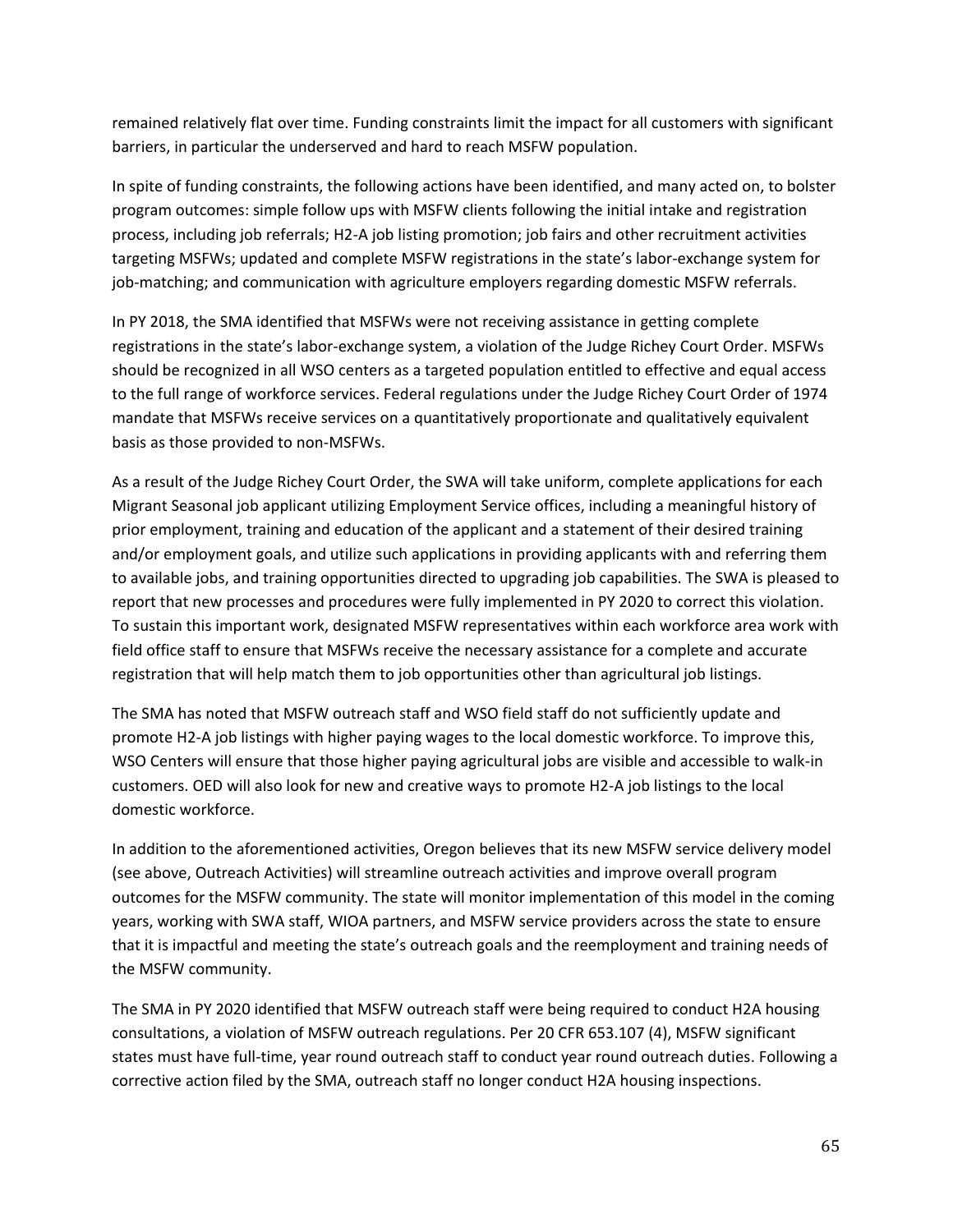remained relatively flat over time. Funding constraints limit the impact for all customers with significant barriers, in particular the underserved and hard to reach MSFW population.

In spite of funding constraints, the following actions have been identified, and many acted on, to bolster program outcomes: simple follow ups with MSFW clients following the initial intake and registration process, including job referrals; H2-A job listing promotion; job fairs and other recruitment activities targeting MSFWs; updated and complete MSFW registrations in the state's labor-exchange system for job-matching; and communication with agriculture employers regarding domestic MSFW referrals.

In PY 2018, the SMA identified that MSFWs were not receiving assistance in getting complete registrations in the state's labor-exchange system, a violation of the Judge Richey Court Order. MSFWs should be recognized in all WSO centers as a targeted population entitled to effective and equal access to the full range of workforce services. Federal regulations under the Judge Richey Court Order of 1974 mandate that MSFWs receive services on a quantitatively proportionate and qualitatively equivalent basis as those provided to non-MSFWs.

As a result of the Judge Richey Court Order, the SWA will take uniform, complete applications for each Migrant Seasonal job applicant utilizing Employment Service offices, including a meaningful history of prior employment, training and education of the applicant and a statement of their desired training and/or employment goals, and utilize such applications in providing applicants with and referring them to available jobs, and training opportunities directed to upgrading job capabilities. The SWA is pleased to report that new processes and procedures were fully implemented in PY 2020 to correct this violation. To sustain this important work, designated MSFW representatives within each workforce area work with field office staff to ensure that MSFWs receive the necessary assistance for a complete and accurate registration that will help match them to job opportunities other than agricultural job listings.

The SMA has noted that MSFW outreach staff and WSO field staff do not sufficiently update and promote H2-A job listings with higher paying wages to the local domestic workforce. To improve this, WSO Centers will ensure that those higher paying agricultural jobs are visible and accessible to walk-in customers. OED will also look for new and creative ways to promote H2-A job listings to the local domestic workforce.

In addition to the aforementioned activities, Oregon believes that its new MSFW service delivery model (see above, Outreach Activities) will streamline outreach activities and improve overall program outcomes for the MSFW community. The state will monitor implementation of this model in the coming years, working with SWA staff, WIOA partners, and MSFW service providers across the state to ensure that it is impactful and meeting the state's outreach goals and the reemployment and training needs of the MSFW community.

The SMA in PY 2020 identified that MSFW outreach staff were being required to conduct H2A housing consultations, a violation of MSFW outreach regulations. Per 20 CFR 653.107 (4), MSFW significant states must have full-time, year round outreach staff to conduct year round outreach duties. Following a corrective action filed by the SMA, outreach staff no longer conduct H2A housing inspections.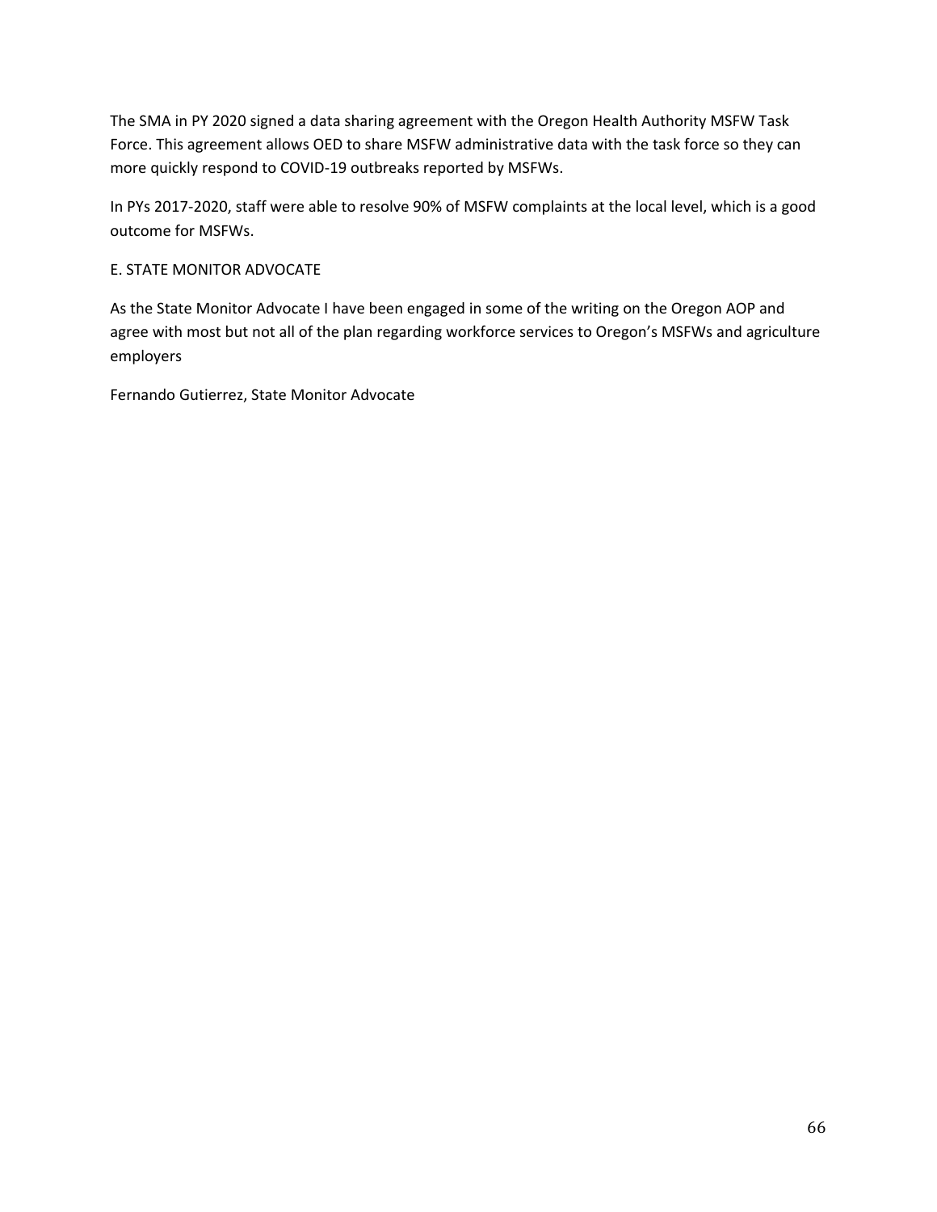The SMA in PY 2020 signed a data sharing agreement with the Oregon Health Authority MSFW Task Force. This agreement allows OED to share MSFW administrative data with the task force so they can more quickly respond to COVID-19 outbreaks reported by MSFWs.

In PYs 2017-2020, staff were able to resolve 90% of MSFW complaints at the local level, which is a good outcome for MSFWs.

## E. STATE MONITOR ADVOCATE

As the State Monitor Advocate I have been engaged in some of the writing on the Oregon AOP and agree with most but not all of the plan regarding workforce services to Oregon's MSFWs and agriculture employers

Fernando Gutierrez, State Monitor Advocate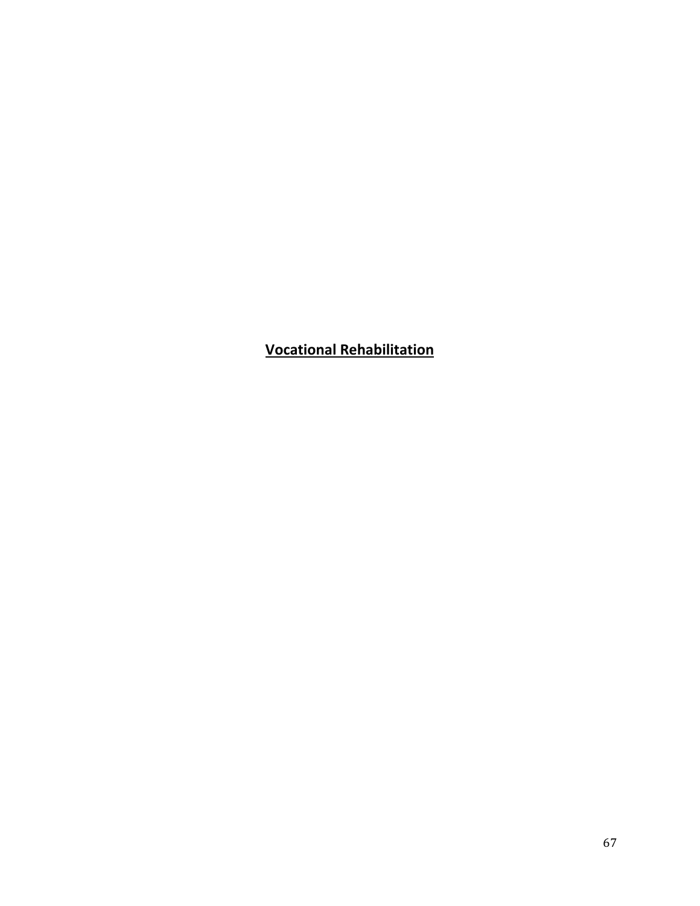# Vocational Rehabilitation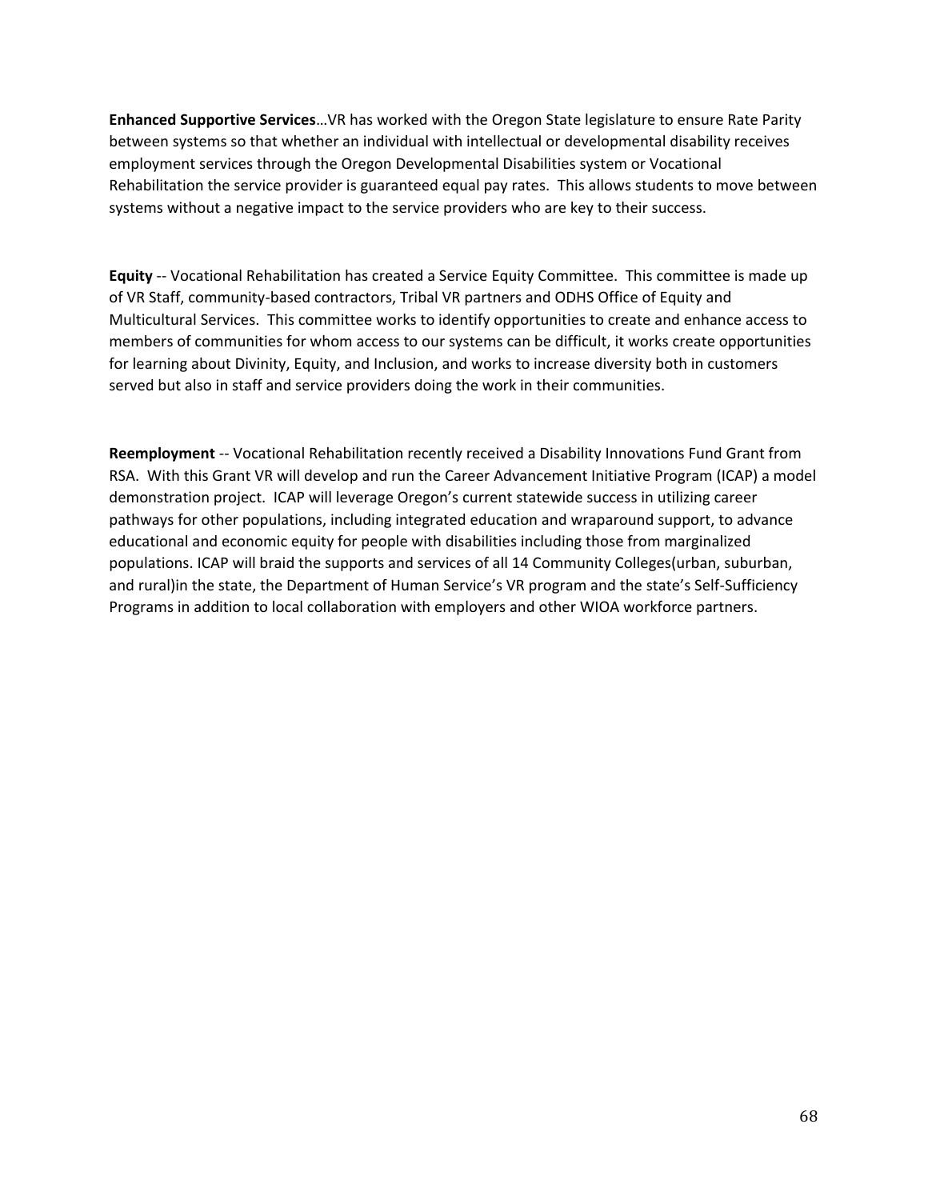**Enhanced Supportive Services**…VR has worked with the Oregon State legislature to ensure Rate Parity between systems so that whether an individual with intellectual or developmental disability receives employment services through the Oregon Developmental Disabilities system or Vocational Rehabilitation the service provider is guaranteed equal pay rates. This allows students to move between systems without a negative impact to the service providers who are key to their success.

**Equity** -- Vocational Rehabilitation has created a Service Equity Committee. This committee is made up of VR Staff, community-based contractors, Tribal VR partners and ODHS Office of Equity and Multicultural Services. This committee works to identify opportunities to create and enhance access to members of communities for whom access to our systems can be difficult, it works create opportunities for learning about Divinity, Equity, and Inclusion, and works to increase diversity both in customers served but also in staff and service providers doing the work in their communities.

**Reemployment** -- Vocational Rehabilitation recently received a Disability Innovations Fund Grant from RSA. With this Grant VR will develop and run the Career Advancement Initiative Program (ICAP) a model demonstration project. ICAP will leverage Oregon's current statewide success in utilizing career pathways for other populations, including integrated education and wraparound support, to advance educational and economic equity for people with disabilities including those from marginalized populations. ICAP will braid the supports and services of all 14 Community Colleges(urban, suburban, and rural)in the state, the Department of Human Service's VR program and the state's Self-Sufficiency Programs in addition to local collaboration with employers and other WIOA workforce partners.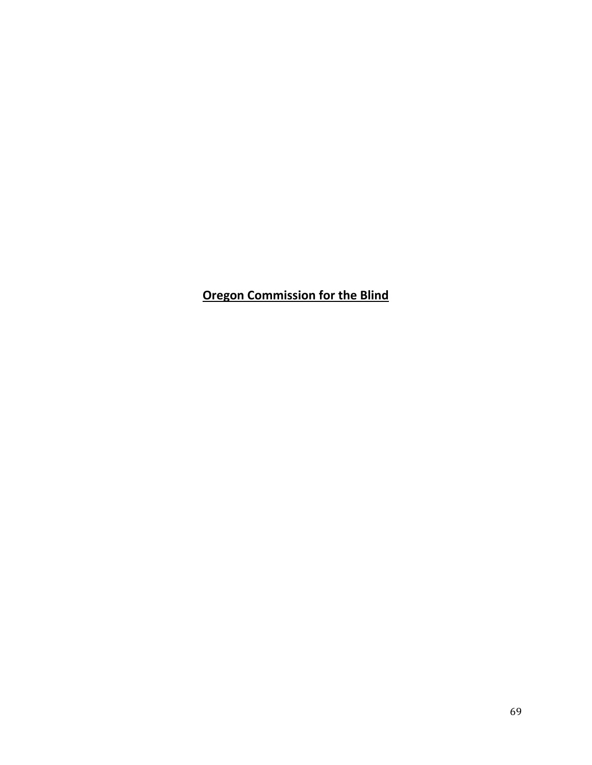**Oregon Commission for the Blind**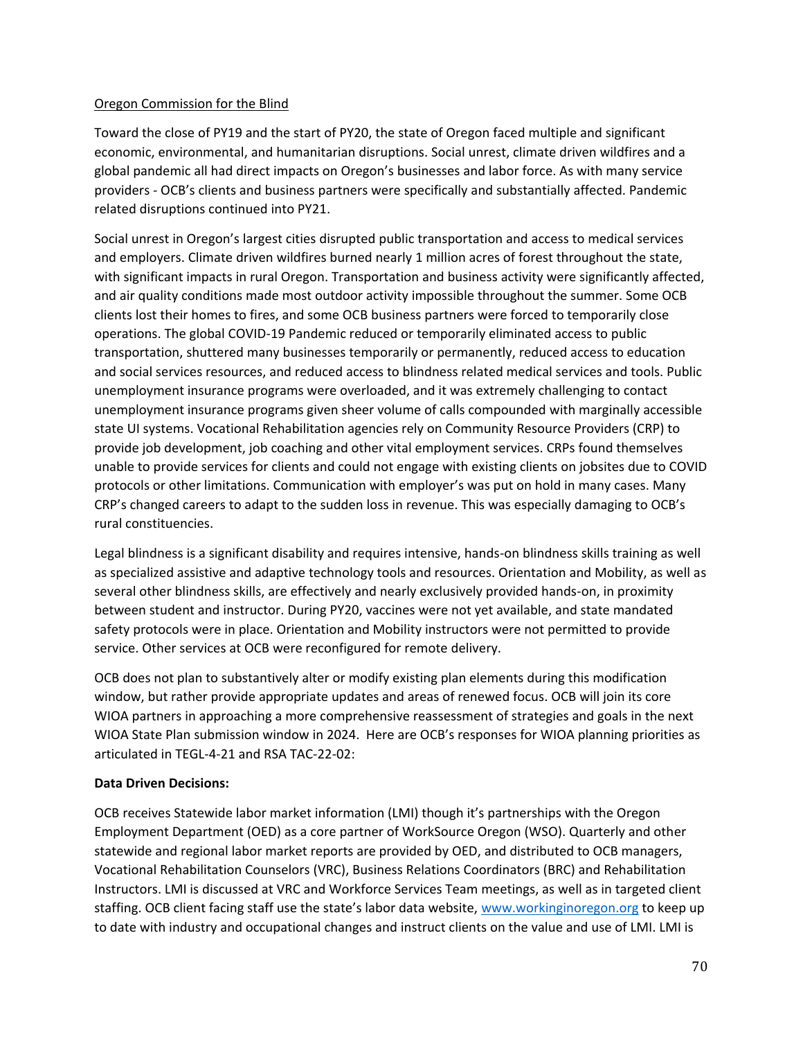Oregon Commission for the Blind

Toward the close of PY19 and the start of PY20, the state of Oregon faced multiple and significant economic, environmental, and humanitarian disruptions. Social unrest, climate driven wildfires and a global pandemic all had direct impacts on Oregon's businesses and labor force. As with many service providers - OCB's clients and business partners were specifically and substantially affected. Pandemic related disruptions continued into PY21.

Social unrest in Oregon's largest cities disrupted public transportation and access to medical services and employers. Climate driven wildfires burned nearly 1 million acres of forest throughout the state, with significant impacts in rural Oregon. Transportation and business activity were significantly affected, and air quality conditions made most outdoor activity impossible throughout the summer. Some OCB clients lost their homes to fires, and some OCB business partners were forced to temporarily close operations. The global COVID-19 Pandemic reduced or temporarily eliminated access to public transportation, shuttered many businesses temporarily or permanently, reduced access to education and social services resources, and reduced access to blindness related medical services and tools. Public unemployment insurance programs were overloaded, and it was extremely challenging to contact unemployment insurance programs given sheer volume of calls compounded with marginally accessible state UI systems. Vocational Rehabilitation agencies rely on Community Resource Providers (CRP) to provide job development, job coaching and other vital employment services. CRPs found themselves unable to provide services for clients and could not engage with existing clients on jobsites due to COVID protocols or other limitations. Communication with employer's was put on hold in many cases. Many CRP's changed careers to adapt to the sudden loss in revenue. This was especially damaging to OCB's rural constituencies.

Legal blindness is a significant disability and requires intensive, hands-on blindness skills training as well as specialized assistive and adaptive technology tools and resources. Orientation and Mobility, as well as several other blindness skills, are effectively and nearly exclusively provided hands-on, in proximity between student and instructor. During PY20, vaccines were not yet available, and state mandated safety protocols were in place. Orientation and Mobility instructors were not permitted to provide service. Other services at OCB were reconfigured for remote delivery.

OCB does not plan to substantively alter or modify existing plan elements during this modification window, but rather provide appropriate updates and areas of renewed focus. OCB will join its core WIOA partners in approaching a more comprehensive reassessment of strategies and goals in the next WIOA State Plan submission window in 2024. Here are OCB's responses for WIOA planning priorities as articulated in TEGL-4-21 and RSA TAC-22-02:

**Data Driven Decisions:**

OCB receives Statewide labor market information (LMI) though it's partnerships with the Oregon Employment Department (OED) as a core partner of WorkSource Oregon (WSO). Quarterly and other statewide and regional labor market reports are provided by OED, and distributed to OCB managers, Vocational Rehabilitation Counselors (VRC), Business Relations Coordinators (BRC) and Rehabilitation Instructors. LMI is discussed at VRC and Workforce Services Team meetings, as well as in targeted client staffing. OCB client facing staff use the state's labor data website, www.workinginoregon.org to keep up to date with industry and occupational changes and instruct clients on the value and use of LMI. LMI is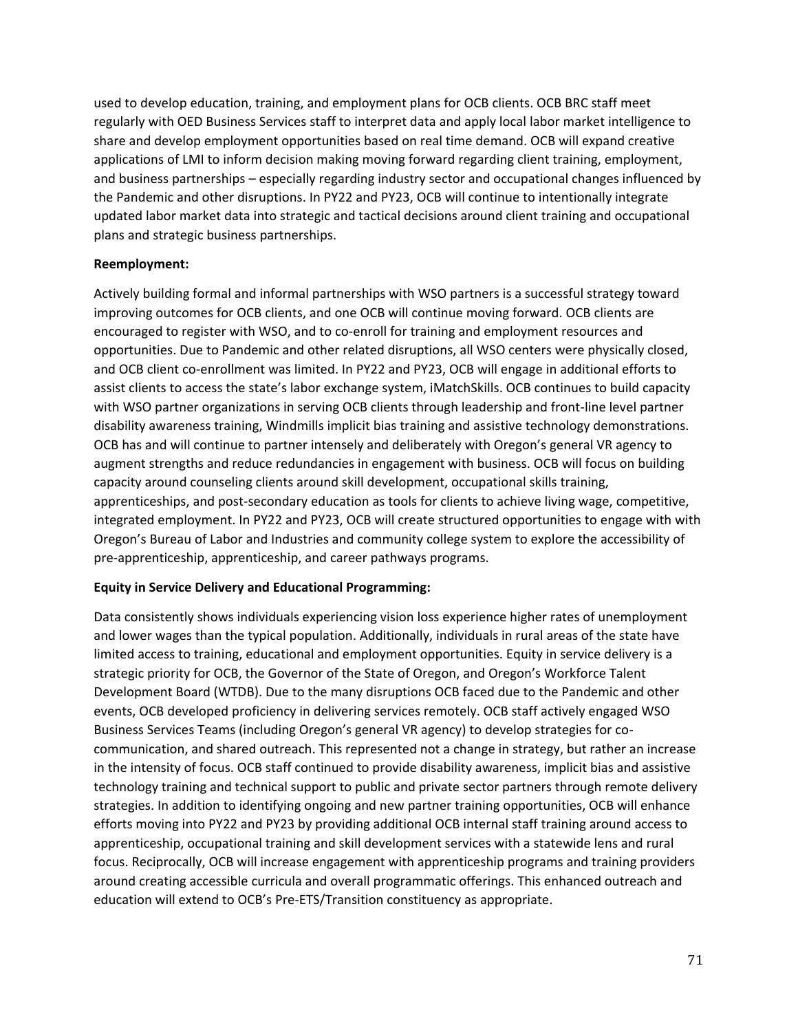used to develop education, training, and employment plans for OCB clients. OCB BRC staff meet regularly with OED Business Services staff to interpret data and apply local labor market intelligence to share and develop employment opportunities based on real time demand. OCB will expand creative applications of LMI to inform decision making moving forward regarding client training, employment, and business partnerships – especially regarding industry sector and occupational changes influenced by the Pandemic and other disruptions. In PY22 and PY23, OCB will continue to intentionally integrate updated labor market data into strategic and tactical decisions around client training and occupational plans and strategic business partnerships.

**Reemployment:**

Actively building formal and informal partnerships with WSO partners is a successful strategy toward improving outcomes for OCB clients, and one OCB will continue moving forward. OCB clients are encouraged to register with WSO, and to co-enroll for training and employment resources and opportunities. Due to Pandemic and other related disruptions, all WSO centers were physically closed, and OCB client co-enrollment was limited. In PY22 and PY23, OCB will engage in additional efforts to assist clients to access the state's labor exchange system, iMatchSkills. OCB continues to build capacity with WSO partner organizations in serving OCB clients through leadership and front-line level partner disability awareness training, Windmills implicit bias training and assistive technology demonstrations. OCB has and will continue to partner intensely and deliberately with Oregon's general VR agency to augment strengths and reduce redundancies in engagement with business. OCB will focus on building capacity around counseling clients around skill development, occupational skills training, apprenticeships, and post-secondary education as tools for clients to achieve living wage, competitive, integrated employment. In PY22 and PY23, OCB will create structured opportunities to engage with with Oregon's Bureau of Labor and Industries and community college system to explore the accessibility of pre-apprenticeship, apprenticeship, and career pathways programs.

**Equity in Service Delivery and Educational Programming:**

Data consistently shows individuals experiencing vision loss experience higher rates of unemployment and lower wages than the typical population. Additionally, individuals in rural areas of the state have limited access to training, educational and employment opportunities. Equity in service delivery is a strategic priority for OCB, the Governor of the State of Oregon, and Oregon's Workforce Talent Development Board (WTDB). Due to the many disruptions OCB faced due to the Pandemic and other events, OCB developed proficiency in delivering services remotely. OCB staff actively engaged WSO Business Services Teams (including Oregon's general VR agency) to develop strategies for co-communication, and shared outreach. This represented not a change in strategy, but rather an increase in the intensity of focus. OCB staff continued to provide disability awareness, implicit bias and assistive technology training and technical support to public and private sector partners through remote delivery strategies. In addition to identifying ongoing and new partner training opportunities, OCB will enhance efforts moving into PY22 and PY23 by providing additional OCB internal staff training around access to apprenticeship, occupational training and skill development services with a statewide lens and rural focus. Reciprocally, OCB will increase engagement with apprenticeship programs and training providers around creating accessible curricula and overall programmatic offerings. This enhanced outreach and education will extend to OCB's Pre-ETS/Transition constituency as appropriate.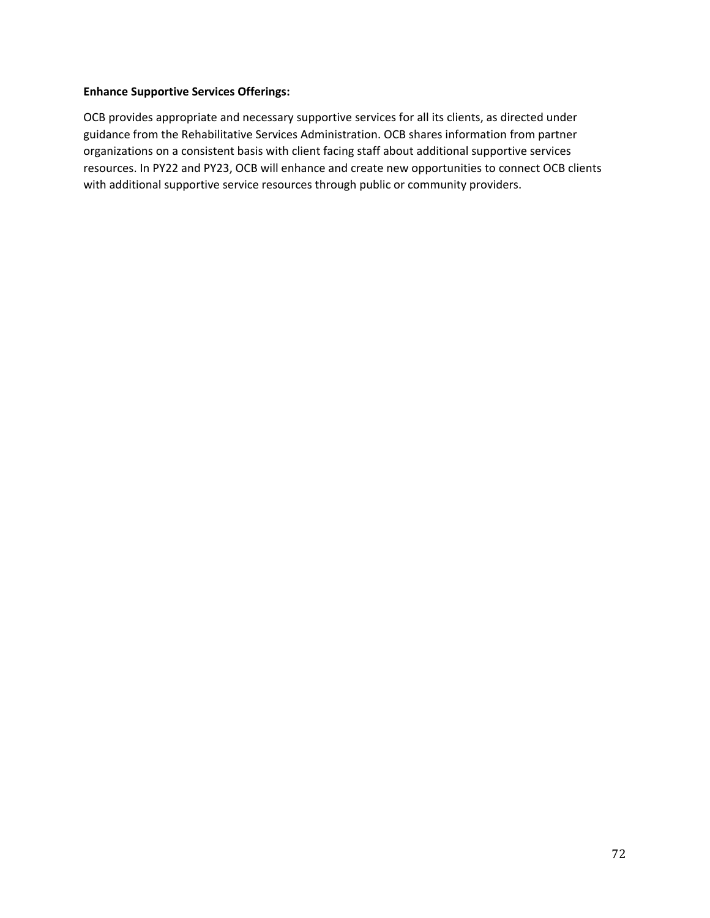**Enhance Supportive Services Offerings:**

OCB provides appropriate and necessary supportive services for all its clients, as directed under guidance from the Rehabilitative Services Administration. OCB shares information from partner organizations on a consistent basis with client facing staff about additional supportive services resources. In PY22 and PY23, OCB will enhance and create new opportunities to connect OCB clients with additional supportive service resources through public or community providers.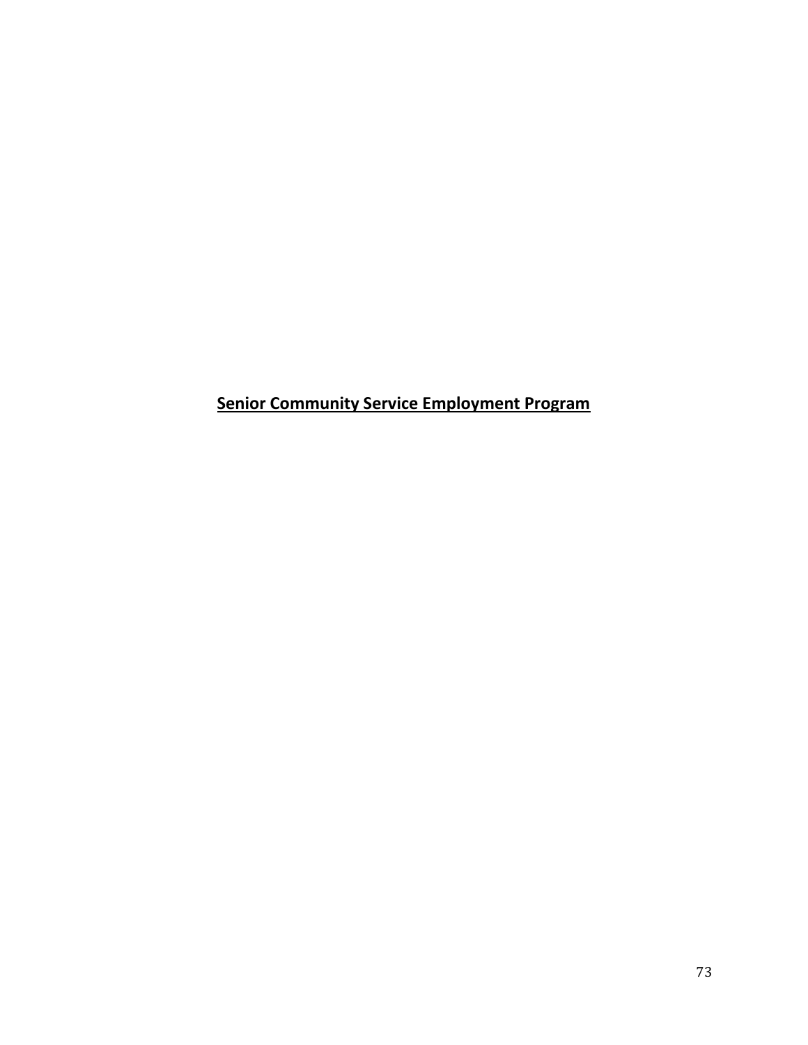# Senior Community Service Employment Program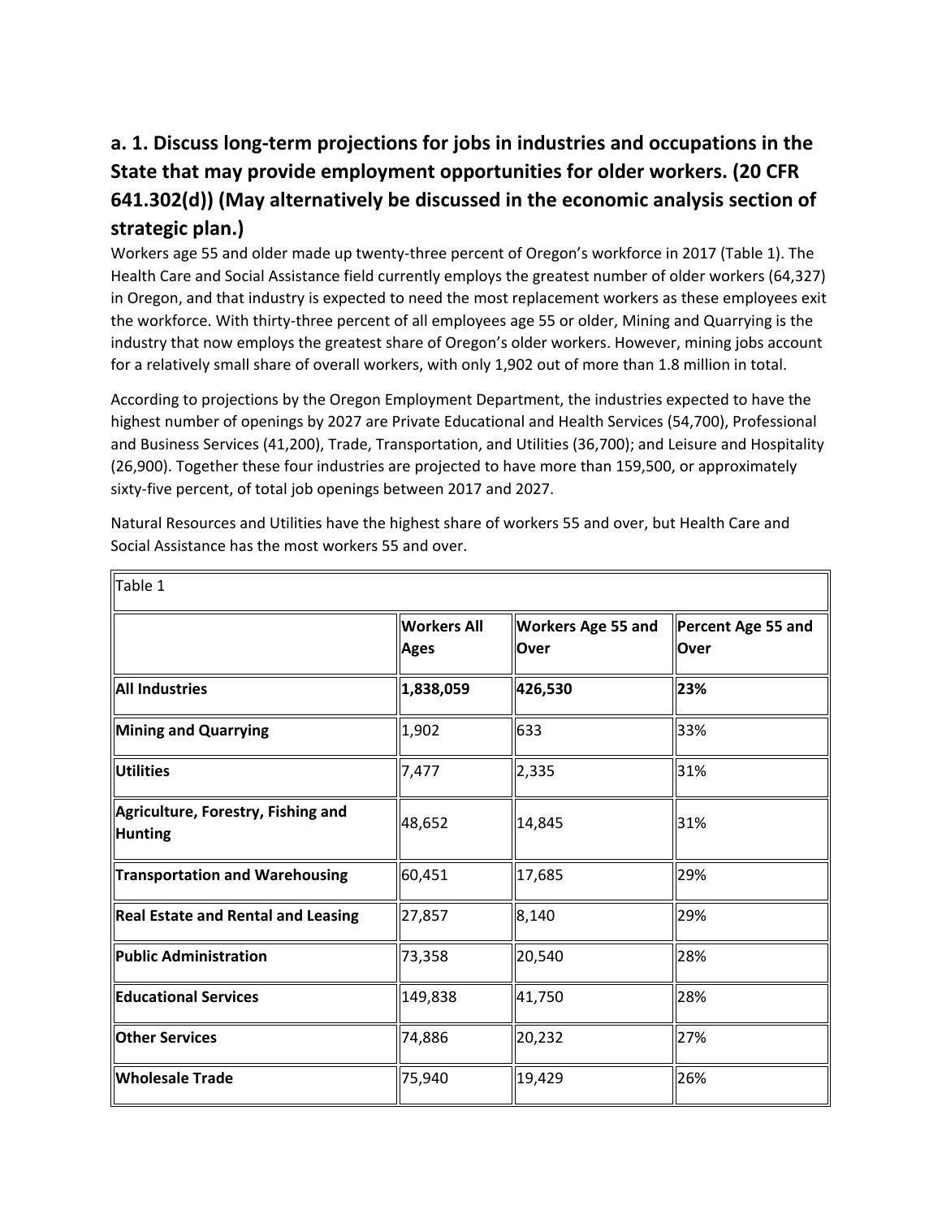### a. 1. Discuss long-term projections for jobs in industries and occupations in the State that may provide employment opportunities for older workers. (20 CFR 641.302(d)) (May alternatively be discussed in the economic analysis section of strategic plan.)

Workers age 55 and older made up twenty-three percent of Oregon's workforce in 2017 (Table 1). The Health Care and Social Assistance field currently employs the greatest number of older workers (64,327) in Oregon, and that industry is expected to need the most replacement workers as these employees exit the workforce. With thirty-three percent of all employees age 55 or older, Mining and Quarrying is the industry that now employs the greatest share of Oregon's older workers. However, mining jobs account for a relatively small share of overall workers, with only 1,902 out of more than 1.8 million in total.

According to projections by the Oregon Employment Department, the industries expected to have the highest number of openings by 2027 are Private Educational and Health Services (54,700), Professional and Business Services (41,200), Trade, Transportation, and Utilities (36,700); and Leisure and Hospitality (26,900). Together these four industries are projected to have more than 159,500, or approximately sixty-five percent, of total job openings between 2017 and 2027.

Natural Resources and Utilities have the highest share of workers 55 and over, but Health Care and Social Assistance has the most workers 55 and over.

Table 1

| | Workers All Ages | Workers Age 55 and Over | Percent Age 55 and Over |
|---|---|---|---|
| **All Industries** | **1,838,059** | **426,530** | **23%** |
| **Mining and Quarrying** | 1,902 | 633 | 33% |
| **Utilities** | 7,477 | 2,335 | 31% |
| **Agriculture, Forestry, Fishing and Hunting** | 48,652 | 14,845 | 31% |
| **Transportation and Warehousing** | 60,451 | 17,685 | 29% |
| **Real Estate and Rental and Leasing** | 27,857 | 8,140 | 29% |
| **Public Administration** | 73,358 | 20,540 | 28% |
| **Educational Services** | 149,838 | 41,750 | 28% |
| **Other Services** | 74,886 | 20,232 | 27% |
| **Wholesale Trade** | 75,940 | 19,429 | 26% |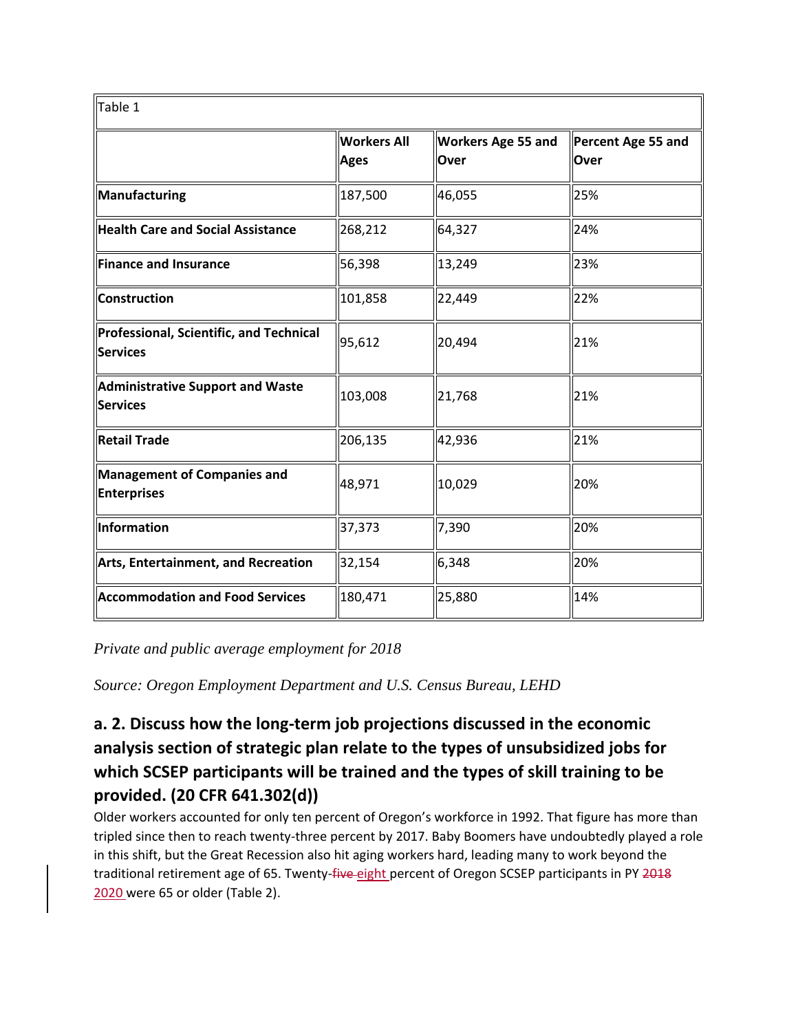Table 1

| | Workers All Ages | Workers Age 55 and Over | Percent Age 55 and Over |
|---|---|---|---|
| **Manufacturing** | 187,500 | 46,055 | 25% |
| **Health Care and Social Assistance** | 268,212 | 64,327 | 24% |
| **Finance and Insurance** | 56,398 | 13,249 | 23% |
| **Construction** | 101,858 | 22,449 | 22% |
| **Professional, Scientific, and Technical Services** | 95,612 | 20,494 | 21% |
| **Administrative Support and Waste Services** | 103,008 | 21,768 | 21% |
| **Retail Trade** | 206,135 | 42,936 | 21% |
| **Management of Companies and Enterprises** | 48,971 | 10,029 | 20% |
| **Information** | 37,373 | 7,390 | 20% |
| **Arts, Entertainment, and Recreation** | 32,154 | 6,348 | 20% |
| **Accommodation and Food Services** | 180,471 | 25,880 | 14% |

*Private and public average employment for 2018*

*Source: Oregon Employment Department and U.S. Census Bureau, LEHD*

### a. 2. Discuss how the long-term job projections discussed in the economic analysis section of strategic plan relate to the types of unsubsidized jobs for which SCSEP participants will be trained and the types of skill training to be provided. (20 CFR 641.302(d))

Older workers accounted for only ten percent of Oregon's workforce in 1992. That figure has more than tripled since then to reach twenty-three percent by 2017. Baby Boomers have undoubtedly played a role in this shift, but the Great Recession also hit aging workers hard, leading many to work beyond the traditional retirement age of 65. Twenty-~~five~~ eight percent of Oregon SCSEP participants in PY ~~2018~~ 2020 were 65 or older (Table 2).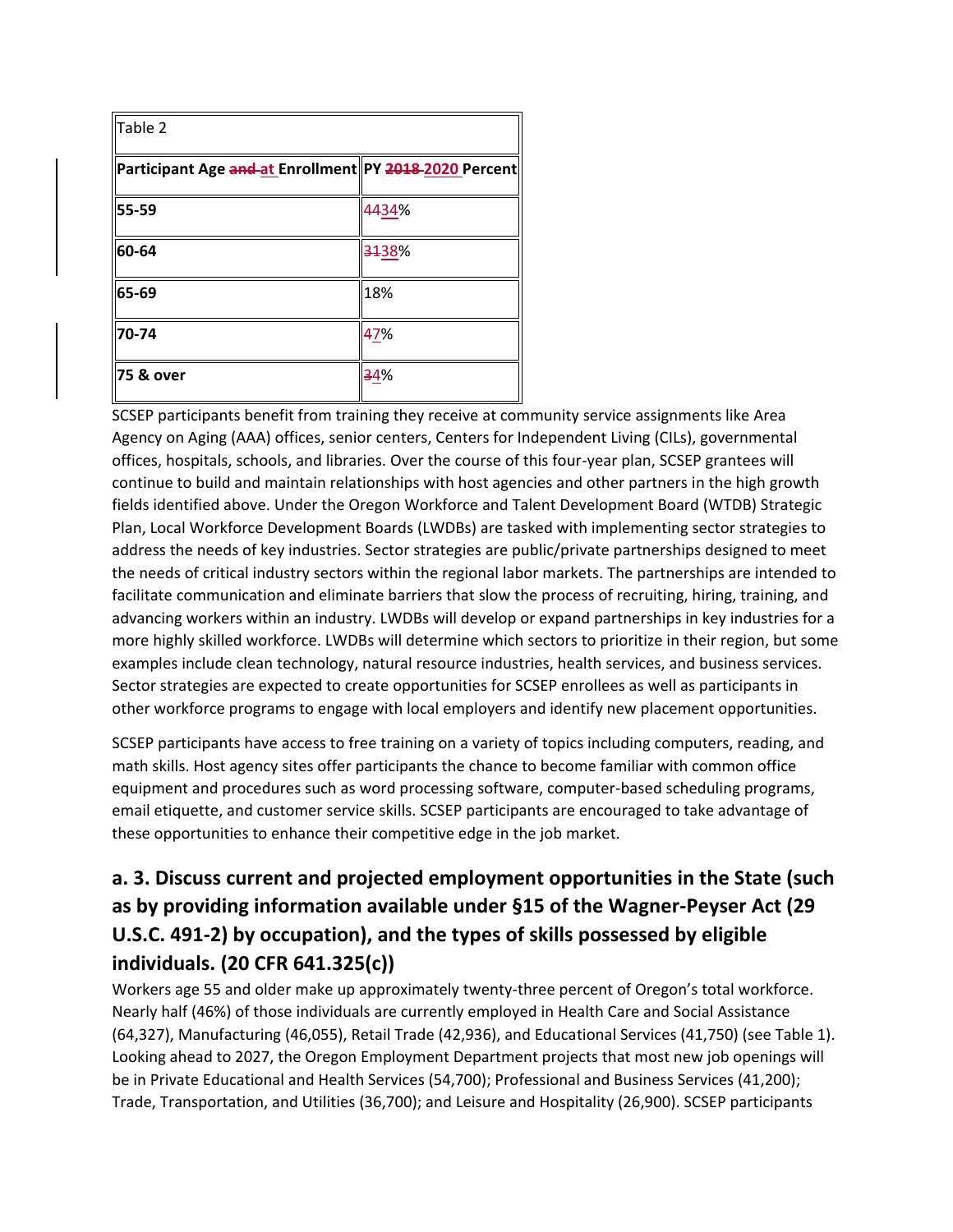| Table 2 | |
|---|---|
| **Participant Age ~~and~~ at Enrollment** | **PY ~~2018~~ 2020 Percent** |
| **55-59** | ~~44~~34% |
| **60-64** | ~~31~~38% |
| **65-69** | 18% |
| **70-74** | ~~4~~7% |
| **75 & over** | ~~3~~4% |

SCSEP participants benefit from training they receive at community service assignments like Area Agency on Aging (AAA) offices, senior centers, Centers for Independent Living (CILs), governmental offices, hospitals, schools, and libraries. Over the course of this four-year plan, SCSEP grantees will continue to build and maintain relationships with host agencies and other partners in the high growth fields identified above. Under the Oregon Workforce and Talent Development Board (WTDB) Strategic Plan, Local Workforce Development Boards (LWDBs) are tasked with implementing sector strategies to address the needs of key industries. Sector strategies are public/private partnerships designed to meet the needs of critical industry sectors within the regional labor markets. The partnerships are intended to facilitate communication and eliminate barriers that slow the process of recruiting, hiring, training, and advancing workers within an industry. LWDBs will develop or expand partnerships in key industries for a more highly skilled workforce. LWDBs will determine which sectors to prioritize in their region, but some examples include clean technology, natural resource industries, health services, and business services. Sector strategies are expected to create opportunities for SCSEP enrollees as well as participants in other workforce programs to engage with local employers and identify new placement opportunities.

SCSEP participants have access to free training on a variety of topics including computers, reading, and math skills. Host agency sites offer participants the chance to become familiar with common office equipment and procedures such as word processing software, computer-based scheduling programs, email etiquette, and customer service skills. SCSEP participants are encouraged to take advantage of these opportunities to enhance their competitive edge in the job market.

## a. 3. Discuss current and projected employment opportunities in the State (such as by providing information available under §15 of the Wagner-Peyser Act (29 U.S.C. 491-2) by occupation), and the types of skills possessed by eligible individuals. (20 CFR 641.325(c))

Workers age 55 and older make up approximately twenty-three percent of Oregon's total workforce. Nearly half (46%) of those individuals are currently employed in Health Care and Social Assistance (64,327), Manufacturing (46,055), Retail Trade (42,936), and Educational Services (41,750) (see Table 1). Looking ahead to 2027, the Oregon Employment Department projects that most new job openings will be in Private Educational and Health Services (54,700); Professional and Business Services (41,200); Trade, Transportation, and Utilities (36,700); and Leisure and Hospitality (26,900). SCSEP participants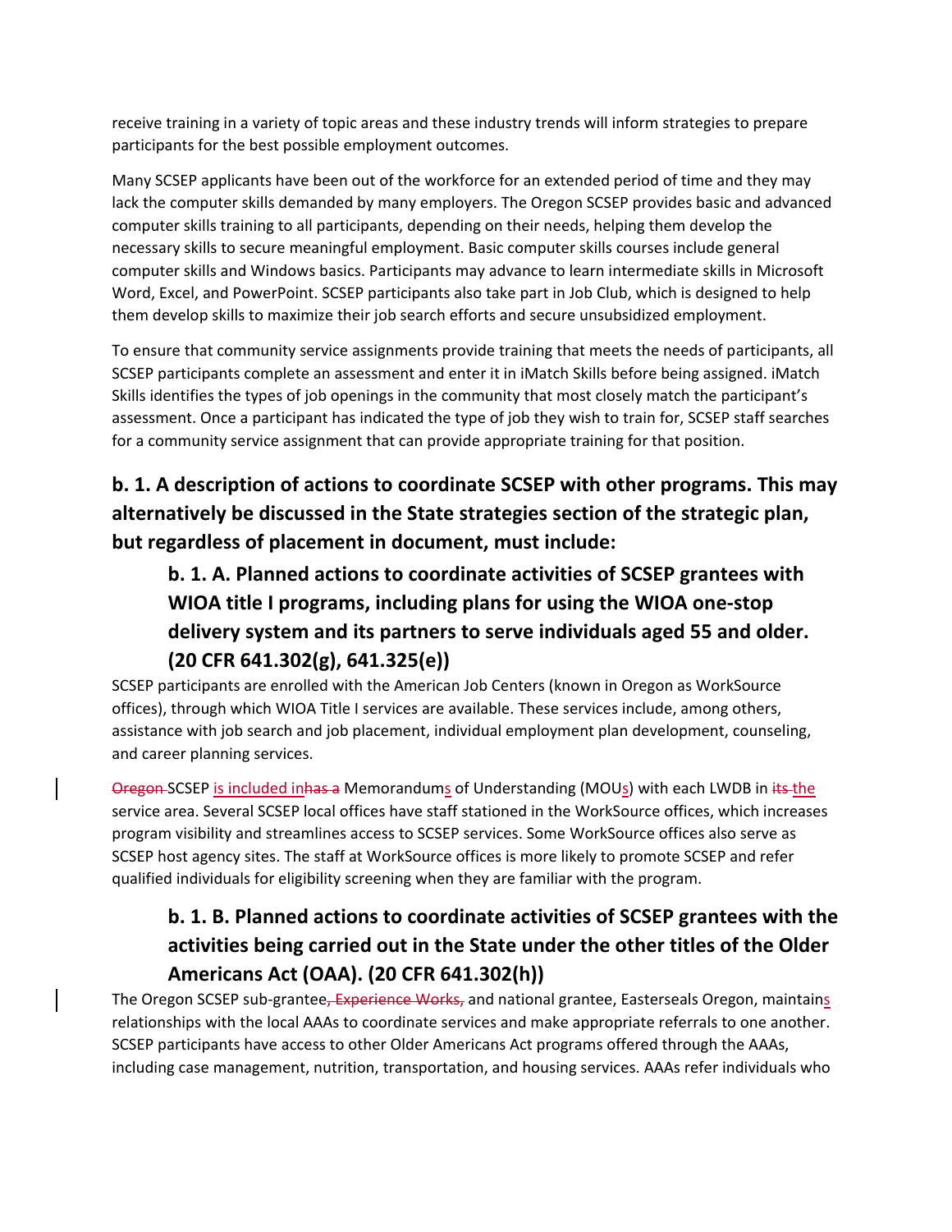receive training in a variety of topic areas and these industry trends will inform strategies to prepare participants for the best possible employment outcomes.

Many SCSEP applicants have been out of the workforce for an extended period of time and they may lack the computer skills demanded by many employers. The Oregon SCSEP provides basic and advanced computer skills training to all participants, depending on their needs, helping them develop the necessary skills to secure meaningful employment. Basic computer skills courses include general computer skills and Windows basics. Participants may advance to learn intermediate skills in Microsoft Word, Excel, and PowerPoint. SCSEP participants also take part in Job Club, which is designed to help them develop skills to maximize their job search efforts and secure unsubsidized employment.

To ensure that community service assignments provide training that meets the needs of participants, all SCSEP participants complete an assessment and enter it in iMatch Skills before being assigned. iMatch Skills identifies the types of job openings in the community that most closely match the participant's assessment. Once a participant has indicated the type of job they wish to train for, SCSEP staff searches for a community service assignment that can provide appropriate training for that position.

## b. 1. A description of actions to coordinate SCSEP with other programs. This may alternatively be discussed in the State strategies section of the strategic plan, but regardless of placement in document, must include:

### b. 1. A. Planned actions to coordinate activities of SCSEP grantees with WIOA title I programs, including plans for using the WIOA one-stop delivery system and its partners to serve individuals aged 55 and older. (20 CFR 641.302(g), 641.325(e))

SCSEP participants are enrolled with the American Job Centers (known in Oregon as WorkSource offices), through which WIOA Title I services are available. These services include, among others, assistance with job search and job placement, individual employment plan development, counseling, and career planning services.

~~Oregon~~ SCSEP is included in~~has a~~ Memorandums of Understanding (MOUs) with each LWDB in ~~its~~ the service area. Several SCSEP local offices have staff stationed in the WorkSource offices, which increases program visibility and streamlines access to SCSEP services. Some WorkSource offices also serve as SCSEP host agency sites. The staff at WorkSource offices is more likely to promote SCSEP and refer qualified individuals for eligibility screening when they are familiar with the program.

### b. 1. B. Planned actions to coordinate activities of SCSEP grantees with the activities being carried out in the State under the other titles of the Older Americans Act (OAA). (20 CFR 641.302(h))

The Oregon SCSEP sub-grantee~~, Experience Works,~~ and national grantee, Easterseals Oregon, maintains relationships with the local AAAs to coordinate services and make appropriate referrals to one another. SCSEP participants have access to other Older Americans Act programs offered through the AAAs, including case management, nutrition, transportation, and housing services. AAAs refer individuals who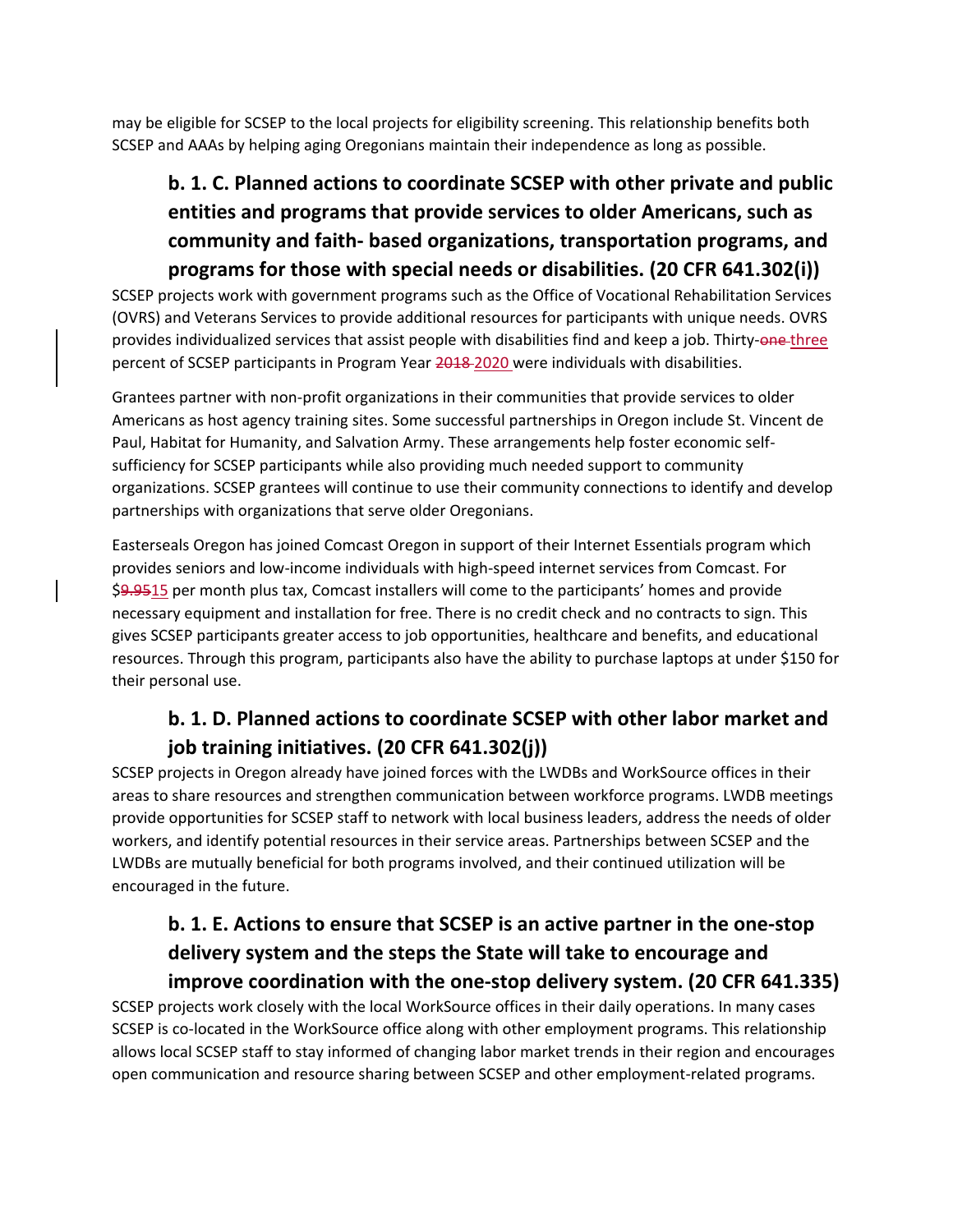may be eligible for SCSEP to the local projects for eligibility screening. This relationship benefits both SCSEP and AAAs by helping aging Oregonians maintain their independence as long as possible.

## b. 1. C. Planned actions to coordinate SCSEP with other private and public entities and programs that provide services to older Americans, such as community and faith- based organizations, transportation programs, and programs for those with special needs or disabilities. (20 CFR 641.302(i))

SCSEP projects work with government programs such as the Office of Vocational Rehabilitation Services (OVRS) and Veterans Services to provide additional resources for participants with unique needs. OVRS provides individualized services that assist people with disabilities find and keep a job. Thirty-~~one~~ three percent of SCSEP participants in Program Year ~~2018~~ 2020 were individuals with disabilities.

Grantees partner with non-profit organizations in their communities that provide services to older Americans as host agency training sites. Some successful partnerships in Oregon include St. Vincent de Paul, Habitat for Humanity, and Salvation Army. These arrangements help foster economic self-sufficiency for SCSEP participants while also providing much needed support to community organizations. SCSEP grantees will continue to use their community connections to identify and develop partnerships with organizations that serve older Oregonians.

Easterseals Oregon has joined Comcast Oregon in support of their Internet Essentials program which provides seniors and low-income individuals with high-speed internet services from Comcast. For $~~9.95~~15 per month plus tax, Comcast installers will come to the participants' homes and provide necessary equipment and installation for free. There is no credit check and no contracts to sign. This gives SCSEP participants greater access to job opportunities, healthcare and benefits, and educational resources. Through this program, participants also have the ability to purchase laptops at under $150 for their personal use.

## b. 1. D. Planned actions to coordinate SCSEP with other labor market and job training initiatives. (20 CFR 641.302(j))

SCSEP projects in Oregon already have joined forces with the LWDBs and WorkSource offices in their areas to share resources and strengthen communication between workforce programs. LWDB meetings provide opportunities for SCSEP staff to network with local business leaders, address the needs of older workers, and identify potential resources in their service areas. Partnerships between SCSEP and the LWDBs are mutually beneficial for both programs involved, and their continued utilization will be encouraged in the future.

## b. 1. E. Actions to ensure that SCSEP is an active partner in the one-stop delivery system and the steps the State will take to encourage and improve coordination with the one-stop delivery system. (20 CFR 641.335)

SCSEP projects work closely with the local WorkSource offices in their daily operations. In many cases SCSEP is co-located in the WorkSource office along with other employment programs. This relationship allows local SCSEP staff to stay informed of changing labor market trends in their region and encourages open communication and resource sharing between SCSEP and other employment-related programs.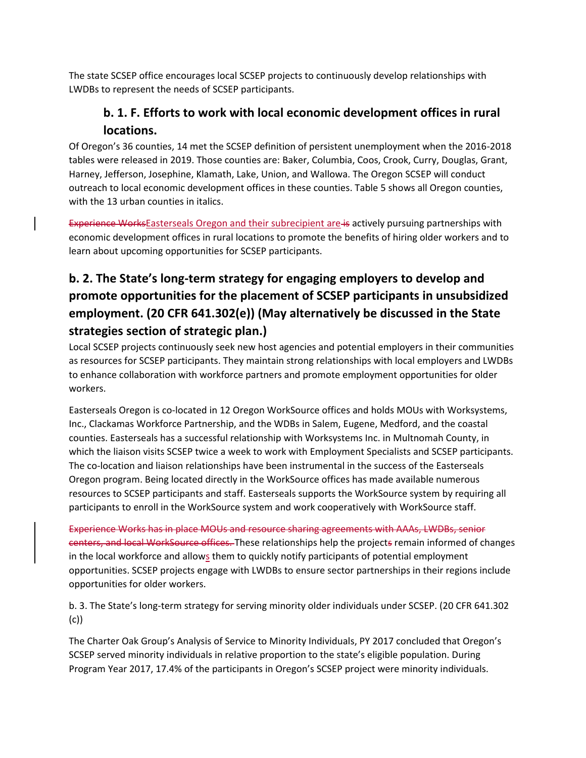The state SCSEP office encourages local SCSEP projects to continuously develop relationships with LWDBs to represent the needs of SCSEP participants.

### b. 1. F. Efforts to work with local economic development offices in rural locations.

Of Oregon's 36 counties, 14 met the SCSEP definition of persistent unemployment when the 2016-2018 tables were released in 2019. Those counties are: Baker, Columbia, Coos, Crook, Curry, Douglas, Grant, Harney, Jefferson, Josephine, Klamath, Lake, Union, and Wallowa. The Oregon SCSEP will conduct outreach to local economic development offices in these counties. Table 5 shows all Oregon counties, with the 13 urban counties in italics.

~~Experience Works~~Easterseals Oregon and their subrecipient are ~~is~~ actively pursuing partnerships with economic development offices in rural locations to promote the benefits of hiring older workers and to learn about upcoming opportunities for SCSEP participants.

## b. 2. The State's long-term strategy for engaging employers to develop and promote opportunities for the placement of SCSEP participants in unsubsidized employment. (20 CFR 641.302(e)) (May alternatively be discussed in the State strategies section of strategic plan.)

Local SCSEP projects continuously seek new host agencies and potential employers in their communities as resources for SCSEP participants. They maintain strong relationships with local employers and LWDBs to enhance collaboration with workforce partners and promote employment opportunities for older workers.

Easterseals Oregon is co-located in 12 Oregon WorkSource offices and holds MOUs with Worksystems, Inc., Clackamas Workforce Partnership, and the WDBs in Salem, Eugene, Medford, and the coastal counties. Easterseals has a successful relationship with Worksystems Inc. in Multnomah County, in which the liaison visits SCSEP twice a week to work with Employment Specialists and SCSEP participants. The co-location and liaison relationships have been instrumental in the success of the Easterseals Oregon program. Being located directly in the WorkSource offices has made available numerous resources to SCSEP participants and staff. Easterseals supports the WorkSource system by requiring all participants to enroll in the WorkSource system and work cooperatively with WorkSource staff.

~~Experience Works has in place MOUs and resource sharing agreements with AAAs, LWDBs, senior centers, and local WorkSource offices.~~ These relationships help the project~~s~~ remain informed of changes in the local workforce and allows them to quickly notify participants of potential employment opportunities. SCSEP projects engage with LWDBs to ensure sector partnerships in their regions include opportunities for older workers.

b. 3. The State's long-term strategy for serving minority older individuals under SCSEP. (20 CFR 641.302 (c))

The Charter Oak Group's Analysis of Service to Minority Individuals, PY 2017 concluded that Oregon's SCSEP served minority individuals in relative proportion to the state's eligible population. During Program Year 2017, 17.4% of the participants in Oregon's SCSEP project were minority individuals.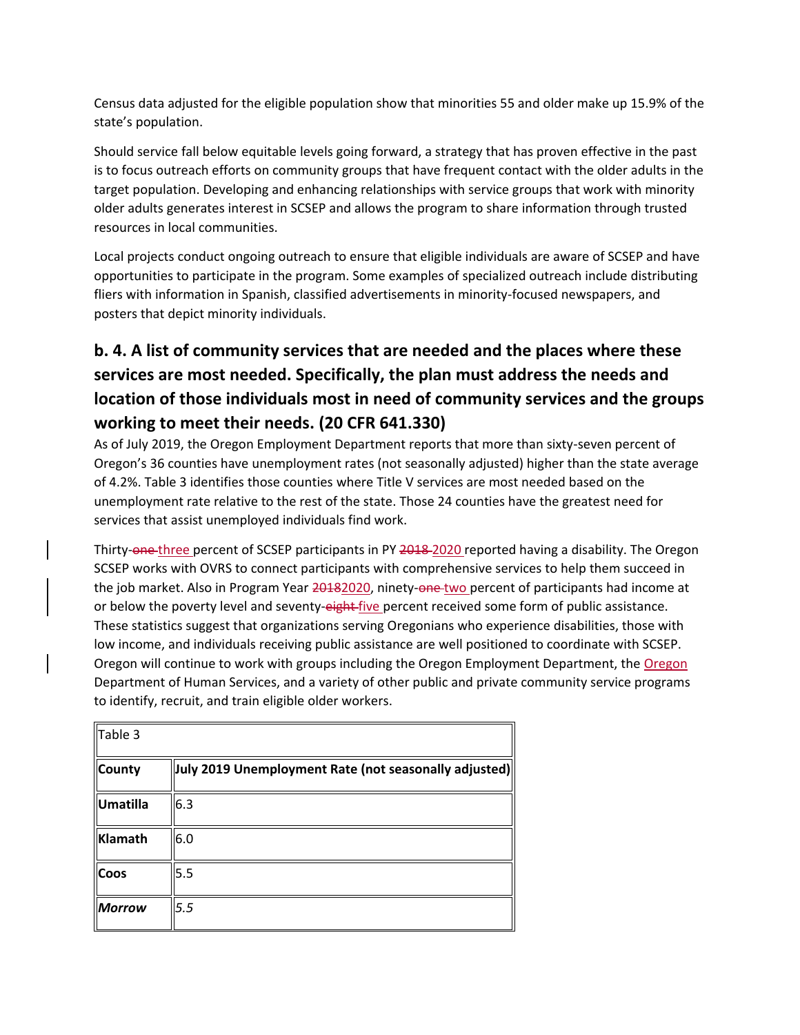Census data adjusted for the eligible population show that minorities 55 and older make up 15.9% of the state's population.

Should service fall below equitable levels going forward, a strategy that has proven effective in the past is to focus outreach efforts on community groups that have frequent contact with the older adults in the target population. Developing and enhancing relationships with service groups that work with minority older adults generates interest in SCSEP and allows the program to share information through trusted resources in local communities.

Local projects conduct ongoing outreach to ensure that eligible individuals are aware of SCSEP and have opportunities to participate in the program. Some examples of specialized outreach include distributing fliers with information in Spanish, classified advertisements in minority-focused newspapers, and posters that depict minority individuals.

## b. 4. A list of community services that are needed and the places where these services are most needed. Specifically, the plan must address the needs and location of those individuals most in need of community services and the groups working to meet their needs. (20 CFR 641.330)

As of July 2019, the Oregon Employment Department reports that more than sixty-seven percent of Oregon's 36 counties have unemployment rates (not seasonally adjusted) higher than the state average of 4.2%. Table 3 identifies those counties where Title V services are most needed based on the unemployment rate relative to the rest of the state. Those 24 counties have the greatest need for services that assist unemployed individuals find work.

Thirty-~~one~~ three percent of SCSEP participants in PY ~~2018~~ 2020 reported having a disability. The Oregon SCSEP works with OVRS to connect participants with comprehensive services to help them succeed in the job market. Also in Program Year ~~2018~~2020, ninety-~~one~~ two percent of participants had income at or below the poverty level and seventy-~~eight~~ five percent received some form of public assistance. These statistics suggest that organizations serving Oregonians who experience disabilities, those with low income, and individuals receiving public assistance are well positioned to coordinate with SCSEP. Oregon will continue to work with groups including the Oregon Employment Department, the Oregon Department of Human Services, and a variety of other public and private community service programs to identify, recruit, and train eligible older workers.

| Table 3 | |
|---|---|
| **County** | **July 2019 Unemployment Rate (not seasonally adjusted)** |
| **Umatilla** | 6.3 |
| **Klamath** | 6.0 |
| **Coos** | 5.5 |
| ***Morrow*** | *5.5* |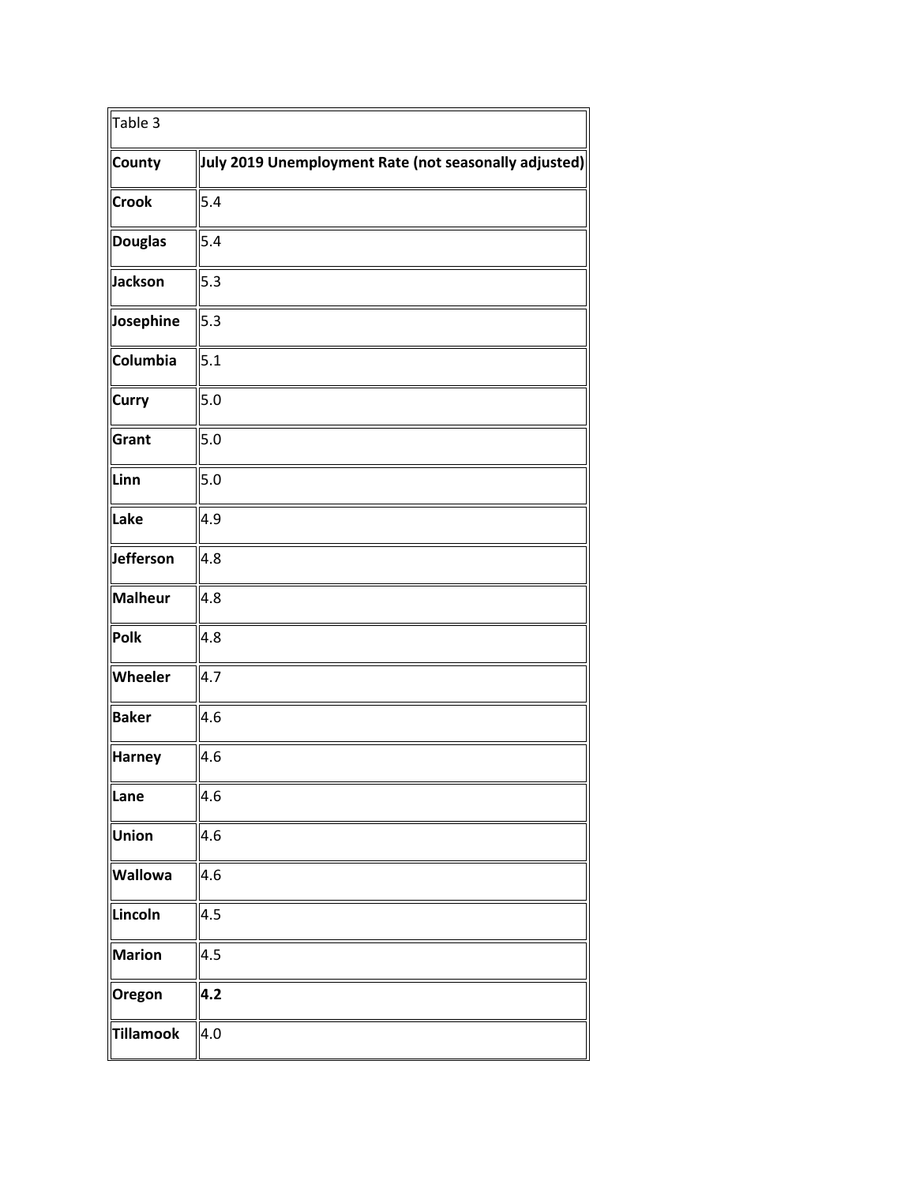Table 3

| County | July 2019 Unemployment Rate (not seasonally adjusted) |
|---|---|
| **Crook** | 5.4 |
| **Douglas** | 5.4 |
| **Jackson** | 5.3 |
| **Josephine** | 5.3 |
| **Columbia** | 5.1 |
| **Curry** | 5.0 |
| **Grant** | 5.0 |
| **Linn** | 5.0 |
| **Lake** | 4.9 |
| **Jefferson** | 4.8 |
| **Malheur** | 4.8 |
| **Polk** | 4.8 |
| **Wheeler** | 4.7 |
| **Baker** | 4.6 |
| **Harney** | 4.6 |
| **Lane** | 4.6 |
| **Union** | 4.6 |
| **Wallowa** | 4.6 |
| **Lincoln** | 4.5 |
| **Marion** | 4.5 |
| **Oregon** | **4.2** |
| **Tillamook** | 4.0 |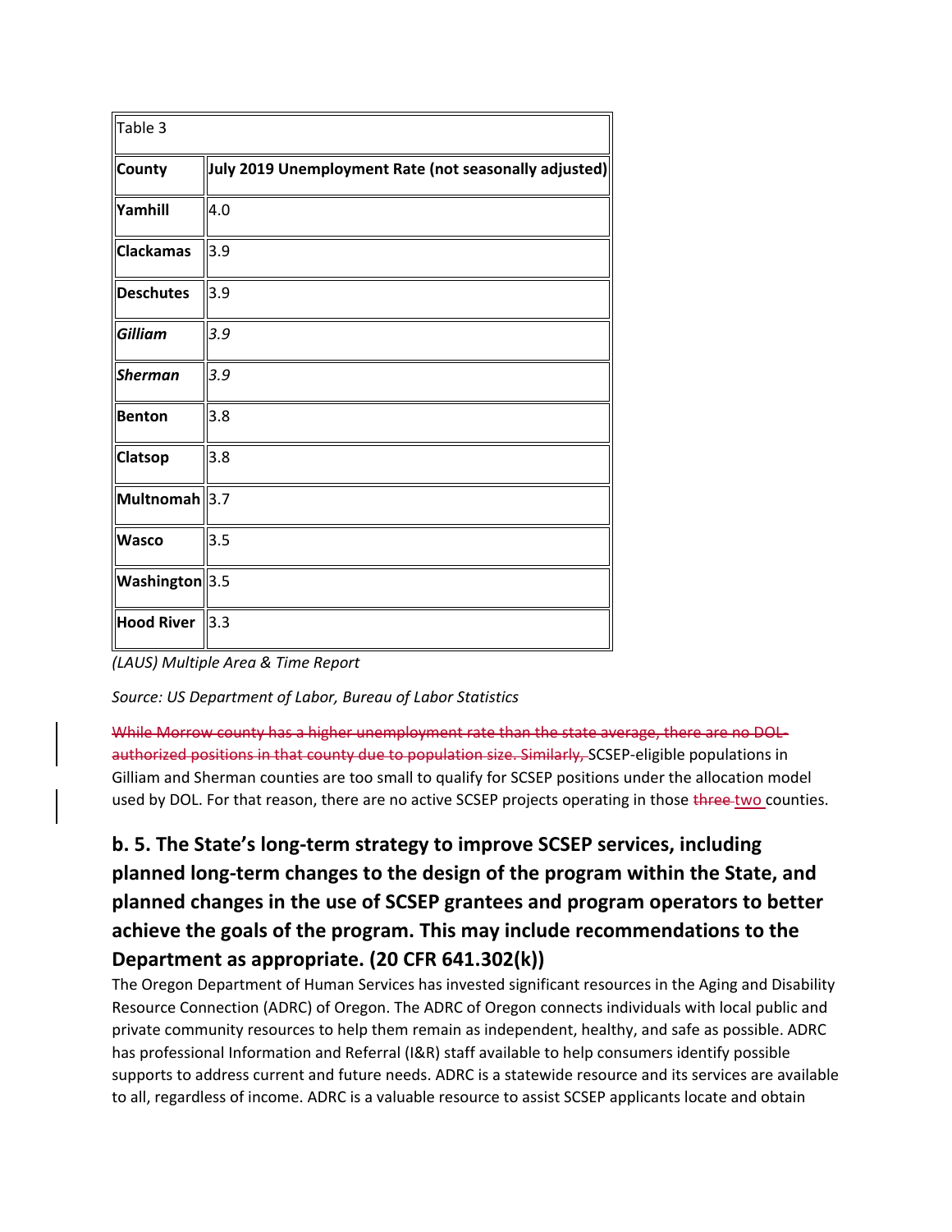| Table 3 | |
|---|---|
| **County** | **July 2019 Unemployment Rate (not seasonally adjusted)** |
| **Yamhill** | 4.0 |
| **Clackamas** | 3.9 |
| **Deschutes** | 3.9 |
| ***Gilliam*** | *3.9* |
| ***Sherman*** | *3.9* |
| **Benton** | 3.8 |
| **Clatsop** | 3.8 |
| **Multnomah** | 3.7 |
| **Wasco** | 3.5 |
| **Washington** | 3.5 |
| **Hood River** | 3.3 |

*(LAUS) Multiple Area & Time Report*

*Source: US Department of Labor, Bureau of Labor Statistics*

~~While Morrow county has a higher unemployment rate than the state average, there are no DOL-authorized positions in that county due to population size. Similarly,~~ SCSEP-eligible populations in Gilliam and Sherman counties are too small to qualify for SCSEP positions under the allocation model used by DOL. For that reason, there are no active SCSEP projects operating in those ~~three~~ two counties.

## b. 5. The State's long-term strategy to improve SCSEP services, including planned long-term changes to the design of the program within the State, and planned changes in the use of SCSEP grantees and program operators to better achieve the goals of the program. This may include recommendations to the Department as appropriate. (20 CFR 641.302(k))

The Oregon Department of Human Services has invested significant resources in the Aging and Disability Resource Connection (ADRC) of Oregon. The ADRC of Oregon connects individuals with local public and private community resources to help them remain as independent, healthy, and safe as possible. ADRC has professional Information and Referral (I&R) staff available to help consumers identify possible supports to address current and future needs. ADRC is a statewide resource and its services are available to all, regardless of income. ADRC is a valuable resource to assist SCSEP applicants locate and obtain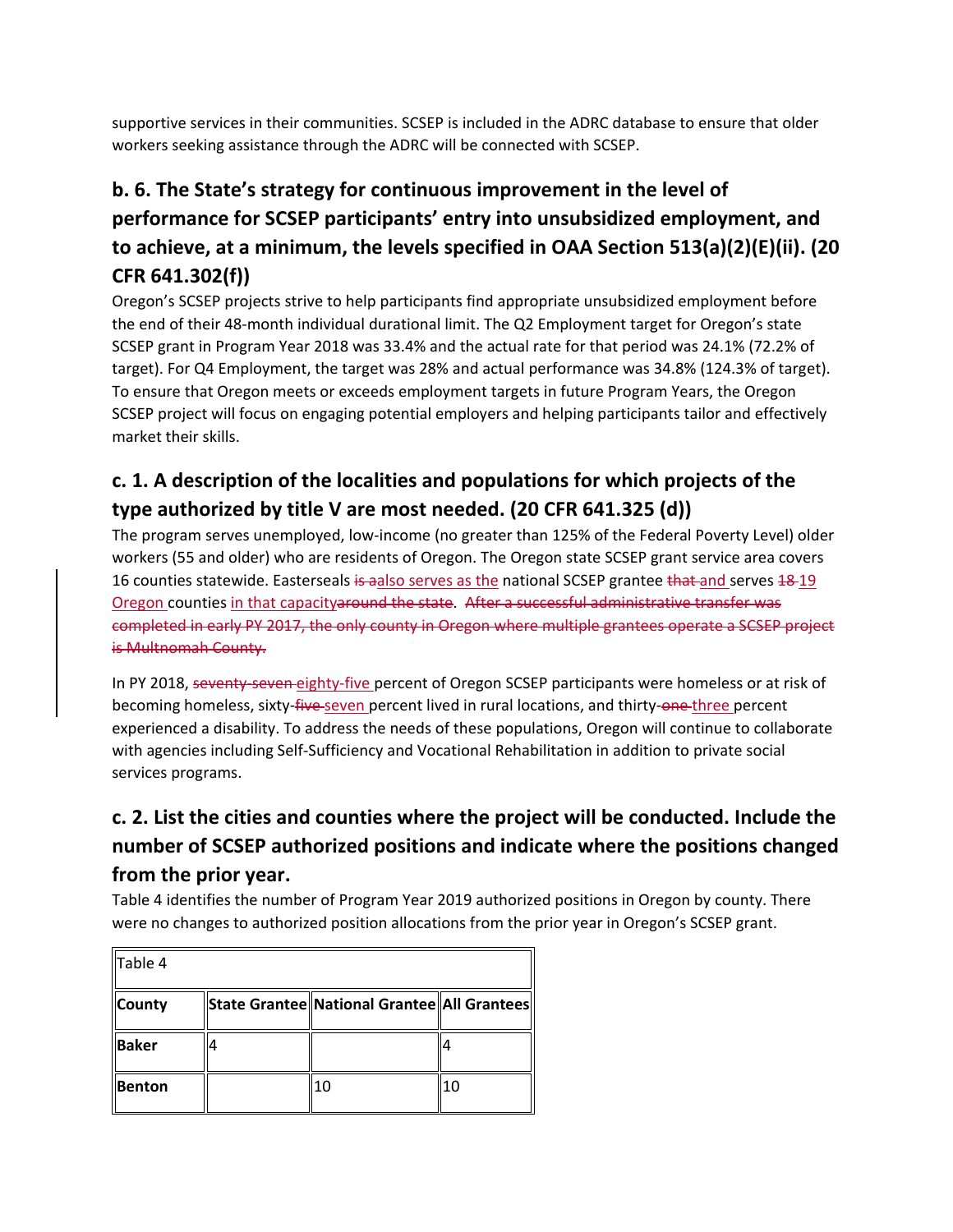supportive services in their communities. SCSEP is included in the ADRC database to ensure that older workers seeking assistance through the ADRC will be connected with SCSEP.

## b. 6. The State's strategy for continuous improvement in the level of performance for SCSEP participants' entry into unsubsidized employment, and to achieve, at a minimum, the levels specified in OAA Section 513(a)(2)(E)(ii). (20 CFR 641.302(f))

Oregon's SCSEP projects strive to help participants find appropriate unsubsidized employment before the end of their 48-month individual durational limit. The Q2 Employment target for Oregon's state SCSEP grant in Program Year 2018 was 33.4% and the actual rate for that period was 24.1% (72.2% of target). For Q4 Employment, the target was 28% and actual performance was 34.8% (124.3% of target). To ensure that Oregon meets or exceeds employment targets in future Program Years, the Oregon SCSEP project will focus on engaging potential employers and helping participants tailor and effectively market their skills.

## c. 1. A description of the localities and populations for which projects of the type authorized by title V are most needed. (20 CFR 641.325 (d))

The program serves unemployed, low-income (no greater than 125% of the Federal Poverty Level) older workers (55 and older) who are residents of Oregon. The Oregon state SCSEP grant service area covers 16 counties statewide. Easterseals ~~is a~~also serves as the national SCSEP grantee ~~that~~ and serves ~~18~~ 19 Oregon counties in that capacity~~around the state~~. ~~After a successful administrative transfer was completed in early PY 2017, the only county in Oregon where multiple grantees operate a SCSEP project is Multnomah County.~~

In PY 2018, ~~seventy-seven~~ eighty-five percent of Oregon SCSEP participants were homeless or at risk of becoming homeless, sixty-~~five~~ seven percent lived in rural locations, and thirty-~~one~~ three percent experienced a disability. To address the needs of these populations, Oregon will continue to collaborate with agencies including Self-Sufficiency and Vocational Rehabilitation in addition to private social services programs.

## c. 2. List the cities and counties where the project will be conducted. Include the number of SCSEP authorized positions and indicate where the positions changed from the prior year.

Table 4 identifies the number of Program Year 2019 authorized positions in Oregon by county. There were no changes to authorized position allocations from the prior year in Oregon's SCSEP grant.

Table 4

| County | State Grantee | National Grantee | All Grantees |
|---|---|---|---|
| Baker | 4 | | 4 |
| Benton | | 10 | 10 |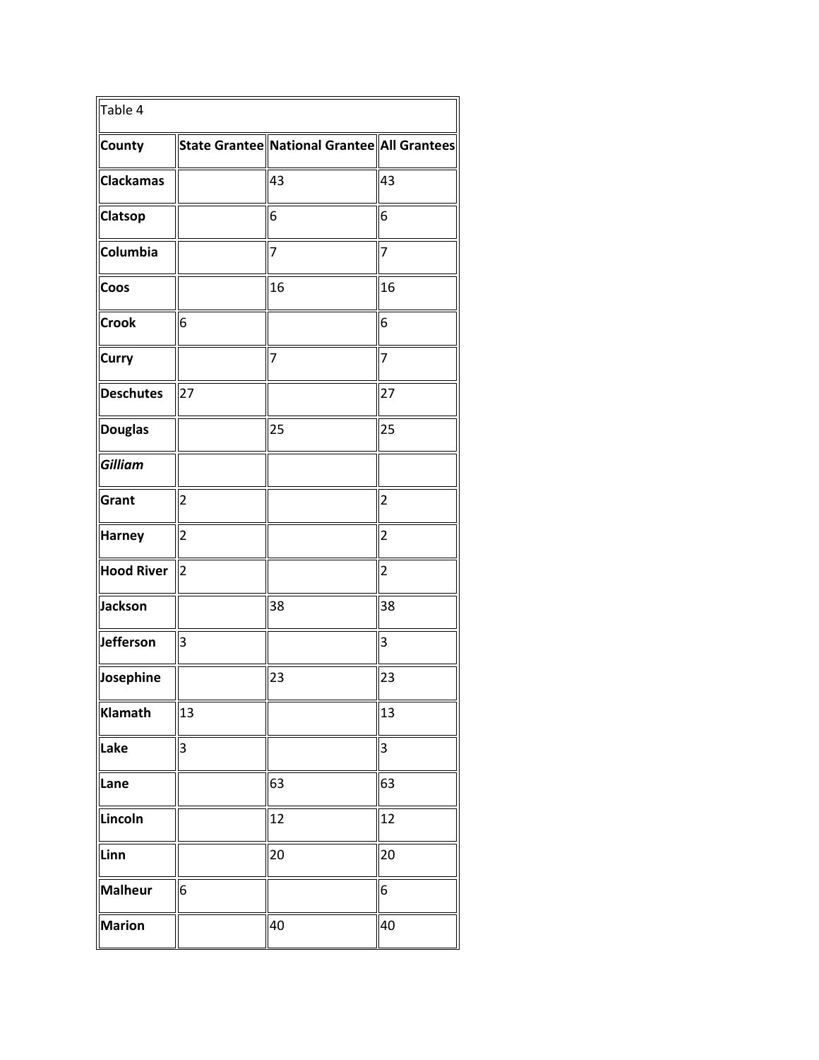Table 4

| County | State Grantee | National Grantee | All Grantees |
| --- | --- | --- | --- |
| **Clackamas** | | 43 | 43 |
| **Clatsop** | | 6 | 6 |
| **Columbia** | | 7 | 7 |
| **Coos** | | 16 | 16 |
| **Crook** | 6 | | 6 |
| **Curry** | | 7 | 7 |
| **Deschutes** | 27 | | 27 |
| **Douglas** | | 25 | 25 |
| ***Gilliam*** | | | |
| **Grant** | 2 | | 2 |
| **Harney** | 2 | | 2 |
| **Hood River** | 2 | | 2 |
| **Jackson** | | 38 | 38 |
| **Jefferson** | 3 | | 3 |
| **Josephine** | | 23 | 23 |
| **Klamath** | 13 | | 13 |
| **Lake** | 3 | | 3 |
| **Lane** | | 63 | 63 |
| **Lincoln** | | 12 | 12 |
| **Linn** | | 20 | 20 |
| **Malheur** | 6 | | 6 |
| **Marion** | | 40 | 40 |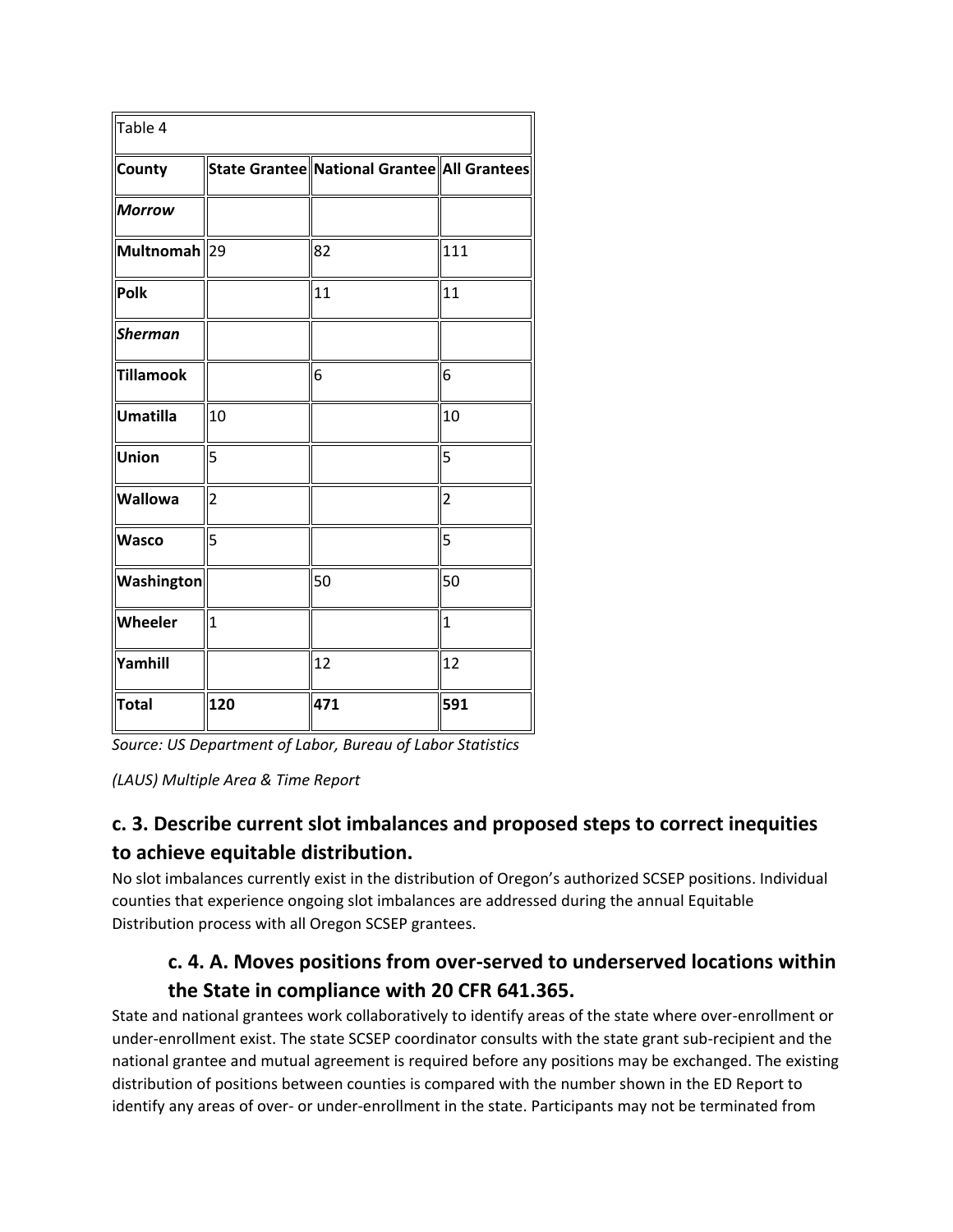| Table 4 | | | |
|---|---|---|---|
| **County** | **State Grantee** | **National Grantee** | **All Grantees** |
| ***Morrow*** | | | |
| **Multnomah** | 29 | 82 | 111 |
| **Polk** | | 11 | 11 |
| ***Sherman*** | | | |
| **Tillamook** | | 6 | 6 |
| **Umatilla** | 10 | | 10 |
| **Union** | 5 | | 5 |
| **Wallowa** | 2 | | 2 |
| **Wasco** | 5 | | 5 |
| **Washington** | | 50 | 50 |
| **Wheeler** | 1 | | 1 |
| **Yamhill** | | 12 | 12 |
| **Total** | **120** | **471** | **591** |

*Source: US Department of Labor, Bureau of Labor Statistics*

*(LAUS) Multiple Area & Time Report*

## c. 3. Describe current slot imbalances and proposed steps to correct inequities to achieve equitable distribution.

No slot imbalances currently exist in the distribution of Oregon's authorized SCSEP positions. Individual counties that experience ongoing slot imbalances are addressed during the annual Equitable Distribution process with all Oregon SCSEP grantees.

### c. 4. A. Moves positions from over-served to underserved locations within the State in compliance with 20 CFR 641.365.

State and national grantees work collaboratively to identify areas of the state where over-enrollment or under-enrollment exist. The state SCSEP coordinator consults with the state grant sub-recipient and the national grantee and mutual agreement is required before any positions may be exchanged. The existing distribution of positions between counties is compared with the number shown in the ED Report to identify any areas of over- or under-enrollment in the state. Participants may not be terminated from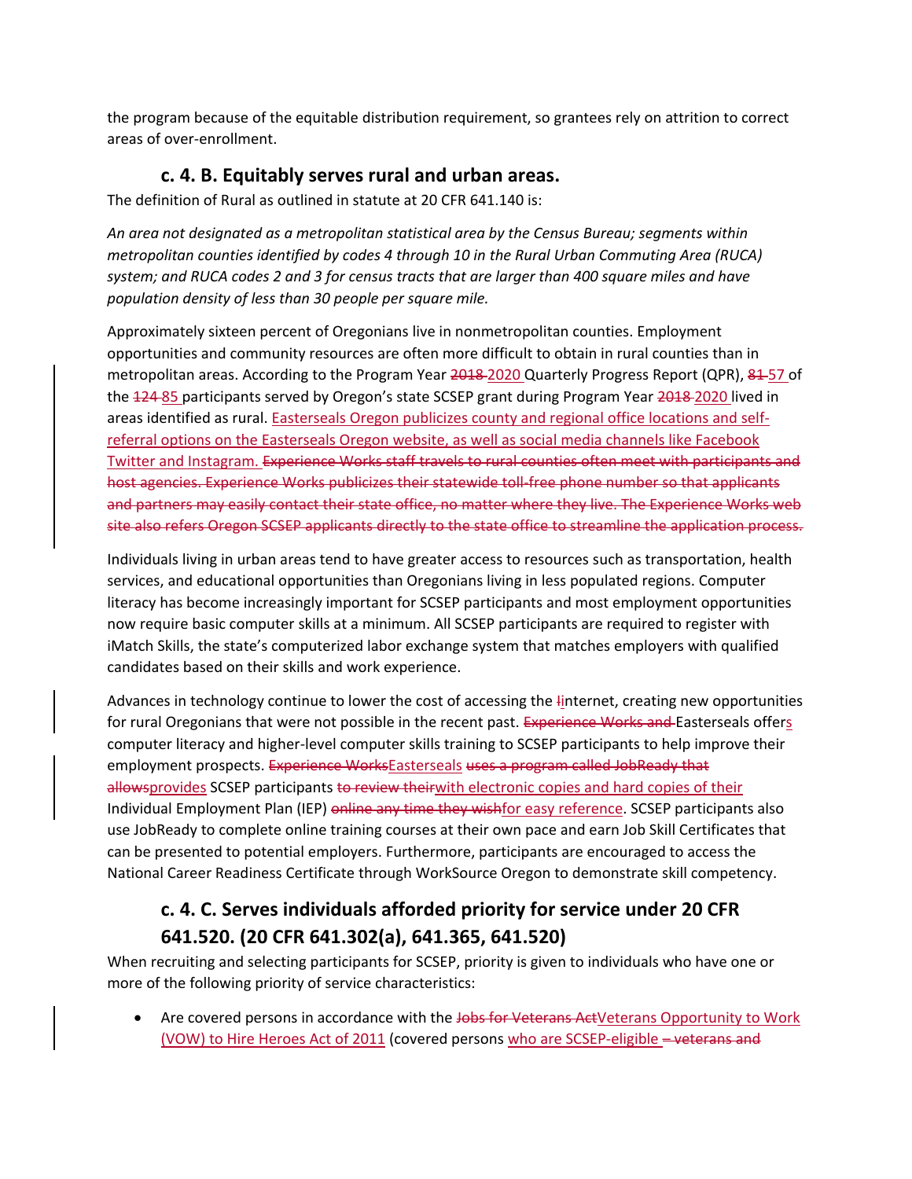the program because of the equitable distribution requirement, so grantees rely on attrition to correct areas of over-enrollment.

### c. 4. B. Equitably serves rural and urban areas.

The definition of Rural as outlined in statute at 20 CFR 641.140 is:

*An area not designated as a metropolitan statistical area by the Census Bureau; segments within metropolitan counties identified by codes 4 through 10 in the Rural Urban Commuting Area (RUCA) system; and RUCA codes 2 and 3 for census tracts that are larger than 400 square miles and have population density of less than 30 people per square mile.*

Approximately sixteen percent of Oregonians live in nonmetropolitan counties. Employment opportunities and community resources are often more difficult to obtain in rural counties than in metropolitan areas. According to the Program Year ~~2018~~ 2020 Quarterly Progress Report (QPR), ~~81~~ 57 of the ~~124~~ 85 participants served by Oregon's state SCSEP grant during Program Year ~~2018~~ 2020 lived in areas identified as rural. Easterseals Oregon publicizes county and regional office locations and self-referral options on the Easterseals Oregon website, as well as social media channels like Facebook Twitter and Instagram. ~~Experience Works staff travels to rural counties often meet with participants and host agencies. Experience Works publicizes their statewide toll-free phone number so that applicants and partners may easily contact their state office, no matter where they live. The Experience Works web site also refers Oregon SCSEP applicants directly to the state office to streamline the application process.~~

Individuals living in urban areas tend to have greater access to resources such as transportation, health services, and educational opportunities than Oregonians living in less populated regions. Computer literacy has become increasingly important for SCSEP participants and most employment opportunities now require basic computer skills at a minimum. All SCSEP participants are required to register with iMatch Skills, the state's computerized labor exchange system that matches employers with qualified candidates based on their skills and work experience.

Advances in technology continue to lower the cost of accessing the ~~I~~internet, creating new opportunities for rural Oregonians that were not possible in the recent past. ~~Experience Works and~~ Easterseals offers computer literacy and higher-level computer skills training to SCSEP participants to help improve their employment prospects. ~~Experience Works~~Easterseals ~~uses a program called JobReady that allows~~provides SCSEP participants ~~to review their~~with electronic copies and hard copies of their Individual Employment Plan (IEP) ~~online any time they wish~~for easy reference. SCSEP participants also use JobReady to complete online training courses at their own pace and earn Job Skill Certificates that can be presented to potential employers. Furthermore, participants are encouraged to access the National Career Readiness Certificate through WorkSource Oregon to demonstrate skill competency.

### c. 4. C. Serves individuals afforded priority for service under 20 CFR 641.520. (20 CFR 641.302(a), 641.365, 641.520)

When recruiting and selecting participants for SCSEP, priority is given to individuals who have one or more of the following priority of service characteristics:

- Are covered persons in accordance with the ~~Jobs for Veterans Act~~Veterans Opportunity to Work (VOW) to Hire Heroes Act of 2011 (covered persons who are SCSEP-eligible ~~– veterans and~~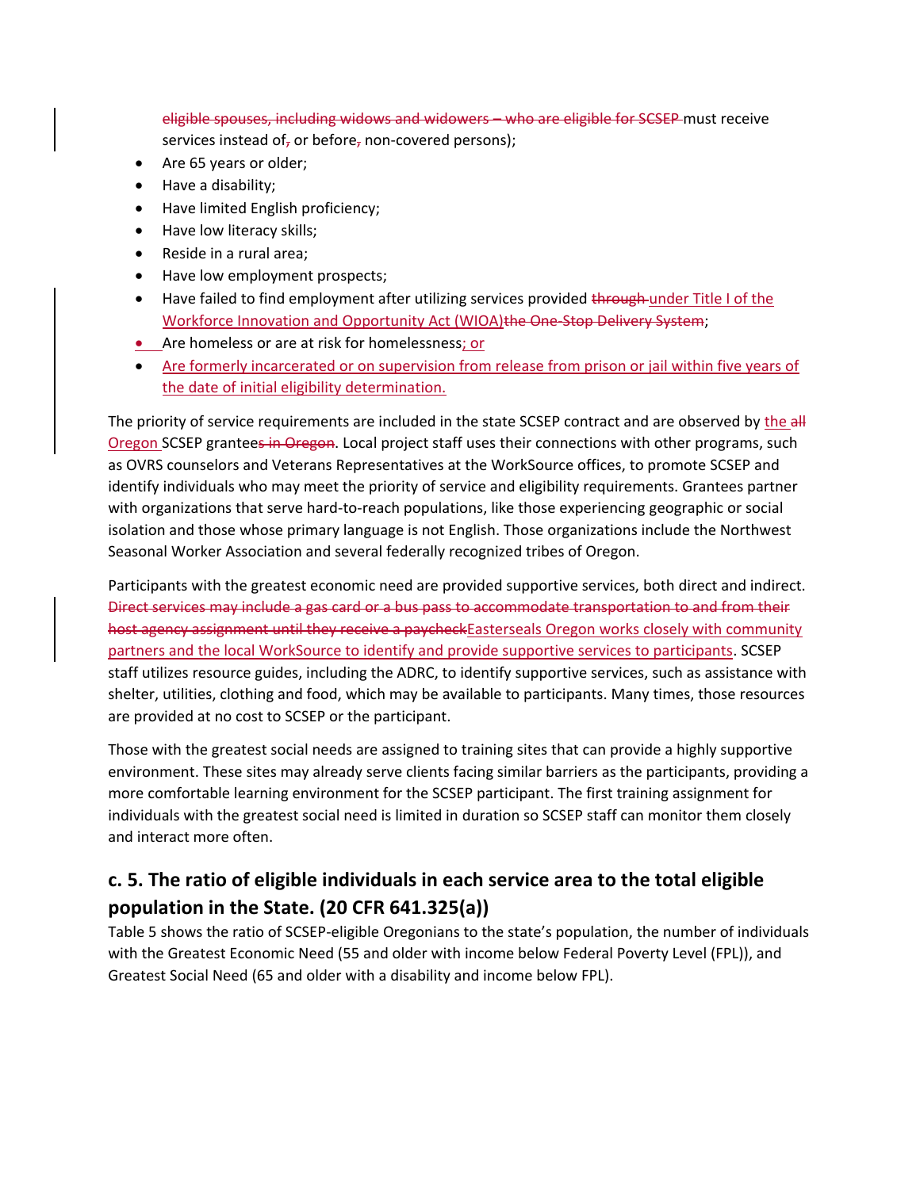~~eligible spouses, including widows and widowers – who are eligible for SCSEP~~ must receive services instead of~~,~~ or before~~,~~ non-covered persons);

- Are 65 years or older;
- Have a disability;
- Have limited English proficiency;
- Have low literacy skills;
- Reside in a rural area;
- Have low employment prospects;
- Have failed to find employment after utilizing services provided ~~through~~ under Title I of the Workforce Innovation and Opportunity Act (WIOA)~~the One-Stop Delivery System~~;
- Are homeless or are at risk for homelessness; or
- Are formerly incarcerated or on supervision from release from prison or jail within five years of the date of initial eligibility determination.

The priority of service requirements are included in the state SCSEP contract and are observed by the ~~all~~ Oregon SCSEP grantee~~s in Oregon~~. Local project staff uses their connections with other programs, such as OVRS counselors and Veterans Representatives at the WorkSource offices, to promote SCSEP and identify individuals who may meet the priority of service and eligibility requirements. Grantees partner with organizations that serve hard-to-reach populations, like those experiencing geographic or social isolation and those whose primary language is not English. Those organizations include the Northwest Seasonal Worker Association and several federally recognized tribes of Oregon.

Participants with the greatest economic need are provided supportive services, both direct and indirect. ~~Direct services may include a gas card or a bus pass to accommodate transportation to and from their host agency assignment until they receive a paycheck~~Easterseals Oregon works closely with community partners and the local WorkSource to identify and provide supportive services to participants. SCSEP staff utilizes resource guides, including the ADRC, to identify supportive services, such as assistance with shelter, utilities, clothing and food, which may be available to participants. Many times, those resources are provided at no cost to SCSEP or the participant.

Those with the greatest social needs are assigned to training sites that can provide a highly supportive environment. These sites may already serve clients facing similar barriers as the participants, providing a more comfortable learning environment for the SCSEP participant. The first training assignment for individuals with the greatest social need is limited in duration so SCSEP staff can monitor them closely and interact more often.

## c. 5. The ratio of eligible individuals in each service area to the total eligible population in the State. (20 CFR 641.325(a))

Table 5 shows the ratio of SCSEP-eligible Oregonians to the state's population, the number of individuals with the Greatest Economic Need (55 and older with income below Federal Poverty Level (FPL)), and Greatest Social Need (65 and older with a disability and income below FPL).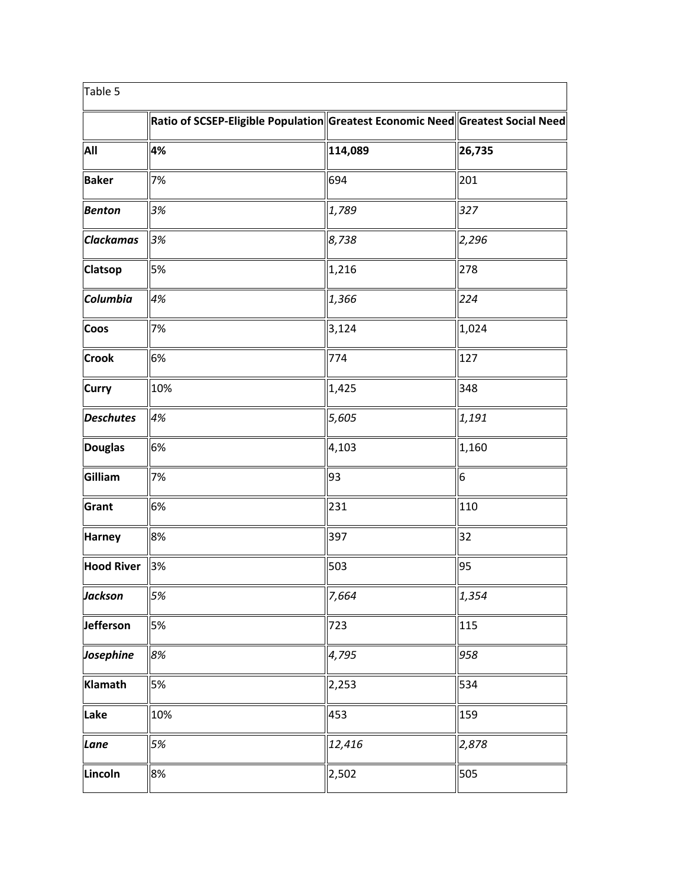Table 5

| | Ratio of SCSEP-Eligible Population | Greatest Economic Need | Greatest Social Need |
|---|---|---|---|
| **All** | **4%** | **114,089** | **26,735** |
| **Baker** | 7% | 694 | 201 |
| ***Benton*** | *3%* | *1,789* | *327* |
| ***Clackamas*** | *3%* | *8,738* | *2,296* |
| **Clatsop** | 5% | 1,216 | 278 |
| ***Columbia*** | *4%* | *1,366* | *224* |
| **Coos** | 7% | 3,124 | 1,024 |
| **Crook** | 6% | 774 | 127 |
| **Curry** | 10% | 1,425 | 348 |
| ***Deschutes*** | *4%* | *5,605* | *1,191* |
| **Douglas** | 6% | 4,103 | 1,160 |
| **Gilliam** | 7% | 93 | 6 |
| **Grant** | 6% | 231 | 110 |
| **Harney** | 8% | 397 | 32 |
| **Hood River** | 3% | 503 | 95 |
| ***Jackson*** | *5%* | *7,664* | *1,354* |
| **Jefferson** | 5% | 723 | 115 |
| ***Josephine*** | *8%* | *4,795* | *958* |
| **Klamath** | 5% | 2,253 | 534 |
| **Lake** | 10% | 453 | 159 |
| ***Lane*** | *5%* | *12,416* | *2,878* |
| **Lincoln** | 8% | 2,502 | 505 |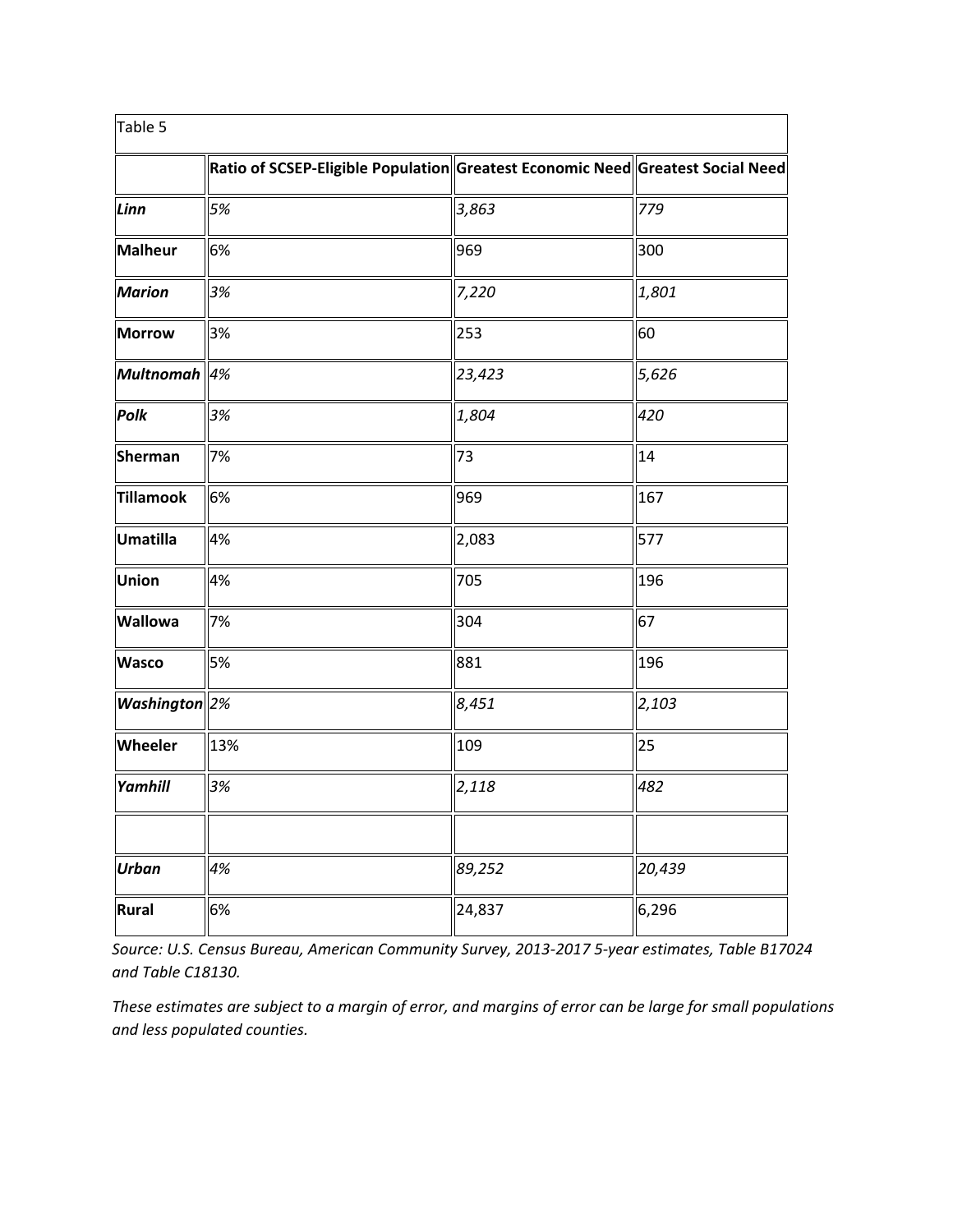Table 5

| | Ratio of SCSEP-Eligible Population | Greatest Economic Need | Greatest Social Need |
|---|---|---|---|
| ***Linn*** | *5%* | *3,863* | *779* |
| **Malheur** | 6% | 969 | 300 |
| ***Marion*** | *3%* | *7,220* | *1,801* |
| **Morrow** | 3% | 253 | 60 |
| ***Multnomah*** | *4%* | *23,423* | *5,626* |
| ***Polk*** | *3%* | *1,804* | *420* |
| **Sherman** | 7% | 73 | 14 |
| **Tillamook** | 6% | 969 | 167 |
| **Umatilla** | 4% | 2,083 | 577 |
| **Union** | 4% | 705 | 196 |
| **Wallowa** | 7% | 304 | 67 |
| **Wasco** | 5% | 881 | 196 |
| ***Washington*** | *2%* | *8,451* | *2,103* |
| **Wheeler** | 13% | 109 | 25 |
| ***Yamhill*** | *3%* | *2,118* | *482* |
| | | | |
| ***Urban*** | *4%* | *89,252* | *20,439* |
| **Rural** | 6% | 24,837 | 6,296 |

*Source: U.S. Census Bureau, American Community Survey, 2013-2017 5-year estimates, Table B17024 and Table C18130.*

*These estimates are subject to a margin of error, and margins of error can be large for small populations and less populated counties.*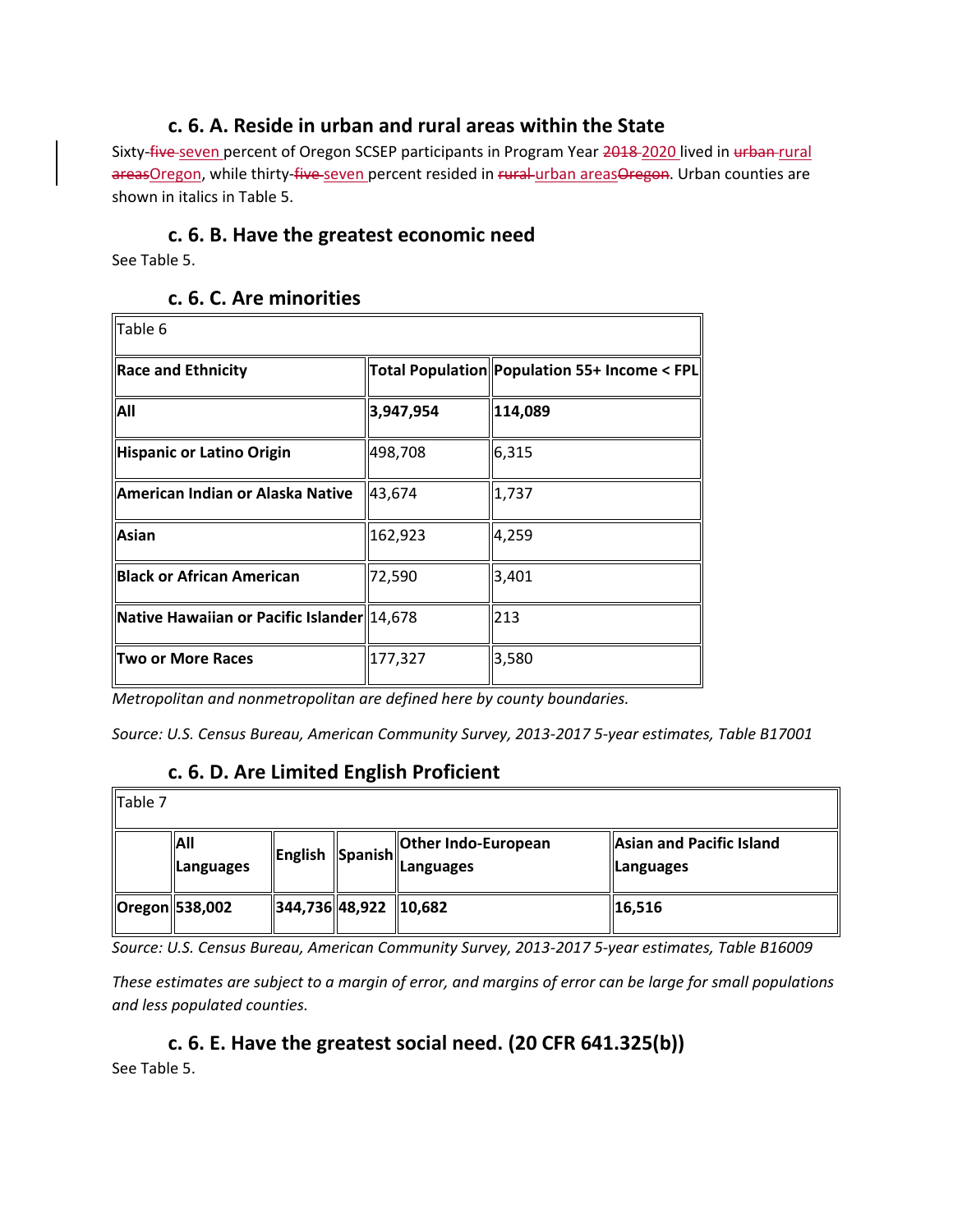### c. 6. A. Reside in urban and rural areas within the State

Sixty-~~five~~ seven percent of Oregon SCSEP participants in Program Year ~~2018~~ 2020 lived in ~~urban~~ rural ~~areas~~Oregon, while thirty-~~five~~ seven percent resided in ~~rural~~ urban areas~~Oregon~~. Urban counties are shown in italics in Table 5.

### c. 6. B. Have the greatest economic need

See Table 5.

### c. 6. C. Are minorities

Table 6

| Race and Ethnicity | Total Population | Population 55+ Income < FPL |
|---|---|---|
| **All** | **3,947,954** | **114,089** |
| **Hispanic or Latino Origin** | 498,708 | 6,315 |
| **American Indian or Alaska Native** | 43,674 | 1,737 |
| **Asian** | 162,923 | 4,259 |
| **Black or African American** | 72,590 | 3,401 |
| **Native Hawaiian or Pacific Islander** | 14,678 | 213 |
| **Two or More Races** | 177,327 | 3,580 |

*Metropolitan and nonmetropolitan are defined here by county boundaries.*

*Source: U.S. Census Bureau, American Community Survey, 2013-2017 5-year estimates, Table B17001*

### c. 6. D. Are Limited English Proficient

Table 7

| | All Languages | English | Spanish | Other Indo-European Languages | Asian and Pacific Island Languages |
|---|---|---|---|---|---|
| **Oregon** | **538,002** | **344,736** | **48,922** | **10,682** | **16,516** |

*Source: U.S. Census Bureau, American Community Survey, 2013-2017 5-year estimates, Table B16009*

*These estimates are subject to a margin of error, and margins of error can be large for small populations and less populated counties.*

### c. 6. E. Have the greatest social need. (20 CFR 641.325(b))

See Table 5.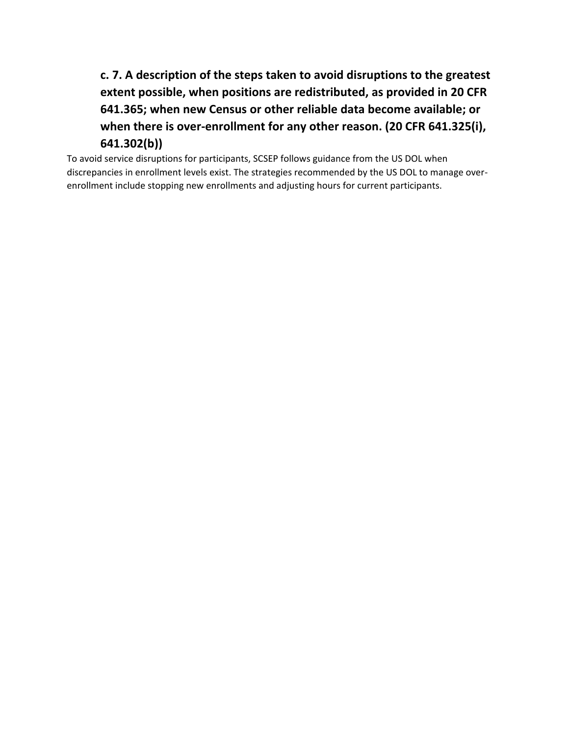### c. 7. A description of the steps taken to avoid disruptions to the greatest extent possible, when positions are redistributed, as provided in 20 CFR 641.365; when new Census or other reliable data become available; or when there is over-enrollment for any other reason. (20 CFR 641.325(i), 641.302(b))

To avoid service disruptions for participants, SCSEP follows guidance from the US DOL when discrepancies in enrollment levels exist. The strategies recommended by the US DOL to manage over-enrollment include stopping new enrollments and adjusting hours for current participants.